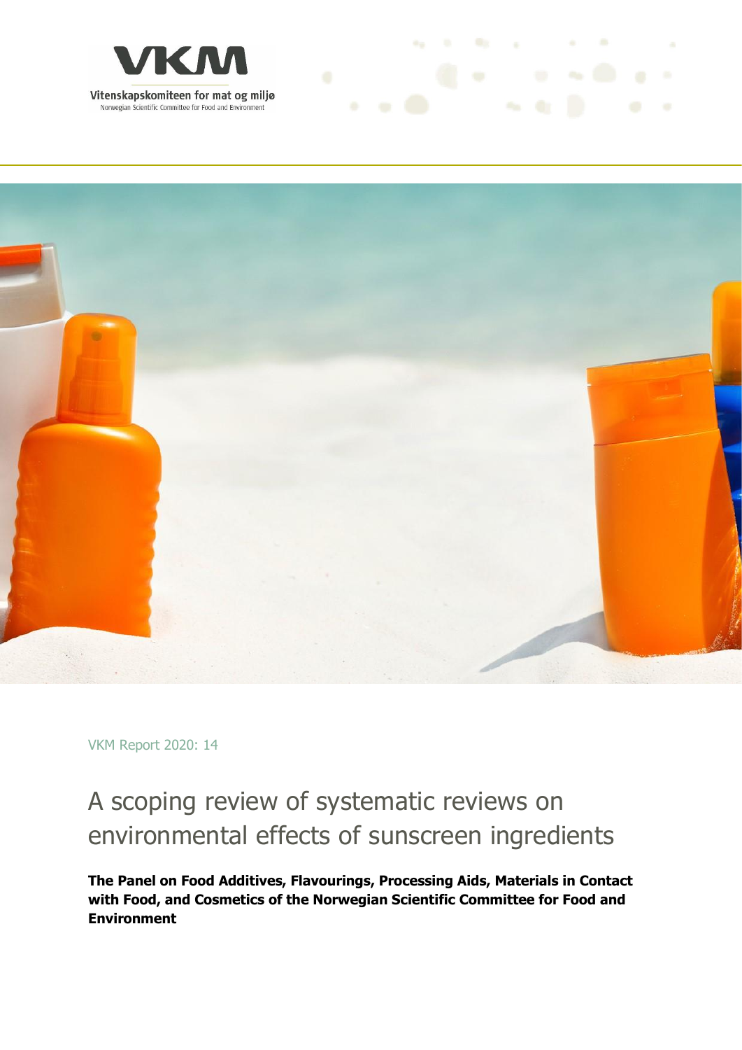VKM

Vitenskapskomiteen for mat og miljø

Norwegian Scientific Committee for Food and Environment

VKM Report 2020: 14

# A scoping review of systematic reviews on environmental effects of sunscreen ingredients

**The Panel on Food Additives, Flavourings, Processing Aids, Materials in Contact with Food, and Cosmetics of the Norwegian Scientific Committee for Food and Environment**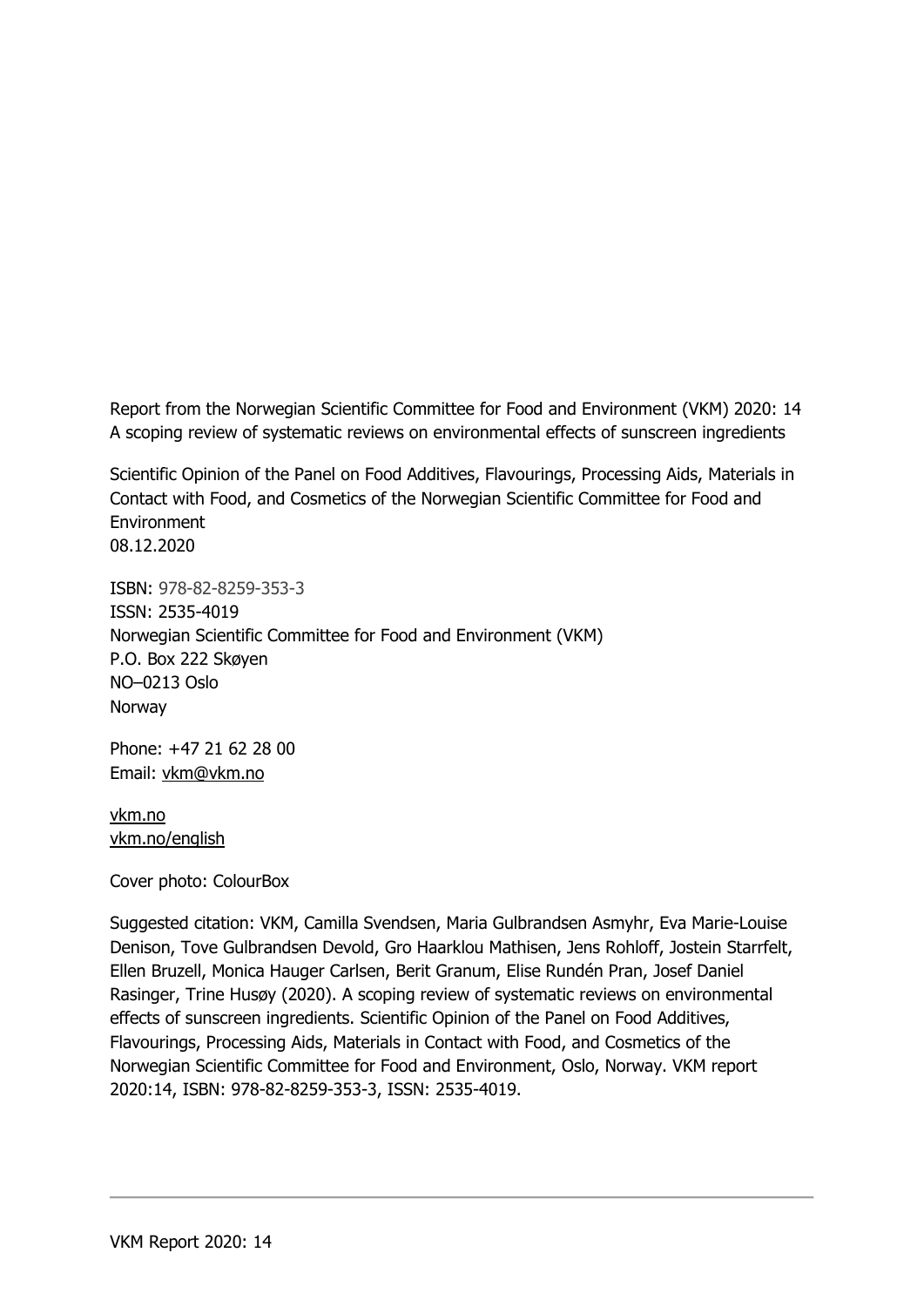Report from the Norwegian Scientific Committee for Food and Environment (VKM) 2020: 14
A scoping review of systematic reviews on environmental effects of sunscreen ingredients

Scientific Opinion of the Panel on Food Additives, Flavourings, Processing Aids, Materials in Contact with Food, and Cosmetics of the Norwegian Scientific Committee for Food and Environment
08.12.2020

ISBN: 978-82-8259-353-3
ISSN: 2535-4019
Norwegian Scientific Committee for Food and Environment (VKM)
P.O. Box 222 Skøyen
NO–0213 Oslo
Norway

Phone: +47 21 62 28 00
Email: vkm@vkm.no

vkm.no
vkm.no/english

Cover photo: ColourBox

Suggested citation: VKM, Camilla Svendsen, Maria Gulbrandsen Asmyhr, Eva Marie-Louise Denison, Tove Gulbrandsen Devold, Gro Haarklou Mathisen, Jens Rohloff, Jostein Starrfelt, Ellen Bruzell, Monica Hauger Carlsen, Berit Granum, Elise Rundén Pran, Josef Daniel Rasinger, Trine Husøy (2020). A scoping review of systematic reviews on environmental effects of sunscreen ingredients. Scientific Opinion of the Panel on Food Additives, Flavourings, Processing Aids, Materials in Contact with Food, and Cosmetics of the Norwegian Scientific Committee for Food and Environment, Oslo, Norway. VKM report 2020:14, ISBN: 978-82-8259-353-3, ISSN: 2535-4019.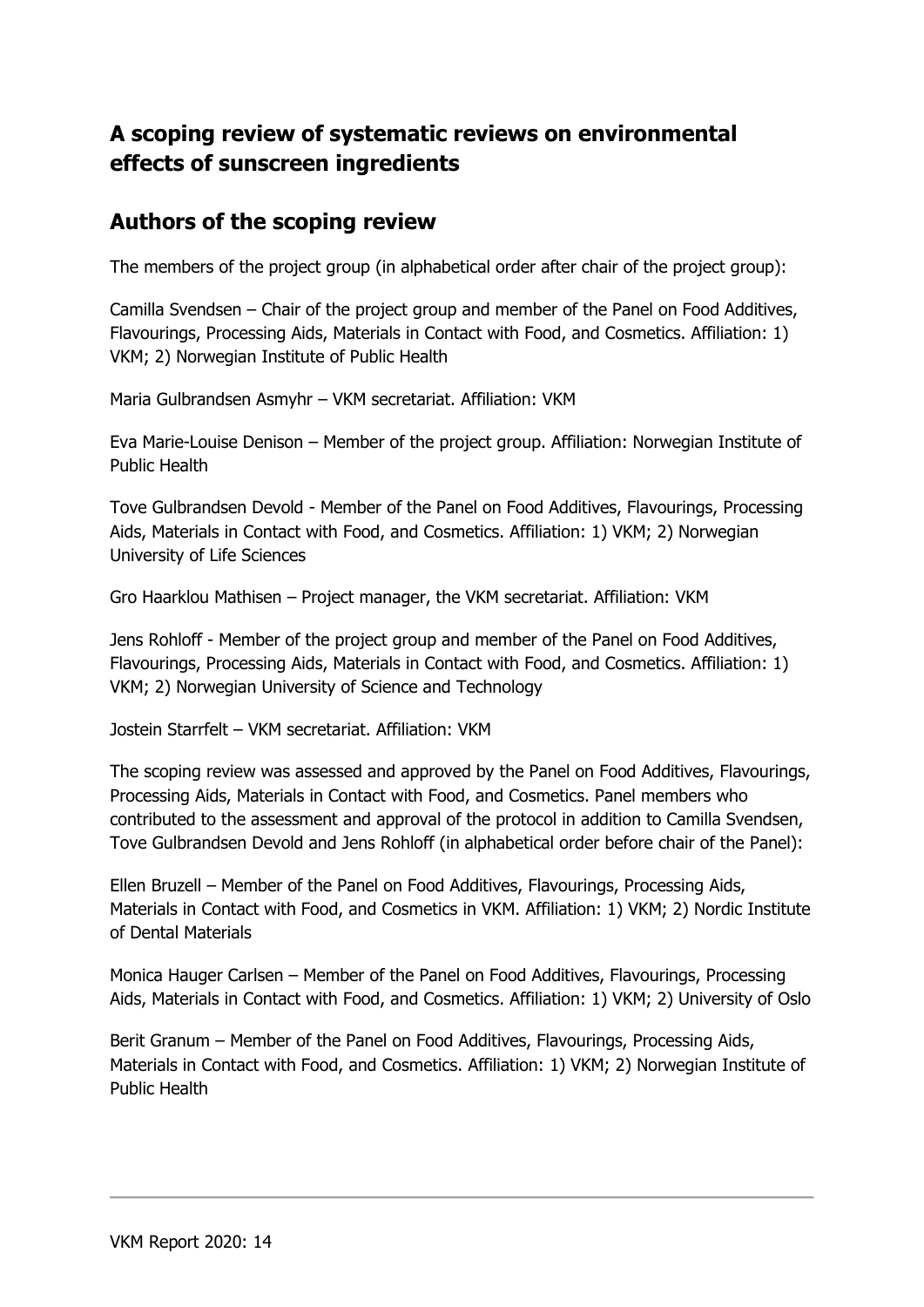## A scoping review of systematic reviews on environmental effects of sunscreen ingredients

## Authors of the scoping review

The members of the project group (in alphabetical order after chair of the project group):

Camilla Svendsen – Chair of the project group and member of the Panel on Food Additives, Flavourings, Processing Aids, Materials in Contact with Food, and Cosmetics. Affiliation: 1) VKM; 2) Norwegian Institute of Public Health

Maria Gulbrandsen Asmyhr – VKM secretariat. Affiliation: VKM

Eva Marie-Louise Denison – Member of the project group. Affiliation: Norwegian Institute of Public Health

Tove Gulbrandsen Devold - Member of the Panel on Food Additives, Flavourings, Processing Aids, Materials in Contact with Food, and Cosmetics. Affiliation: 1) VKM; 2) Norwegian University of Life Sciences

Gro Haarklou Mathisen – Project manager, the VKM secretariat. Affiliation: VKM

Jens Rohloff - Member of the project group and member of the Panel on Food Additives, Flavourings, Processing Aids, Materials in Contact with Food, and Cosmetics. Affiliation: 1) VKM; 2) Norwegian University of Science and Technology

Jostein Starrfelt – VKM secretariat. Affiliation: VKM

The scoping review was assessed and approved by the Panel on Food Additives, Flavourings, Processing Aids, Materials in Contact with Food, and Cosmetics. Panel members who contributed to the assessment and approval of the protocol in addition to Camilla Svendsen, Tove Gulbrandsen Devold and Jens Rohloff (in alphabetical order before chair of the Panel):

Ellen Bruzell – Member of the Panel on Food Additives, Flavourings, Processing Aids, Materials in Contact with Food, and Cosmetics in VKM. Affiliation: 1) VKM; 2) Nordic Institute of Dental Materials

Monica Hauger Carlsen – Member of the Panel on Food Additives, Flavourings, Processing Aids, Materials in Contact with Food, and Cosmetics. Affiliation: 1) VKM; 2) University of Oslo

Berit Granum – Member of the Panel on Food Additives, Flavourings, Processing Aids, Materials in Contact with Food, and Cosmetics. Affiliation: 1) VKM; 2) Norwegian Institute of Public Health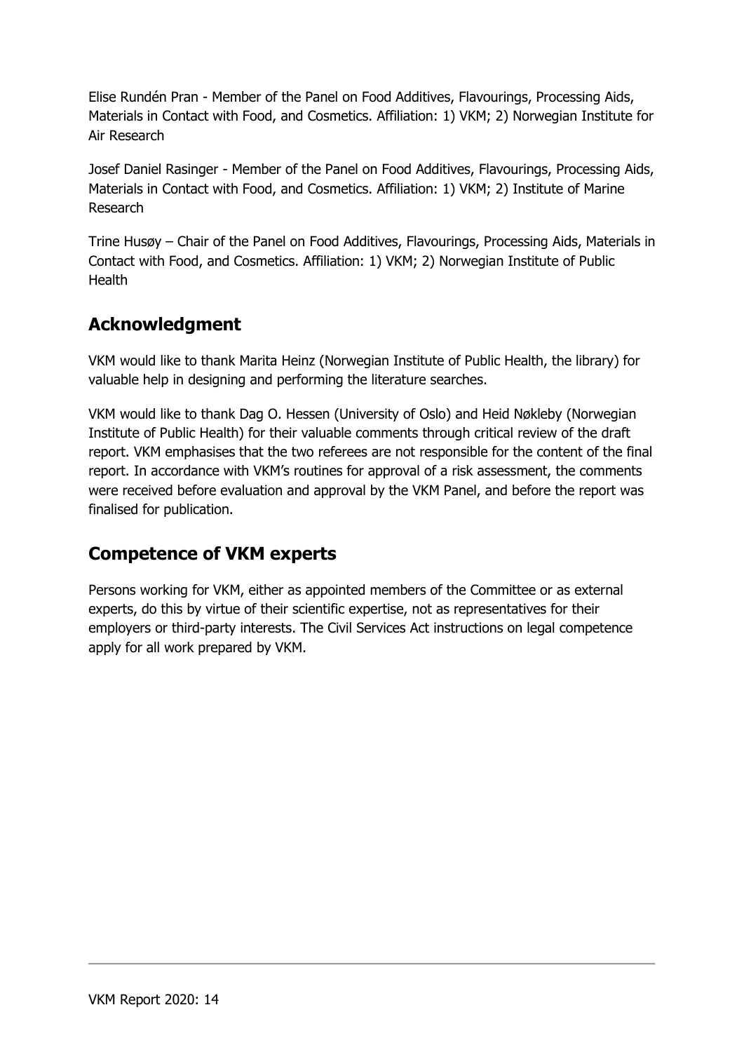Elise Rundén Pran - Member of the Panel on Food Additives, Flavourings, Processing Aids, Materials in Contact with Food, and Cosmetics. Affiliation: 1) VKM; 2) Norwegian Institute for Air Research

Josef Daniel Rasinger - Member of the Panel on Food Additives, Flavourings, Processing Aids, Materials in Contact with Food, and Cosmetics. Affiliation: 1) VKM; 2) Institute of Marine Research

Trine Husøy – Chair of the Panel on Food Additives, Flavourings, Processing Aids, Materials in Contact with Food, and Cosmetics. Affiliation: 1) VKM; 2) Norwegian Institute of Public Health

## Acknowledgment

VKM would like to thank Marita Heinz (Norwegian Institute of Public Health, the library) for valuable help in designing and performing the literature searches.

VKM would like to thank Dag O. Hessen (University of Oslo) and Heid Nøkleby (Norwegian Institute of Public Health) for their valuable comments through critical review of the draft report. VKM emphasises that the two referees are not responsible for the content of the final report. In accordance with VKM's routines for approval of a risk assessment, the comments were received before evaluation and approval by the VKM Panel, and before the report was finalised for publication.

## Competence of VKM experts

Persons working for VKM, either as appointed members of the Committee or as external experts, do this by virtue of their scientific expertise, not as representatives for their employers or third-party interests. The Civil Services Act instructions on legal competence apply for all work prepared by VKM.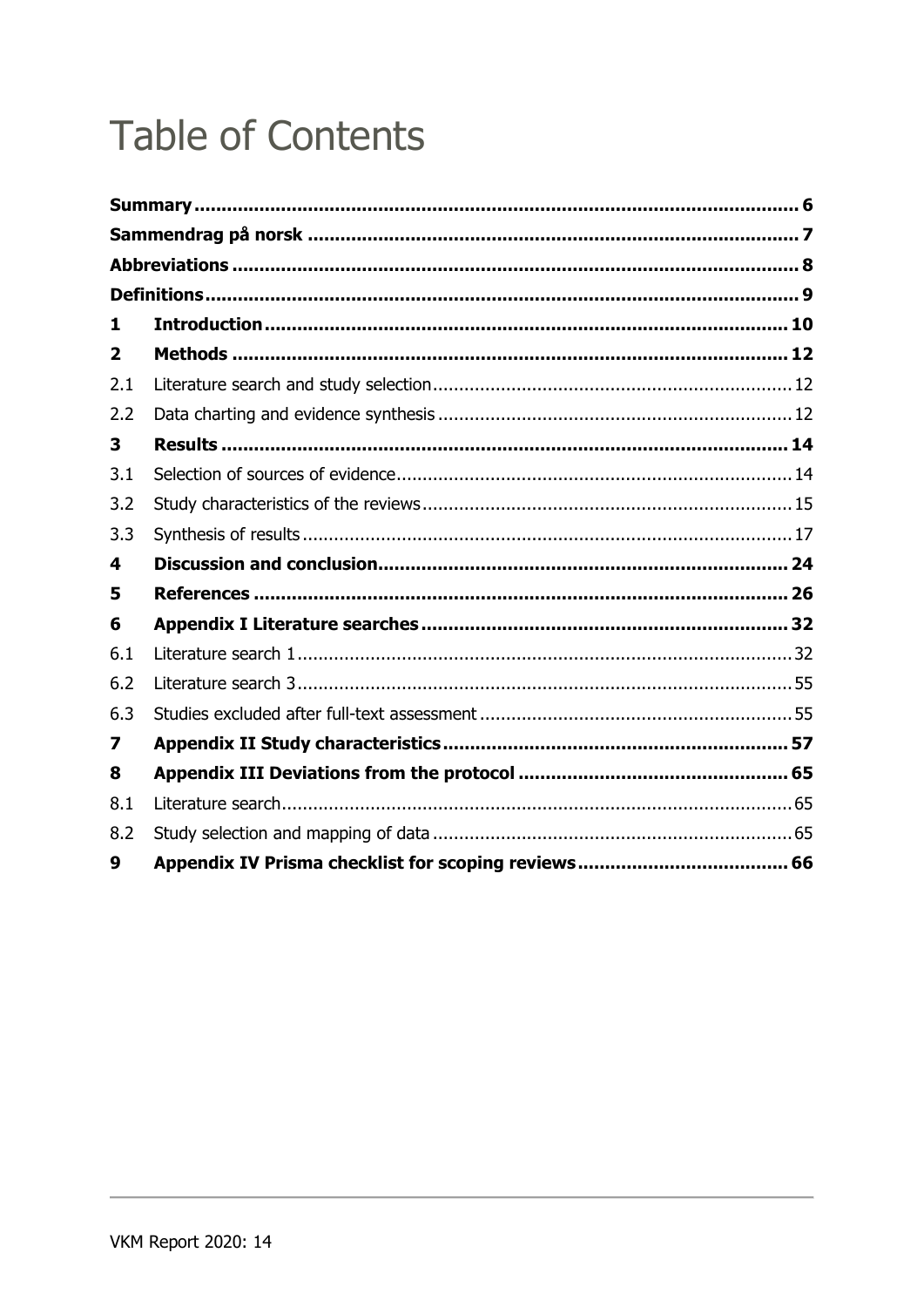# Table of Contents

| | | |
|---|---|---|
| **Summary** | | **6** |
| **Sammendrag på norsk** | | **7** |
| **Abbreviations** | | **8** |
| **Definitions** | | **9** |
| **1** | **Introduction** | **10** |
| **2** | **Methods** | **12** |
| 2.1 | Literature search and study selection | 12 |
| 2.2 | Data charting and evidence synthesis | 12 |
| **3** | **Results** | **14** |
| 3.1 | Selection of sources of evidence | 14 |
| 3.2 | Study characteristics of the reviews | 15 |
| 3.3 | Synthesis of results | 17 |
| **4** | **Discussion and conclusion** | **24** |
| **5** | **References** | **26** |
| **6** | **Appendix I Literature searches** | **32** |
| 6.1 | Literature search 1 | 32 |
| 6.2 | Literature search 3 | 55 |
| 6.3 | Studies excluded after full-text assessment | 55 |
| **7** | **Appendix II Study characteristics** | **57** |
| **8** | **Appendix III Deviations from the protocol** | **65** |
| 8.1 | Literature search | 65 |
| 8.2 | Study selection and mapping of data | 65 |
| **9** | **Appendix IV Prisma checklist for scoping reviews** | **66** |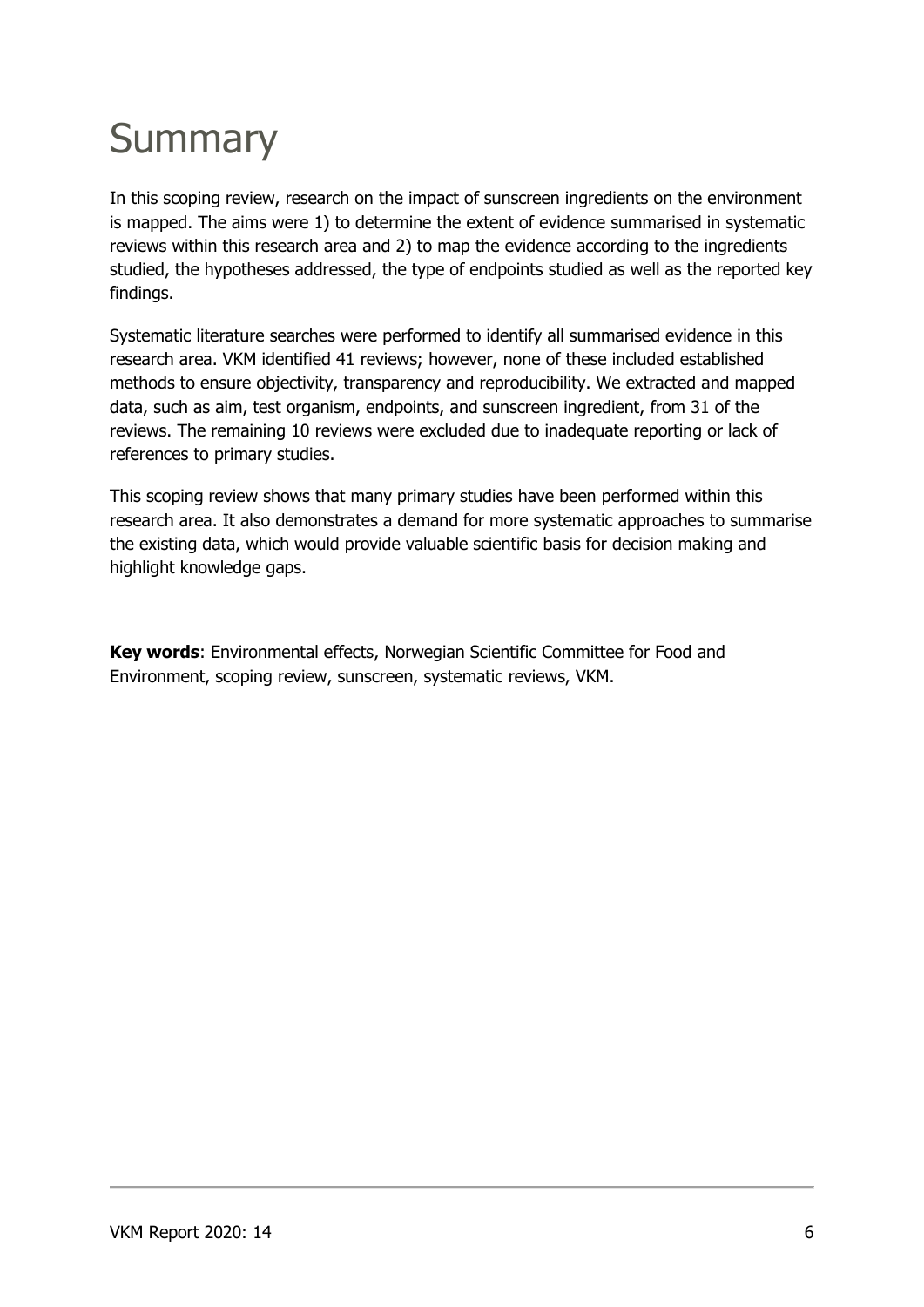# Summary

In this scoping review, research on the impact of sunscreen ingredients on the environment is mapped. The aims were 1) to determine the extent of evidence summarised in systematic reviews within this research area and 2) to map the evidence according to the ingredients studied, the hypotheses addressed, the type of endpoints studied as well as the reported key findings.

Systematic literature searches were performed to identify all summarised evidence in this research area. VKM identified 41 reviews; however, none of these included established methods to ensure objectivity, transparency and reproducibility. We extracted and mapped data, such as aim, test organism, endpoints, and sunscreen ingredient, from 31 of the reviews. The remaining 10 reviews were excluded due to inadequate reporting or lack of references to primary studies.

This scoping review shows that many primary studies have been performed within this research area. It also demonstrates a demand for more systematic approaches to summarise the existing data, which would provide valuable scientific basis for decision making and highlight knowledge gaps.

**Key words**: Environmental effects, Norwegian Scientific Committee for Food and Environment, scoping review, sunscreen, systematic reviews, VKM.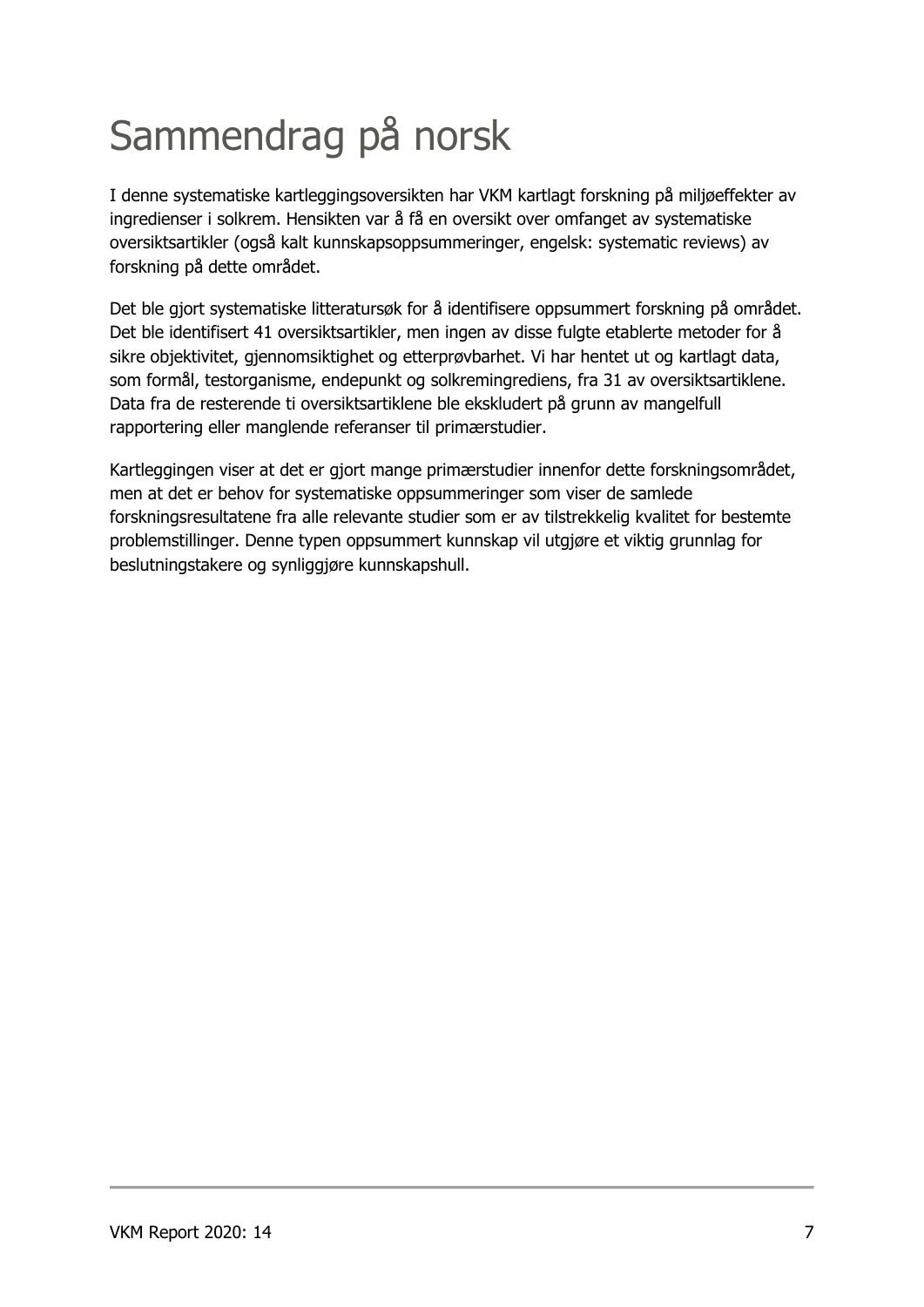# Sammendrag på norsk

I denne systematiske kartleggingsoversikten har VKM kartlagt forskning på miljøeffekter av ingredienser i solkrem. Hensikten var å få en oversikt over omfanget av systematiske oversiktsartikler (også kalt kunnskapsoppsummeringer, engelsk: systematic reviews) av forskning på dette området.

Det ble gjort systematiske litteratursøk for å identifisere oppsummert forskning på området. Det ble identifisert 41 oversiktsartikler, men ingen av disse fulgte etablerte metoder for å sikre objektivitet, gjennomsiktighet og etterprøvbarhet. Vi har hentet ut og kartlagt data, som formål, testorganisme, endepunkt og solkremingrediens, fra 31 av oversiktsartiklene. Data fra de resterende ti oversiktsartiklene ble ekskludert på grunn av mangelfull rapportering eller manglende referanser til primærstudier.

Kartleggingen viser at det er gjort mange primærstudier innenfor dette forskningsområdet, men at det er behov for systematiske oppsummeringer som viser de samlede forskningsresultatene fra alle relevante studier som er av tilstrekkelig kvalitet for bestemte problemstillinger. Denne typen oppsummert kunnskap vil utgjøre et viktig grunnlag for beslutningstakere og synliggjøre kunnskapshull.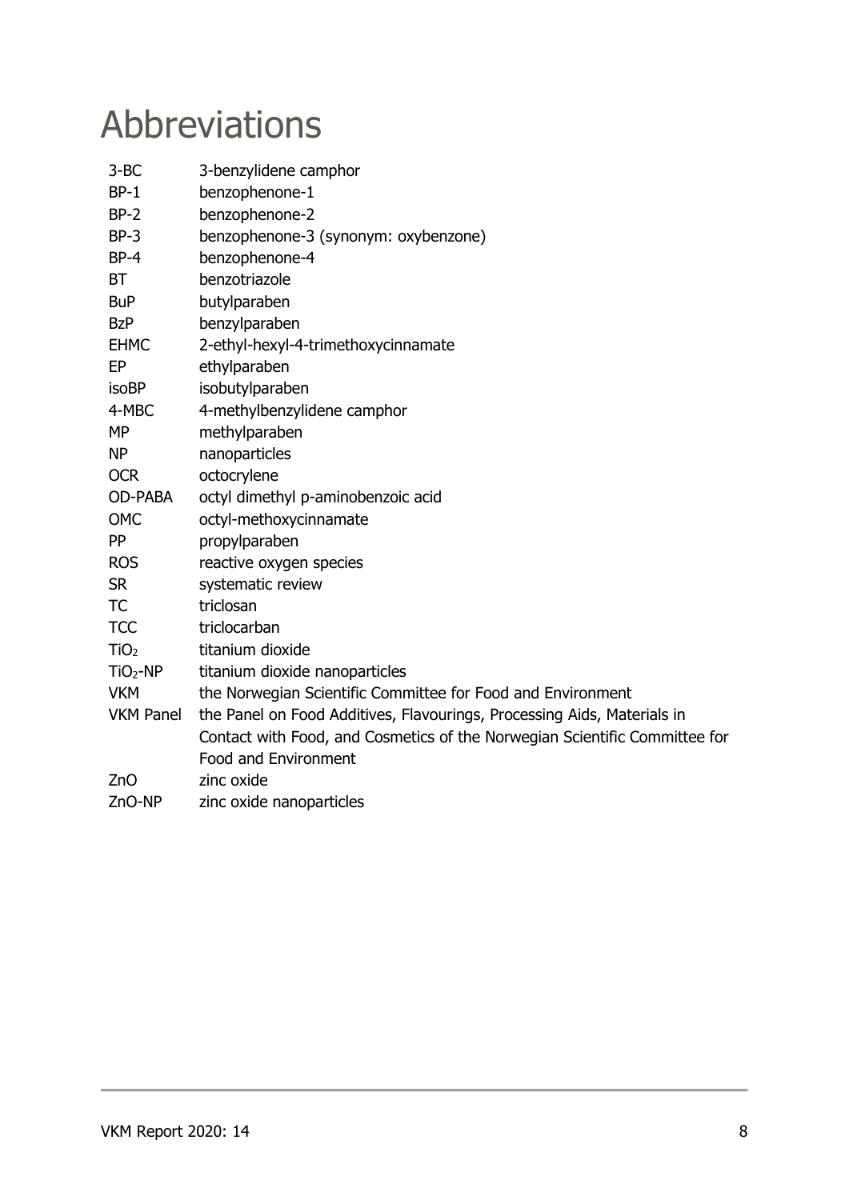# Abbreviations

| | |
|---|---|
| 3-BC | 3-benzylidene camphor |
| BP-1 | benzophenone-1 |
| BP-2 | benzophenone-2 |
| BP-3 | benzophenone-3 (synonym: oxybenzone) |
| BP-4 | benzophenone-4 |
| BT | benzotriazole |
| BuP | butylparaben |
| BzP | benzylparaben |
| EHMC | 2-ethyl-hexyl-4-trimethoxycinnamate |
| EP | ethylparaben |
| isoBP | isobutylparaben |
| 4-MBC | 4-methylbenzylidene camphor |
| MP | methylparaben |
| NP | nanoparticles |
| OCR | octocrylene |
| OD-PABA | octyl dimethyl p-aminobenzoic acid |
| OMC | octyl-methoxycinnamate |
| PP | propylparaben |
| ROS | reactive oxygen species |
| SR | systematic review |
| TC | triclosan |
| TCC | triclocarban |
| $TiO_2$ | titanium dioxide |
| $TiO_2$-NP | titanium dioxide nanoparticles |
| VKM | the Norwegian Scientific Committee for Food and Environment |
| VKM Panel | the Panel on Food Additives, Flavourings, Processing Aids, Materials in Contact with Food, and Cosmetics of the Norwegian Scientific Committee for Food and Environment |
| ZnO | zinc oxide |
| ZnO-NP | zinc oxide nanoparticles |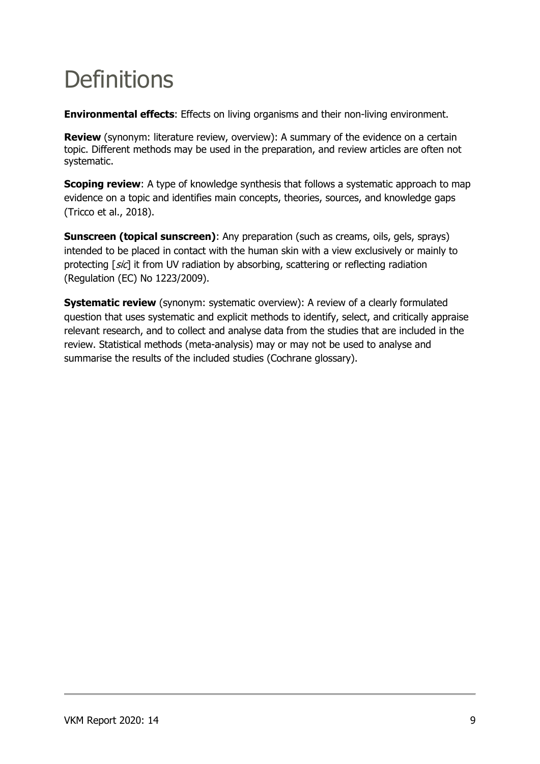# Definitions

**Environmental effects**: Effects on living organisms and their non-living environment.

**Review** (synonym: literature review, overview): A summary of the evidence on a certain topic. Different methods may be used in the preparation, and review articles are often not systematic.

**Scoping review**: A type of knowledge synthesis that follows a systematic approach to map evidence on a topic and identifies main concepts, theories, sources, and knowledge gaps (Tricco et al., 2018).

**Sunscreen (topical sunscreen)**: Any preparation (such as creams, oils, gels, sprays) intended to be placed in contact with the human skin with a view exclusively or mainly to protecting [*sic*] it from UV radiation by absorbing, scattering or reflecting radiation (Regulation (EC) No 1223/2009).

**Systematic review** (synonym: systematic overview): A review of a clearly formulated question that uses systematic and explicit methods to identify, select, and critically appraise relevant research, and to collect and analyse data from the studies that are included in the review. Statistical methods (meta-analysis) may or may not be used to analyse and summarise the results of the included studies (Cochrane glossary).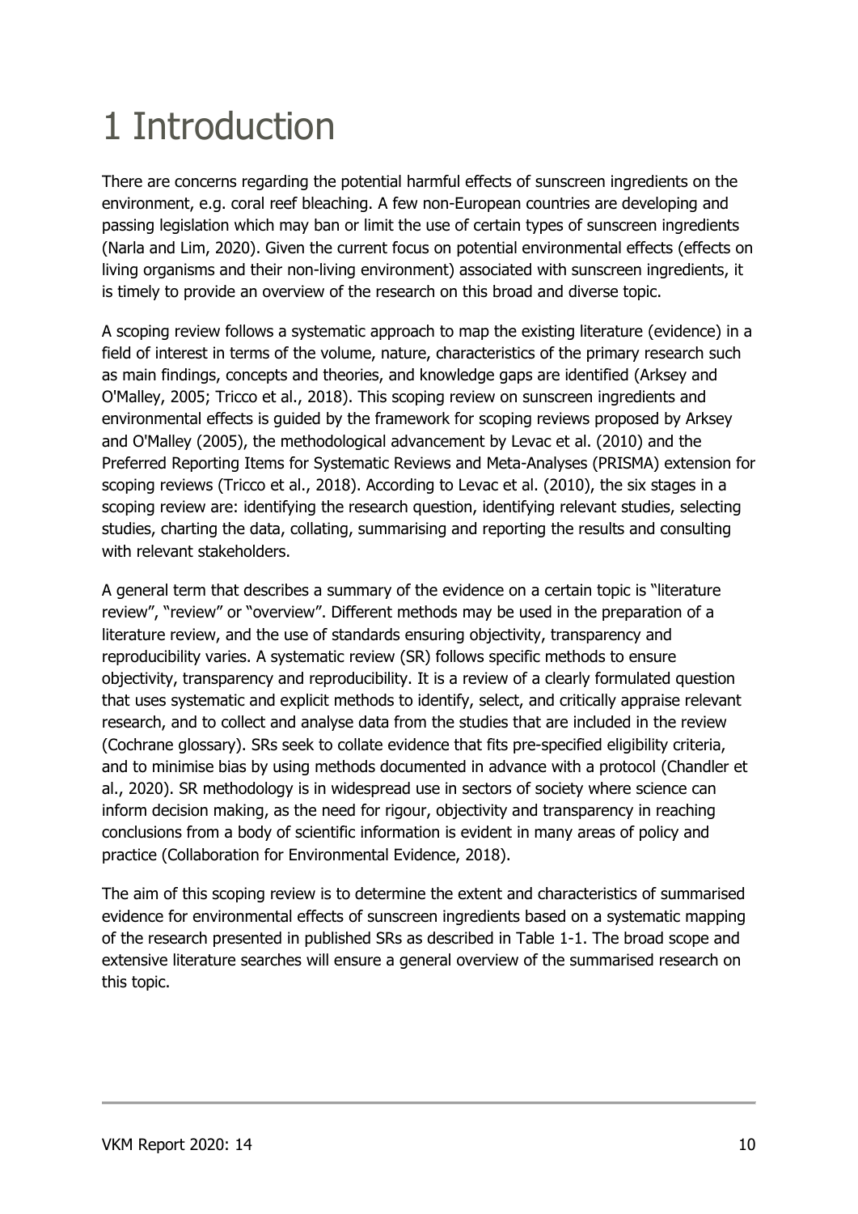# 1 Introduction

There are concerns regarding the potential harmful effects of sunscreen ingredients on the environment, e.g. coral reef bleaching. A few non-European countries are developing and passing legislation which may ban or limit the use of certain types of sunscreen ingredients (Narla and Lim, 2020). Given the current focus on potential environmental effects (effects on living organisms and their non-living environment) associated with sunscreen ingredients, it is timely to provide an overview of the research on this broad and diverse topic.

A scoping review follows a systematic approach to map the existing literature (evidence) in a field of interest in terms of the volume, nature, characteristics of the primary research such as main findings, concepts and theories, and knowledge gaps are identified (Arksey and O'Malley, 2005; Tricco et al., 2018). This scoping review on sunscreen ingredients and environmental effects is guided by the framework for scoping reviews proposed by Arksey and O'Malley (2005), the methodological advancement by Levac et al. (2010) and the Preferred Reporting Items for Systematic Reviews and Meta-Analyses (PRISMA) extension for scoping reviews (Tricco et al., 2018). According to Levac et al. (2010), the six stages in a scoping review are: identifying the research question, identifying relevant studies, selecting studies, charting the data, collating, summarising and reporting the results and consulting with relevant stakeholders.

A general term that describes a summary of the evidence on a certain topic is "literature review", "review" or "overview". Different methods may be used in the preparation of a literature review, and the use of standards ensuring objectivity, transparency and reproducibility varies. A systematic review (SR) follows specific methods to ensure objectivity, transparency and reproducibility. It is a review of a clearly formulated question that uses systematic and explicit methods to identify, select, and critically appraise relevant research, and to collect and analyse data from the studies that are included in the review (Cochrane glossary). SRs seek to collate evidence that fits pre-specified eligibility criteria, and to minimise bias by using methods documented in advance with a protocol (Chandler et al., 2020). SR methodology is in widespread use in sectors of society where science can inform decision making, as the need for rigour, objectivity and transparency in reaching conclusions from a body of scientific information is evident in many areas of policy and practice (Collaboration for Environmental Evidence, 2018).

The aim of this scoping review is to determine the extent and characteristics of summarised evidence for environmental effects of sunscreen ingredients based on a systematic mapping of the research presented in published SRs as described in Table 1-1. The broad scope and extensive literature searches will ensure a general overview of the summarised research on this topic.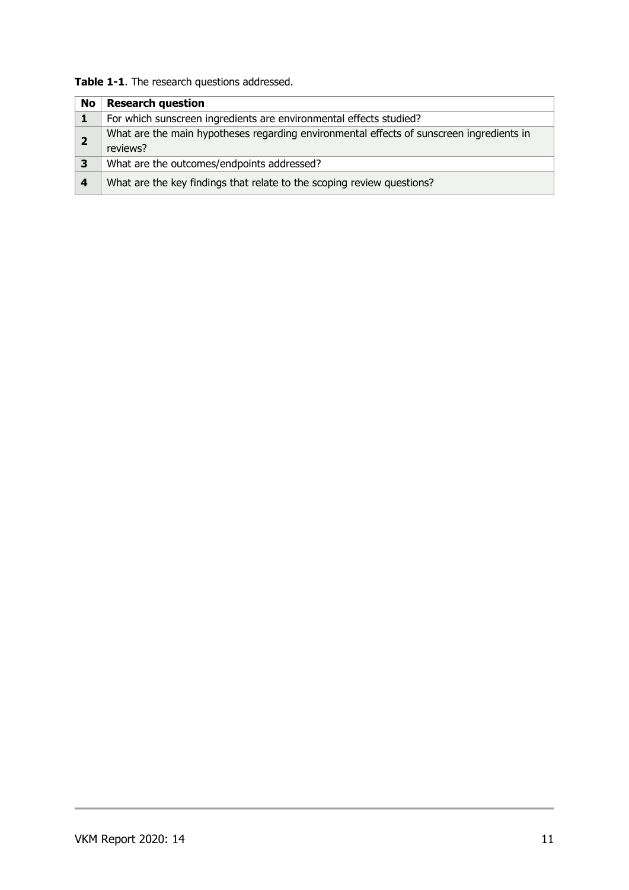**Table 1-1**. The research questions addressed.

| No | Research question |
|---|---|
| **1** | For which sunscreen ingredients are environmental effects studied? |
| **2** | What are the main hypotheses regarding environmental effects of sunscreen ingredients in reviews? |
| **3** | What are the outcomes/endpoints addressed? |
| **4** | What are the key findings that relate to the scoping review questions? |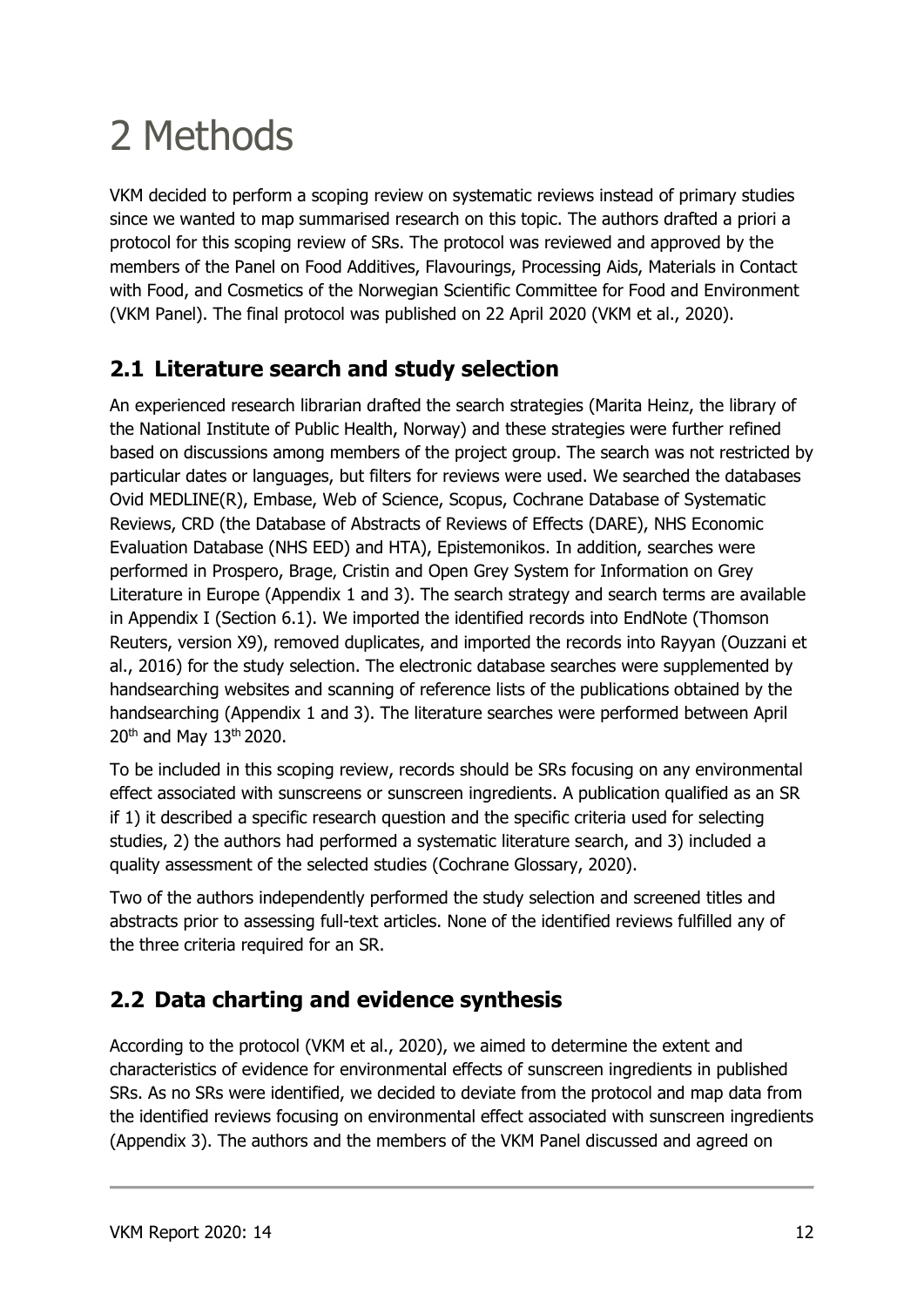# 2 Methods

VKM decided to perform a scoping review on systematic reviews instead of primary studies since we wanted to map summarised research on this topic. The authors drafted a priori a protocol for this scoping review of SRs. The protocol was reviewed and approved by the members of the Panel on Food Additives, Flavourings, Processing Aids, Materials in Contact with Food, and Cosmetics of the Norwegian Scientific Committee for Food and Environment (VKM Panel). The final protocol was published on 22 April 2020 (VKM et al., 2020).

## 2.1 Literature search and study selection

An experienced research librarian drafted the search strategies (Marita Heinz, the library of the National Institute of Public Health, Norway) and these strategies were further refined based on discussions among members of the project group. The search was not restricted by particular dates or languages, but filters for reviews were used. We searched the databases Ovid MEDLINE(R), Embase, Web of Science, Scopus, Cochrane Database of Systematic Reviews, CRD (the Database of Abstracts of Reviews of Effects (DARE), NHS Economic Evaluation Database (NHS EED) and HTA), Epistemonikos. In addition, searches were performed in Prospero, Brage, Cristin and Open Grey System for Information on Grey Literature in Europe (Appendix 1 and 3). The search strategy and search terms are available in Appendix I (Section 6.1). We imported the identified records into EndNote (Thomson Reuters, version X9), removed duplicates, and imported the records into Rayyan (Ouzzani et al., 2016) for the study selection. The electronic database searches were supplemented by handsearching websites and scanning of reference lists of the publications obtained by the handsearching (Appendix 1 and 3). The literature searches were performed between April 20th and May 13th 2020.

To be included in this scoping review, records should be SRs focusing on any environmental effect associated with sunscreens or sunscreen ingredients. A publication qualified as an SR if 1) it described a specific research question and the specific criteria used for selecting studies, 2) the authors had performed a systematic literature search, and 3) included a quality assessment of the selected studies (Cochrane Glossary, 2020).

Two of the authors independently performed the study selection and screened titles and abstracts prior to assessing full-text articles. None of the identified reviews fulfilled any of the three criteria required for an SR.

## 2.2 Data charting and evidence synthesis

According to the protocol (VKM et al., 2020), we aimed to determine the extent and characteristics of evidence for environmental effects of sunscreen ingredients in published SRs. As no SRs were identified, we decided to deviate from the protocol and map data from the identified reviews focusing on environmental effect associated with sunscreen ingredients (Appendix 3). The authors and the members of the VKM Panel discussed and agreed on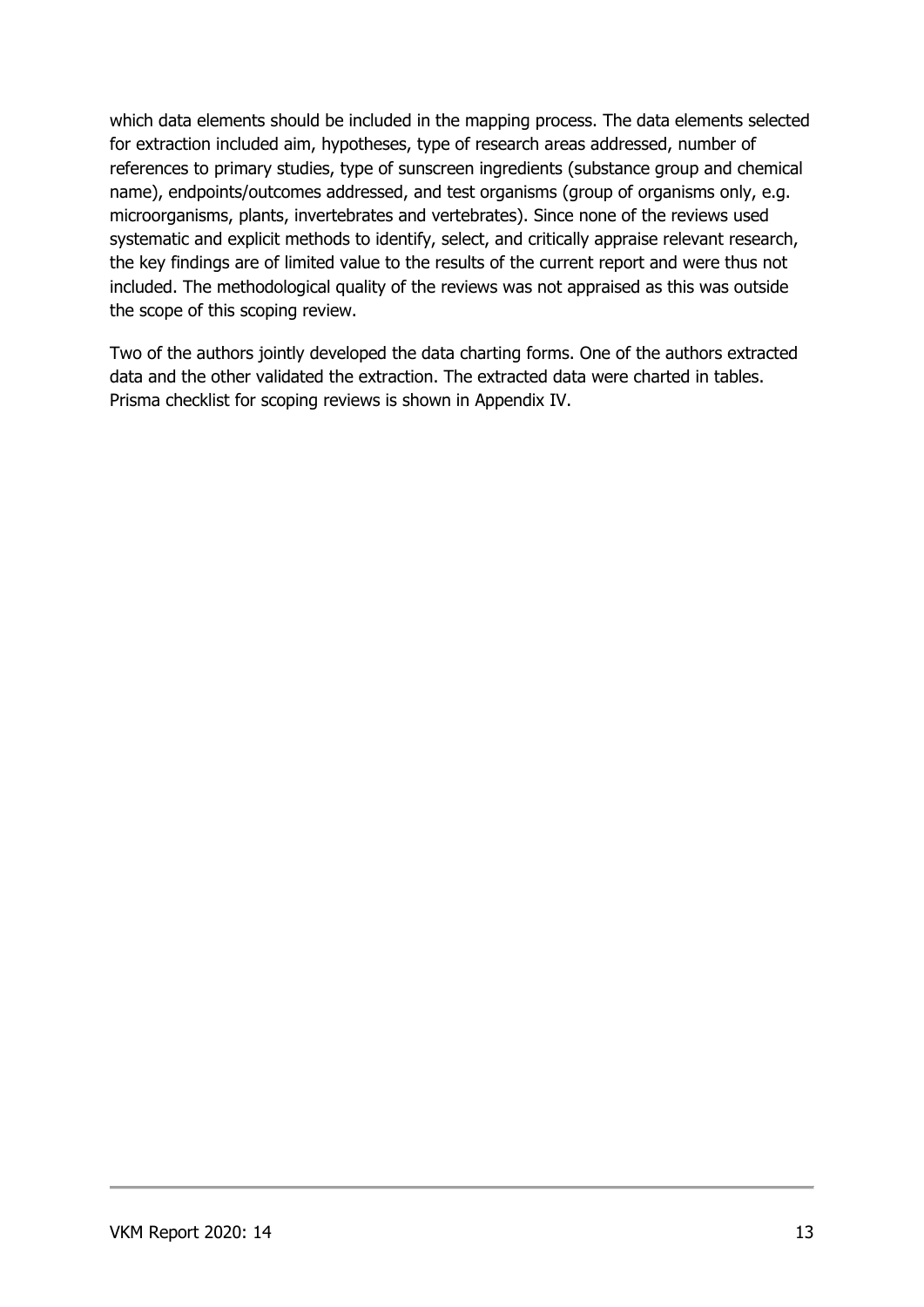which data elements should be included in the mapping process. The data elements selected for extraction included aim, hypotheses, type of research areas addressed, number of references to primary studies, type of sunscreen ingredients (substance group and chemical name), endpoints/outcomes addressed, and test organisms (group of organisms only, e.g. microorganisms, plants, invertebrates and vertebrates). Since none of the reviews used systematic and explicit methods to identify, select, and critically appraise relevant research, the key findings are of limited value to the results of the current report and were thus not included. The methodological quality of the reviews was not appraised as this was outside the scope of this scoping review.

Two of the authors jointly developed the data charting forms. One of the authors extracted data and the other validated the extraction. The extracted data were charted in tables. Prisma checklist for scoping reviews is shown in Appendix IV.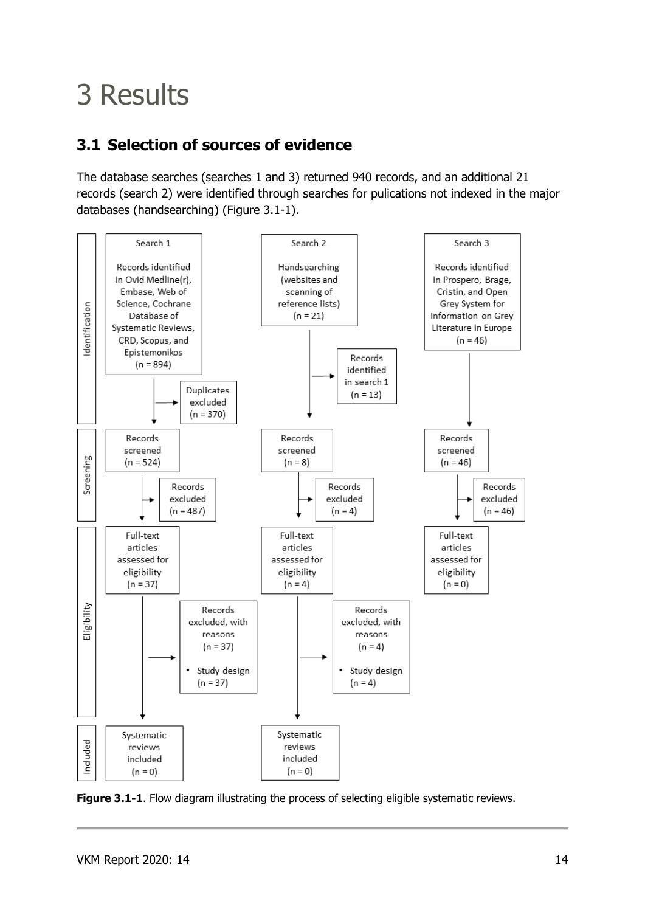# 3 Results

## 3.1 Selection of sources of evidence

The database searches (searches 1 and 3) returned 940 records, and an additional 21 records (search 2) were identified through searches for pulications not indexed in the major databases (handsearching) (Figure 3.1-1).

| | Search 1 | Search 2 | Search 3 |
|---|---|---|---|
| Identification | Records identified in Ovid Medline(r), Embase, Web of Science, Cochrane Database of Systematic Reviews, CRD, Scopus, and Epistemonikos (n = 894) | Handsearching (websites and scanning of reference lists) (n = 21) | Records identified in Prospero, Brage, Cristin, and Open Grey System for Information on Grey Literature in Europe (n = 46) |
| | Duplicates excluded (n = 370) | Records identified in search 1 (n = 13) | |
| Screening | Records screened (n = 524) | Records screened (n = 8) | Records screened (n = 46) |
| | Records excluded (n = 487) | Records excluded (n = 4) | Records excluded (n = 46) |
| Eligibility | Full-text articles assessed for eligibility (n = 37) | Full-text articles assessed for eligibility (n = 4) | Full-text articles assessed for eligibility (n = 0) |
| | Records excluded, with reasons (n = 37) • Study design (n = 37) | Records excluded, with reasons (n = 4) • Study design (n = 4) | |
| Included | Systematic reviews included (n = 0) | Systematic reviews included (n = 0) | |

**Figure 3.1-1**. Flow diagram illustrating the process of selecting eligible systematic reviews.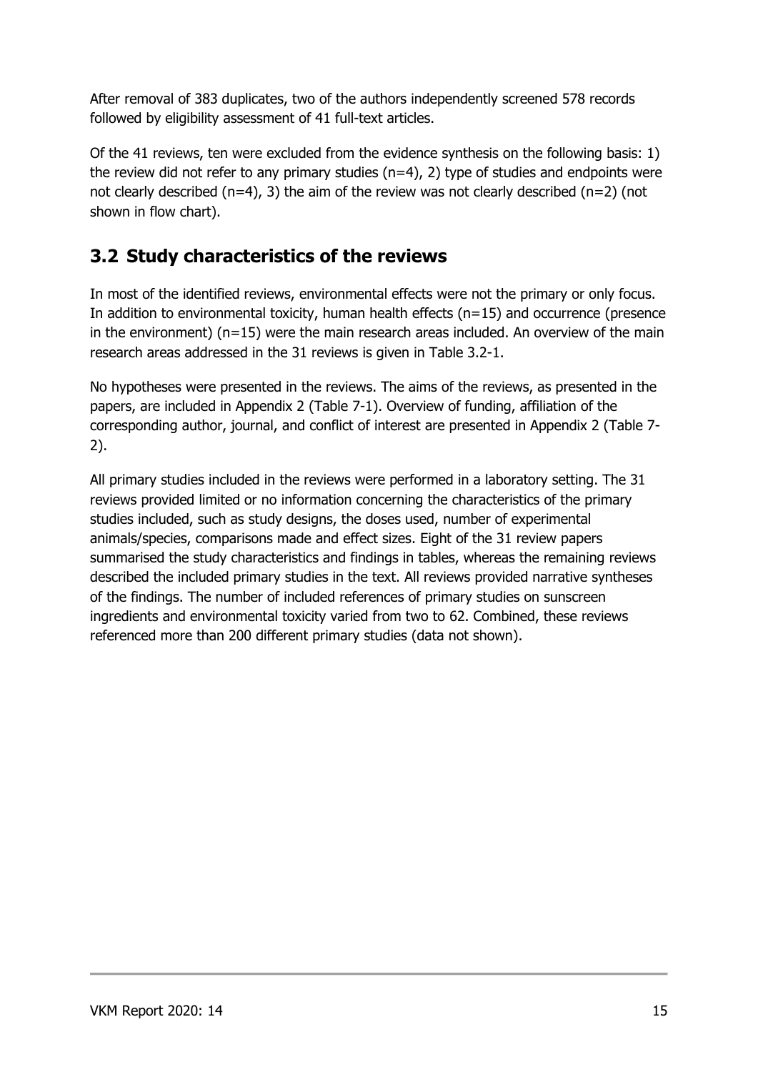After removal of 383 duplicates, two of the authors independently screened 578 records followed by eligibility assessment of 41 full-text articles.

Of the 41 reviews, ten were excluded from the evidence synthesis on the following basis: 1) the review did not refer to any primary studies (n=4), 2) type of studies and endpoints were not clearly described (n=4), 3) the aim of the review was not clearly described (n=2) (not shown in flow chart).

## 3.2 Study characteristics of the reviews

In most of the identified reviews, environmental effects were not the primary or only focus. In addition to environmental toxicity, human health effects (n=15) and occurrence (presence in the environment) (n=15) were the main research areas included. An overview of the main research areas addressed in the 31 reviews is given in Table 3.2-1.

No hypotheses were presented in the reviews. The aims of the reviews, as presented in the papers, are included in Appendix 2 (Table 7-1). Overview of funding, affiliation of the corresponding author, journal, and conflict of interest are presented in Appendix 2 (Table 7-2).

All primary studies included in the reviews were performed in a laboratory setting. The 31 reviews provided limited or no information concerning the characteristics of the primary studies included, such as study designs, the doses used, number of experimental animals/species, comparisons made and effect sizes. Eight of the 31 review papers summarised the study characteristics and findings in tables, whereas the remaining reviews described the included primary studies in the text. All reviews provided narrative syntheses of the findings. The number of included references of primary studies on sunscreen ingredients and environmental toxicity varied from two to 62. Combined, these reviews referenced more than 200 different primary studies (data not shown).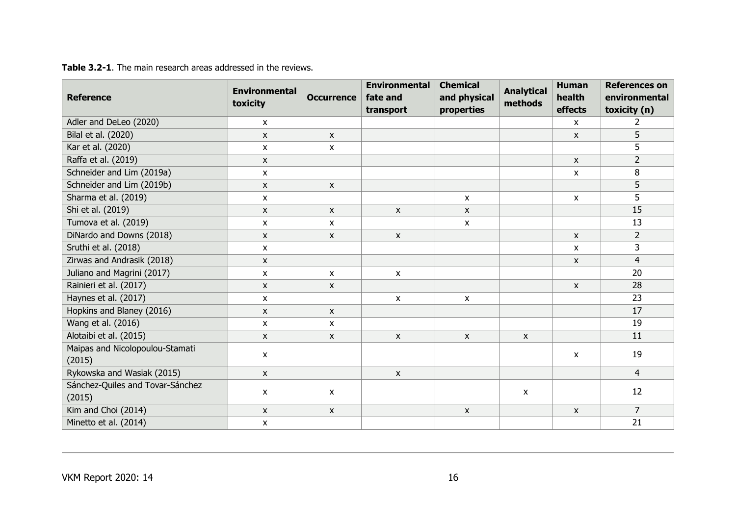**Table 3.2-1**. The main research areas addressed in the reviews.

| Reference | Environmental toxicity | Occurrence | Environmental fate and transport | Chemical and physical properties | Analytical methods | Human health effects | References on environmental toxicity (n) |
|---|---|---|---|---|---|---|---|
| Adler and DeLeo (2020) | x | | | | | x | 2 |
| Bilal et al. (2020) | x | x | | | | x | 5 |
| Kar et al. (2020) | x | x | | | | | 5 |
| Raffa et al. (2019) | x | | | | | x | 2 |
| Schneider and Lim (2019a) | x | | | | | x | 8 |
| Schneider and Lim (2019b) | x | x | | | | | 5 |
| Sharma et al. (2019) | x | | | x | | x | 5 |
| Shi et al. (2019) | x | x | x | x | | | 15 |
| Tumova et al. (2019) | x | x | | x | | | 13 |
| DiNardo and Downs (2018) | x | x | x | | | x | 2 |
| Sruthi et al. (2018) | x | | | | | x | 3 |
| Zirwas and Andrasik (2018) | x | | | | | x | 4 |
| Juliano and Magrini (2017) | x | x | x | | | | 20 |
| Rainieri et al. (2017) | x | x | | | | x | 28 |
| Haynes et al. (2017) | x | | x | x | | | 23 |
| Hopkins and Blaney (2016) | x | x | | | | | 17 |
| Wang et al. (2016) | x | x | | | | | 19 |
| Alotaibi et al. (2015) | x | x | x | x | x | | 11 |
| Maipas and Nicolopoulou-Stamati (2015) | x | | | | | x | 19 |
| Rykowska and Wasiak (2015) | x | | x | | | | 4 |
| Sánchez-Quiles and Tovar-Sánchez (2015) | x | x | | | x | | 12 |
| Kim and Choi (2014) | x | x | | x | | x | 7 |
| Minetto et al. (2014) | x | | | | | | 21 |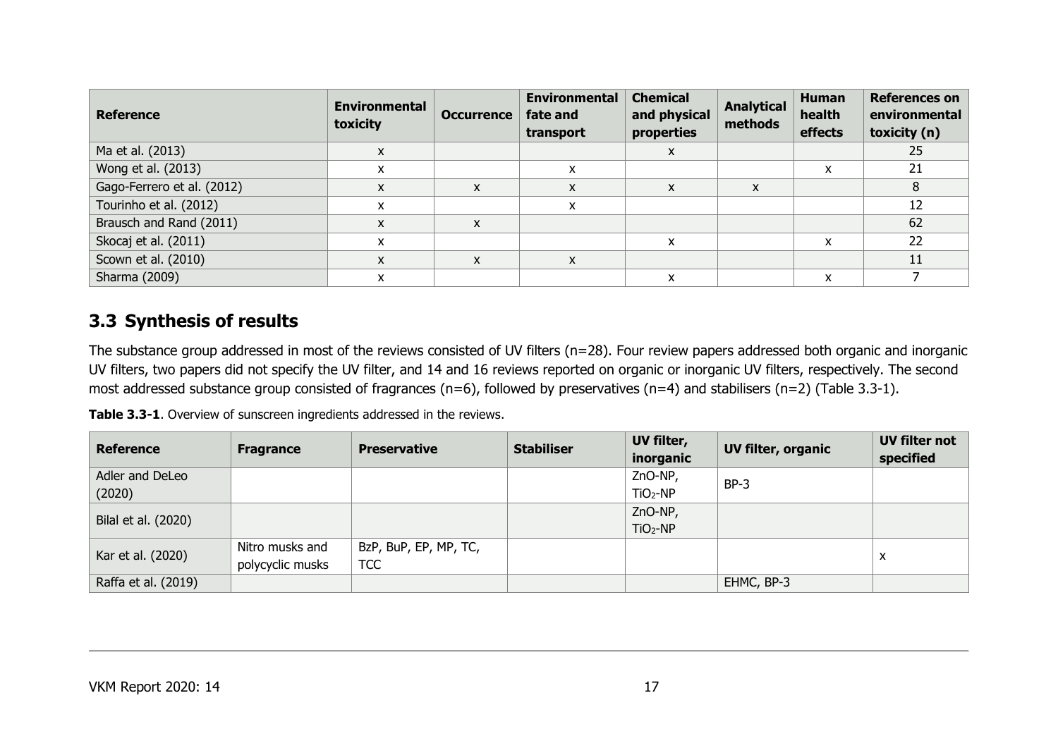| Reference | Environmental toxicity | Occurrence | Environmental fate and transport | Chemical and physical properties | Analytical methods | Human health effects | References on environmental toxicity (n) |
|---|---|---|---|---|---|---|---|
| Ma et al. (2013) | x | | | x | | | 25 |
| Wong et al. (2013) | x | | x | | | x | 21 |
| Gago-Ferrero et al. (2012) | x | x | x | x | x | | 8 |
| Tourinho et al. (2012) | x | | x | | | | 12 |
| Brausch and Rand (2011) | x | x | | | | | 62 |
| Skocaj et al. (2011) | x | | | x | | x | 22 |
| Scown et al. (2010) | x | x | x | | | | 11 |
| Sharma (2009) | x | | | x | | x | 7 |

## 3.3 Synthesis of results

The substance group addressed in most of the reviews consisted of UV filters (n=28). Four review papers addressed both organic and inorganic UV filters, two papers did not specify the UV filter, and 14 and 16 reviews reported on organic or inorganic UV filters, respectively. The second most addressed substance group consisted of fragrances (n=6), followed by preservatives (n=4) and stabilisers (n=2) (Table 3.3-1).

**Table 3.3-1**. Overview of sunscreen ingredients addressed in the reviews.

| Reference | Fragrance | Preservative | Stabiliser | UV filter, inorganic | UV filter, organic | UV filter not specified |
|---|---|---|---|---|---|---|
| Adler and DeLeo (2020) | | | | ZnO-NP, $TiO_2$-NP | BP-3 | |
| Bilal et al. (2020) | | | | ZnO-NP, $TiO_2$-NP | | |
| Kar et al. (2020) | Nitro musks and polycyclic musks | BzP, BuP, EP, MP, TC, TCC | | | | x |
| Raffa et al. (2019) | | | | | EHMC, BP-3 | |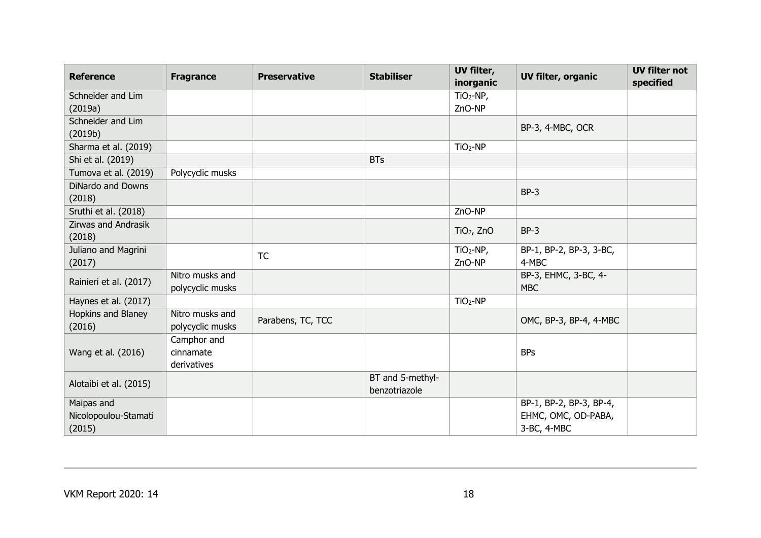| Reference | Fragrance | Preservative | Stabiliser | UV filter, inorganic | UV filter, organic | UV filter not specified |
|---|---|---|---|---|---|---|
| Schneider and Lim (2019a) | | | | $TiO_2$-NP, ZnO-NP | | |
| Schneider and Lim (2019b) | | | | | BP-3, 4-MBC, OCR | |
| Sharma et al. (2019) | | | | $TiO_2$-NP | | |
| Shi et al. (2019) | | | BTs | | | |
| Tumova et al. (2019) | Polycyclic musks | | | | | |
| DiNardo and Downs (2018) | | | | | BP-3 | |
| Sruthi et al. (2018) | | | | ZnO-NP | | |
| Zirwas and Andrasik (2018) | | | | $TiO_2$, ZnO | BP-3 | |
| Juliano and Magrini (2017) | | TC | | $TiO_2$-NP, ZnO-NP | BP-1, BP-2, BP-3, 3-BC, 4-MBC | |
| Rainieri et al. (2017) | Nitro musks and polycyclic musks | | | | BP-3, EHMC, 3-BC, 4-MBC | |
| Haynes et al. (2017) | | | | $TiO_2$-NP | | |
| Hopkins and Blaney (2016) | Nitro musks and polycyclic musks | Parabens, TC, TCC | | | OMC, BP-3, BP-4, 4-MBC | |
| Wang et al. (2016) | Camphor and cinnamate derivatives | | | | BPs | |
| Alotaibi et al. (2015) | | | BT and 5-methyl-benzotriazole | | | |
| Maipas and Nicolopoulou-Stamati (2015) | | | | | BP-1, BP-2, BP-3, BP-4, EHMC, OMC, OD-PABA, 3-BC, 4-MBC | |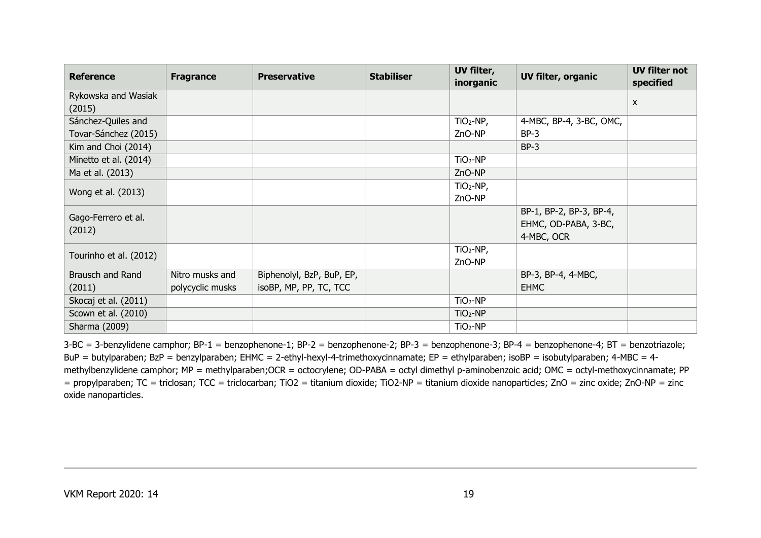| Reference | Fragrance | Preservative | Stabiliser | UV filter, inorganic | UV filter, organic | UV filter not specified |
|---|---|---|---|---|---|---|
| Rykowska and Wasiak (2015) | | | | | | x |
| Sánchez-Quiles and Tovar-Sánchez (2015) | | | | $TiO_2$-NP, ZnO-NP | 4-MBC, BP-4, 3-BC, OMC, BP-3 | |
| Kim and Choi (2014) | | | | | BP-3 | |
| Minetto et al. (2014) | | | | $TiO_2$-NP | | |
| Ma et al. (2013) | | | | ZnO-NP | | |
| Wong et al. (2013) | | | | $TiO_2$-NP, ZnO-NP | | |
| Gago-Ferrero et al. (2012) | | | | | BP-1, BP-2, BP-3, BP-4, EHMC, OD-PABA, 3-BC, 4-MBC, OCR | |
| Tourinho et al. (2012) | | | | $TiO_2$-NP, ZnO-NP | | |
| Brausch and Rand (2011) | Nitro musks and polycyclic musks | Biphenolyl, BzP, BuP, EP, isoBP, MP, PP, TC, TCC | | | BP-3, BP-4, 4-MBC, EHMC | |
| Skocaj et al. (2011) | | | | $TiO_2$-NP | | |
| Scown et al. (2010) | | | | $TiO_2$-NP | | |
| Sharma (2009) | | | | $TiO_2$-NP | | |

3-BC = 3-benzylidene camphor; BP-1 = benzophenone-1; BP-2 = benzophenone-2; BP-3 = benzophenone-3; BP-4 = benzophenone-4; BT = benzotriazole; BuP = butylparaben; BzP = benzylparaben; EHMC = 2-ethyl-hexyl-4-trimethoxycinnamate; EP = ethylparaben; isoBP = isobutylparaben; 4-MBC = 4-methylbenzylidene camphor; MP = methylparaben;OCR = octocrylene; OD-PABA = octyl dimethyl p-aminobenzoic acid; OMC = octyl-methoxycinnamate; PP = propylparaben; TC = triclosan; TCC = triclocarban; TiO2 = titanium dioxide; TiO2-NP = titanium dioxide nanoparticles; ZnO = zinc oxide; ZnO-NP = zinc oxide nanoparticles.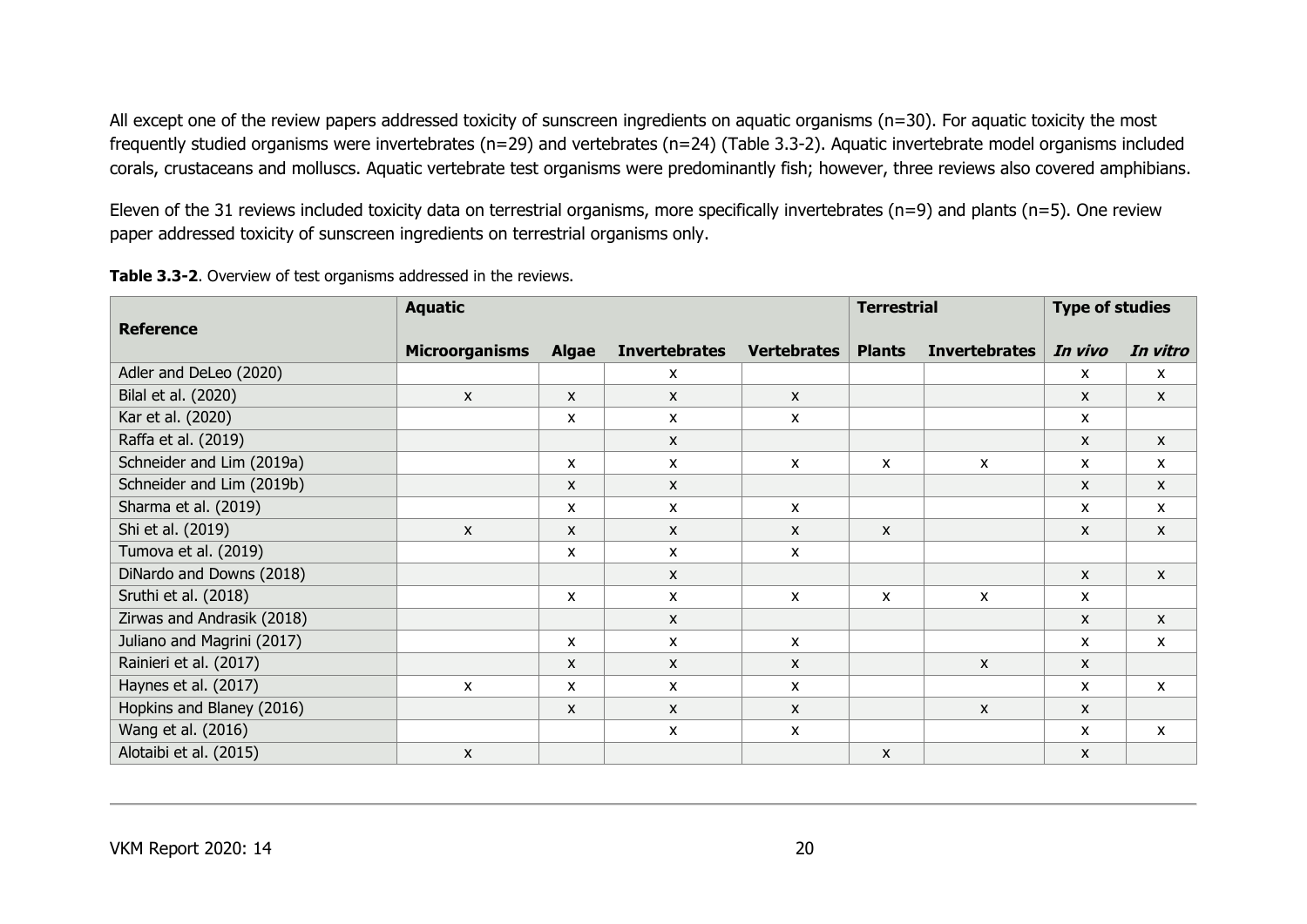All except one of the review papers addressed toxicity of sunscreen ingredients on aquatic organisms (n=30). For aquatic toxicity the most frequently studied organisms were invertebrates (n=29) and vertebrates (n=24) (Table 3.3-2). Aquatic invertebrate model organisms included corals, crustaceans and molluscs. Aquatic vertebrate test organisms were predominantly fish; however, three reviews also covered amphibians.

Eleven of the 31 reviews included toxicity data on terrestrial organisms, more specifically invertebrates (n=9) and plants (n=5). One review paper addressed toxicity of sunscreen ingredients on terrestrial organisms only.

**Table 3.3-2**. Overview of test organisms addressed in the reviews.

| Reference | Aquatic | | | | Terrestrial | | Type of studies | |
|---|---|---|---|---|---|---|---|---|
| | **Microorganisms** | **Algae** | **Invertebrates** | **Vertebrates** | **Plants** | **Invertebrates** | ***In vivo*** | ***In vitro*** |
| Adler and DeLeo (2020) | | | x | | | | x | x |
| Bilal et al. (2020) | x | x | x | x | | | x | x |
| Kar et al. (2020) | | x | x | x | | | x | |
| Raffa et al. (2019) | | | x | | | | x | x |
| Schneider and Lim (2019a) | | x | x | x | x | x | x | x |
| Schneider and Lim (2019b) | | x | x | | | | x | x |
| Sharma et al. (2019) | | x | x | x | | | x | x |
| Shi et al. (2019) | x | x | x | x | x | | x | x |
| Tumova et al. (2019) | | x | x | x | | | | |
| DiNardo and Downs (2018) | | | x | | | | x | x |
| Sruthi et al. (2018) | | x | x | x | x | x | x | |
| Zirwas and Andrasik (2018) | | | x | | | | x | x |
| Juliano and Magrini (2017) | | x | x | x | | | x | x |
| Rainieri et al. (2017) | | x | x | x | | x | x | |
| Haynes et al. (2017) | x | x | x | x | | | x | x |
| Hopkins and Blaney (2016) | | x | x | x | | x | x | |
| Wang et al. (2016) | | | x | x | | | x | x |
| Alotaibi et al. (2015) | x | | | | x | | x | |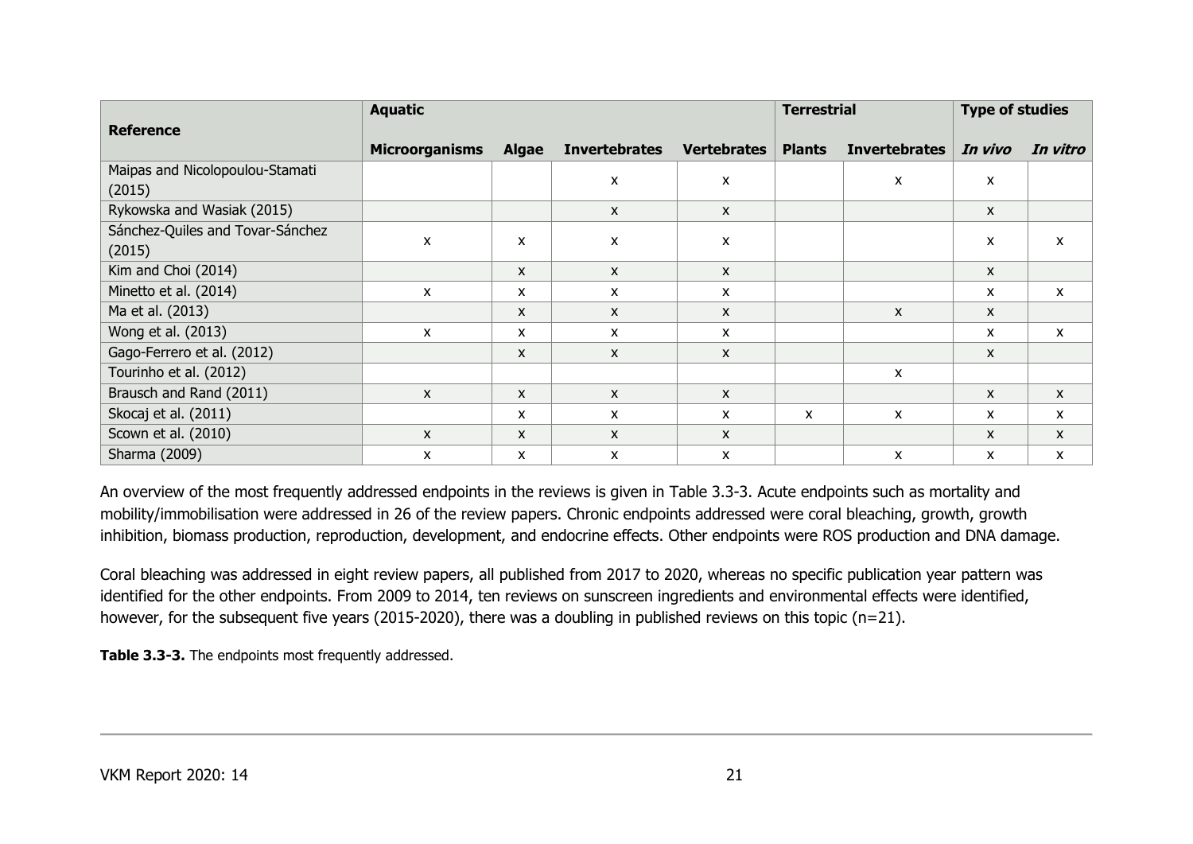| Reference | Aquatic | | | | Terrestrial | | Type of studies | |
|---|---|---|---|---|---|---|---|---|
| | **Microorganisms** | **Algae** | **Invertebrates** | **Vertebrates** | **Plants** | **Invertebrates** | ***In vivo*** | ***In vitro*** |
| Maipas and Nicolopoulou-Stamati (2015) | | | x | x | | x | x | |
| Rykowska and Wasiak (2015) | | | x | x | | | x | |
| Sánchez-Quiles and Tovar-Sánchez (2015) | x | x | x | x | | | x | x |
| Kim and Choi (2014) | | x | x | x | | | x | |
| Minetto et al. (2014) | x | x | x | x | | | x | x |
| Ma et al. (2013) | | x | x | x | | x | x | |
| Wong et al. (2013) | x | x | x | x | | | x | x |
| Gago-Ferrero et al. (2012) | | x | x | x | | | x | |
| Tourinho et al. (2012) | | | | | | x | | |
| Brausch and Rand (2011) | x | x | x | x | | | x | x |
| Skocaj et al. (2011) | | x | x | x | x | x | x | x |
| Scown et al. (2010) | x | x | x | x | | | x | x |
| Sharma (2009) | x | x | x | x | | x | x | x |

An overview of the most frequently addressed endpoints in the reviews is given in Table 3.3-3. Acute endpoints such as mortality and mobility/immobilisation were addressed in 26 of the review papers. Chronic endpoints addressed were coral bleaching, growth, growth inhibition, biomass production, reproduction, development, and endocrine effects. Other endpoints were ROS production and DNA damage.

Coral bleaching was addressed in eight review papers, all published from 2017 to 2020, whereas no specific publication year pattern was identified for the other endpoints. From 2009 to 2014, ten reviews on sunscreen ingredients and environmental effects were identified, however, for the subsequent five years (2015-2020), there was a doubling in published reviews on this topic (n=21).

**Table 3.3-3.** The endpoints most frequently addressed.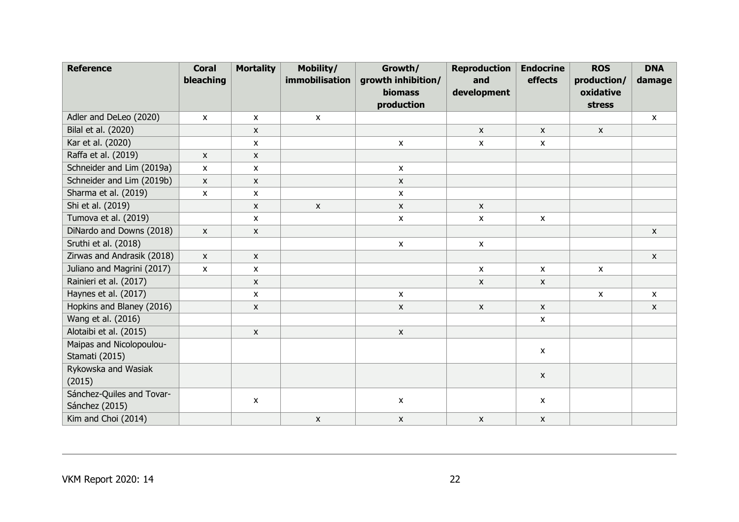| Reference | Coral bleaching | Mortality | Mobility/ immobilisation | Growth/ growth inhibition/ biomass production | Reproduction and development | Endocrine effects | ROS production/ oxidative stress | DNA damage |
|---|---|---|---|---|---|---|---|---|
| Adler and DeLeo (2020) | x | x | x | | | | | x |
| Bilal et al. (2020) | | x | | | x | x | x | |
| Kar et al. (2020) | | x | | x | x | x | | |
| Raffa et al. (2019) | x | x | | | | | | |
| Schneider and Lim (2019a) | x | x | | x | | | | |
| Schneider and Lim (2019b) | x | x | | x | | | | |
| Sharma et al. (2019) | x | x | | x | | | | |
| Shi et al. (2019) | | x | x | x | x | | | |
| Tumova et al. (2019) | | x | | x | x | x | | |
| DiNardo and Downs (2018) | x | x | | | | | | x |
| Sruthi et al. (2018) | | | | x | x | | | |
| Zirwas and Andrasik (2018) | x | x | | | | | | x |
| Juliano and Magrini (2017) | x | x | | | x | x | x | |
| Rainieri et al. (2017) | | x | | | x | x | | |
| Haynes et al. (2017) | | x | | x | | | x | x |
| Hopkins and Blaney (2016) | | x | | x | x | x | | x |
| Wang et al. (2016) | | | | | | x | | |
| Alotaibi et al. (2015) | | x | | x | | | | |
| Maipas and Nicolopoulou-Stamati (2015) | | | | | | x | | |
| Rykowska and Wasiak (2015) | | | | | | x | | |
| Sánchez-Quiles and Tovar-Sánchez (2015) | | x | | x | | x | | |
| Kim and Choi (2014) | | | x | x | x | x | | |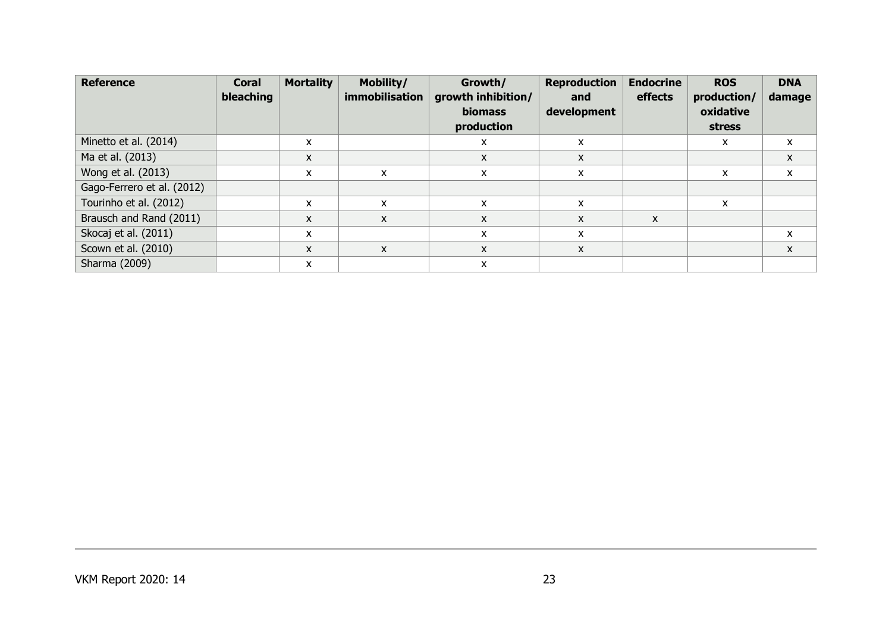| Reference | Coral bleaching | Mortality | Mobility/ immobilisation | Growth/ growth inhibition/ biomass production | Reproduction and development | Endocrine effects | ROS production/ oxidative stress | DNA damage |
|---|---|---|---|---|---|---|---|---|
| Minetto et al. (2014) | | x | | x | x | | x | x |
| Ma et al. (2013) | | x | | x | x | | | x |
| Wong et al. (2013) | | x | x | x | x | | x | x |
| Gago-Ferrero et al. (2012) | | | | | | | | |
| Tourinho et al. (2012) | | x | x | x | x | | x | |
| Brausch and Rand (2011) | | x | x | x | x | x | | |
| Skocaj et al. (2011) | | x | | x | x | | | x |
| Scown et al. (2010) | | x | x | x | x | | | x |
| Sharma (2009) | | x | | x | | | | |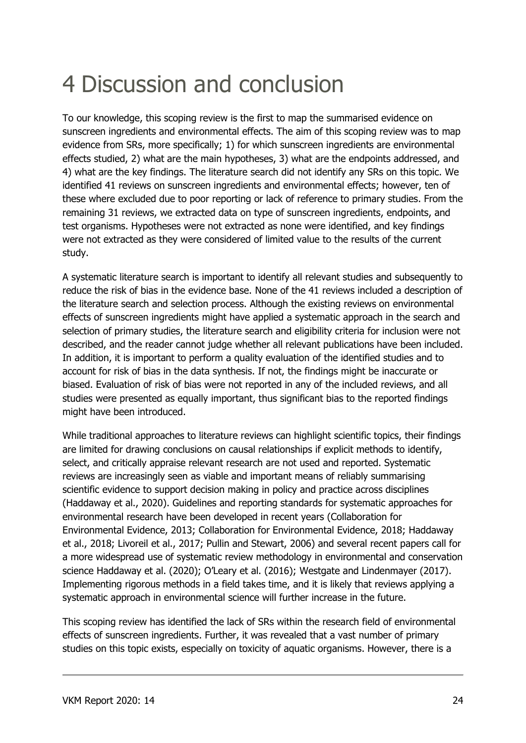# 4 Discussion and conclusion

To our knowledge, this scoping review is the first to map the summarised evidence on sunscreen ingredients and environmental effects. The aim of this scoping review was to map evidence from SRs, more specifically; 1) for which sunscreen ingredients are environmental effects studied, 2) what are the main hypotheses, 3) what are the endpoints addressed, and 4) what are the key findings. The literature search did not identify any SRs on this topic. We identified 41 reviews on sunscreen ingredients and environmental effects; however, ten of these where excluded due to poor reporting or lack of reference to primary studies. From the remaining 31 reviews, we extracted data on type of sunscreen ingredients, endpoints, and test organisms. Hypotheses were not extracted as none were identified, and key findings were not extracted as they were considered of limited value to the results of the current study.

A systematic literature search is important to identify all relevant studies and subsequently to reduce the risk of bias in the evidence base. None of the 41 reviews included a description of the literature search and selection process. Although the existing reviews on environmental effects of sunscreen ingredients might have applied a systematic approach in the search and selection of primary studies, the literature search and eligibility criteria for inclusion were not described, and the reader cannot judge whether all relevant publications have been included. In addition, it is important to perform a quality evaluation of the identified studies and to account for risk of bias in the data synthesis. If not, the findings might be inaccurate or biased. Evaluation of risk of bias were not reported in any of the included reviews, and all studies were presented as equally important, thus significant bias to the reported findings might have been introduced.

While traditional approaches to literature reviews can highlight scientific topics, their findings are limited for drawing conclusions on causal relationships if explicit methods to identify, select, and critically appraise relevant research are not used and reported. Systematic reviews are increasingly seen as viable and important means of reliably summarising scientific evidence to support decision making in policy and practice across disciplines (Haddaway et al., 2020). Guidelines and reporting standards for systematic approaches for environmental research have been developed in recent years (Collaboration for Environmental Evidence, 2013; Collaboration for Environmental Evidence, 2018; Haddaway et al., 2018; Livoreil et al., 2017; Pullin and Stewart, 2006) and several recent papers call for a more widespread use of systematic review methodology in environmental and conservation science Haddaway et al. (2020); O'Leary et al. (2016); Westgate and Lindenmayer (2017). Implementing rigorous methods in a field takes time, and it is likely that reviews applying a systematic approach in environmental science will further increase in the future.

This scoping review has identified the lack of SRs within the research field of environmental effects of sunscreen ingredients. Further, it was revealed that a vast number of primary studies on this topic exists, especially on toxicity of aquatic organisms. However, there is a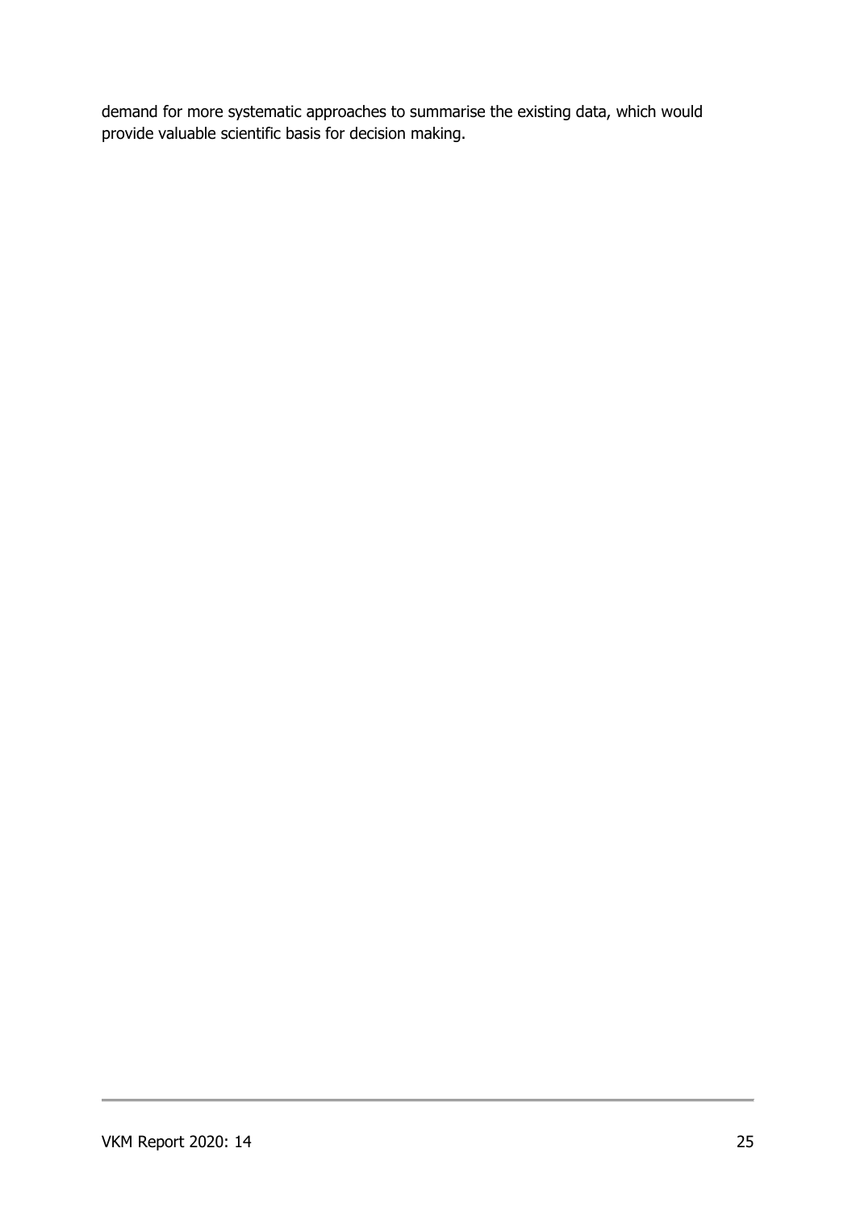demand for more systematic approaches to summarise the existing data, which would provide valuable scientific basis for decision making.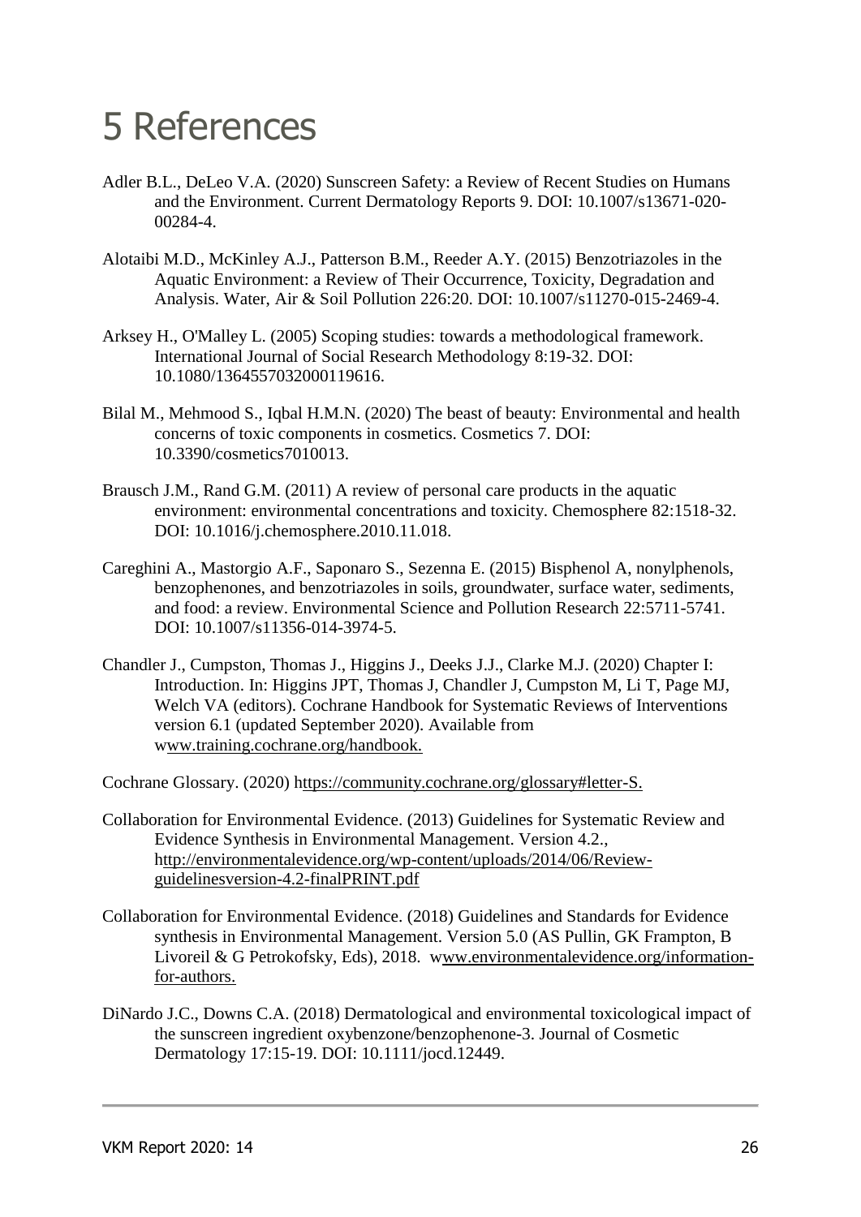# 5 References

Adler B.L., DeLeo V.A. (2020) Sunscreen Safety: a Review of Recent Studies on Humans and the Environment. Current Dermatology Reports 9. DOI: 10.1007/s13671-020-00284-4.

Alotaibi M.D., McKinley A.J., Patterson B.M., Reeder A.Y. (2015) Benzotriazoles in the Aquatic Environment: a Review of Their Occurrence, Toxicity, Degradation and Analysis. Water, Air & Soil Pollution 226:20. DOI: 10.1007/s11270-015-2469-4.

Arksey H., O'Malley L. (2005) Scoping studies: towards a methodological framework. International Journal of Social Research Methodology 8:19-32. DOI: 10.1080/1364557032000119616.

Bilal M., Mehmood S., Iqbal H.M.N. (2020) The beast of beauty: Environmental and health concerns of toxic components in cosmetics. Cosmetics 7. DOI: 10.3390/cosmetics7010013.

Brausch J.M., Rand G.M. (2011) A review of personal care products in the aquatic environment: environmental concentrations and toxicity. Chemosphere 82:1518-32. DOI: 10.1016/j.chemosphere.2010.11.018.

Careghini A., Mastorgio A.F., Saponaro S., Sezenna E. (2015) Bisphenol A, nonylphenols, benzophenones, and benzotriazoles in soils, groundwater, surface water, sediments, and food: a review. Environmental Science and Pollution Research 22:5711-5741. DOI: 10.1007/s11356-014-3974-5.

Chandler J., Cumpston, Thomas J., Higgins J., Deeks J.J., Clarke M.J. (2020) Chapter I: Introduction. In: Higgins JPT, Thomas J, Chandler J, Cumpston M, Li T, Page MJ, Welch VA (editors). Cochrane Handbook for Systematic Reviews of Interventions version 6.1 (updated September 2020). Available from www.training.cochrane.org/handbook.

Cochrane Glossary. (2020) https://community.cochrane.org/glossary#letter-S.

Collaboration for Environmental Evidence. (2013) Guidelines for Systematic Review and Evidence Synthesis in Environmental Management. Version 4.2., http://environmentalevidence.org/wp-content/uploads/2014/06/Review-guidelinesversion-4.2-finalPRINT.pdf

Collaboration for Environmental Evidence. (2018) Guidelines and Standards for Evidence synthesis in Environmental Management. Version 5.0 (AS Pullin, GK Frampton, B Livoreil & G Petrokofsky, Eds), 2018. www.environmentalevidence.org/information-for-authors.

DiNardo J.C., Downs C.A. (2018) Dermatological and environmental toxicological impact of the sunscreen ingredient oxybenzone/benzophenone-3. Journal of Cosmetic Dermatology 17:15-19. DOI: 10.1111/jocd.12449.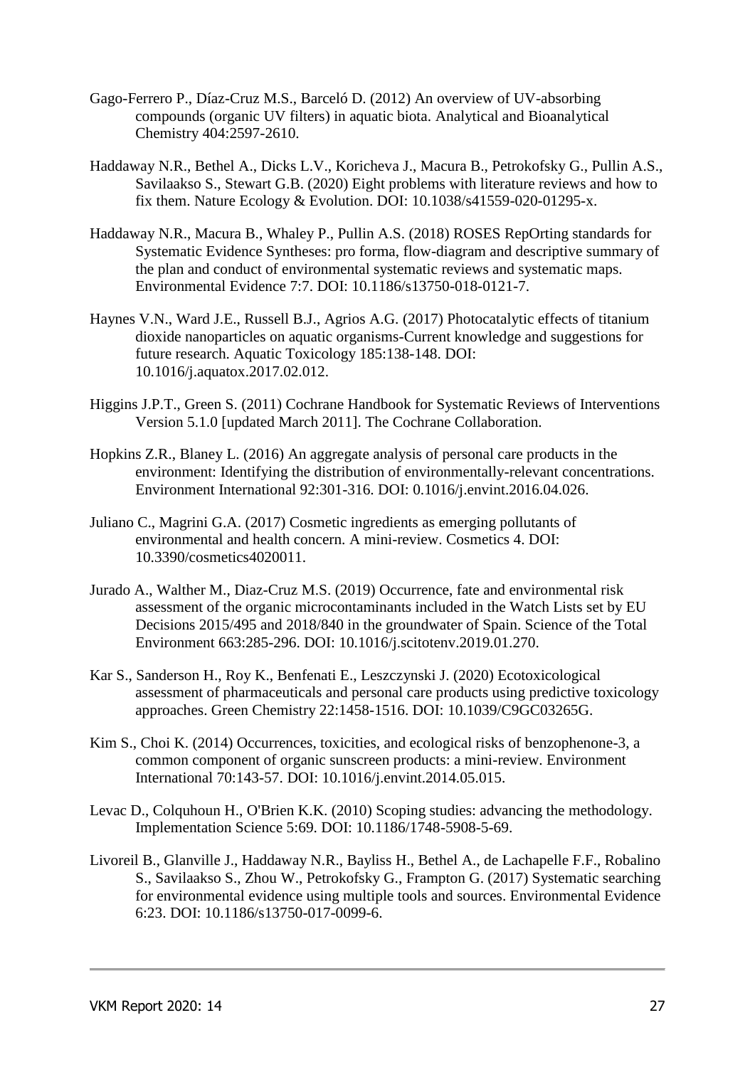Gago-Ferrero P., Díaz-Cruz M.S., Barceló D. (2012) An overview of UV-absorbing compounds (organic UV filters) in aquatic biota. Analytical and Bioanalytical Chemistry 404:2597-2610.

Haddaway N.R., Bethel A., Dicks L.V., Koricheva J., Macura B., Petrokofsky G., Pullin A.S., Savilaakso S., Stewart G.B. (2020) Eight problems with literature reviews and how to fix them. Nature Ecology & Evolution. DOI: 10.1038/s41559-020-01295-x.

Haddaway N.R., Macura B., Whaley P., Pullin A.S. (2018) ROSES RepOrting standards for Systematic Evidence Syntheses: pro forma, flow-diagram and descriptive summary of the plan and conduct of environmental systematic reviews and systematic maps. Environmental Evidence 7:7. DOI: 10.1186/s13750-018-0121-7.

Haynes V.N., Ward J.E., Russell B.J., Agrios A.G. (2017) Photocatalytic effects of titanium dioxide nanoparticles on aquatic organisms-Current knowledge and suggestions for future research. Aquatic Toxicology 185:138-148. DOI: 10.1016/j.aquatox.2017.02.012.

Higgins J.P.T., Green S. (2011) Cochrane Handbook for Systematic Reviews of Interventions Version 5.1.0 [updated March 2011]. The Cochrane Collaboration.

Hopkins Z.R., Blaney L. (2016) An aggregate analysis of personal care products in the environment: Identifying the distribution of environmentally-relevant concentrations. Environment International 92:301-316. DOI: 0.1016/j.envint.2016.04.026.

Juliano C., Magrini G.A. (2017) Cosmetic ingredients as emerging pollutants of environmental and health concern. A mini-review. Cosmetics 4. DOI: 10.3390/cosmetics4020011.

Jurado A., Walther M., Diaz-Cruz M.S. (2019) Occurrence, fate and environmental risk assessment of the organic microcontaminants included in the Watch Lists set by EU Decisions 2015/495 and 2018/840 in the groundwater of Spain. Science of the Total Environment 663:285-296. DOI: 10.1016/j.scitotenv.2019.01.270.

Kar S., Sanderson H., Roy K., Benfenati E., Leszczynski J. (2020) Ecotoxicological assessment of pharmaceuticals and personal care products using predictive toxicology approaches. Green Chemistry 22:1458-1516. DOI: 10.1039/C9GC03265G.

Kim S., Choi K. (2014) Occurrences, toxicities, and ecological risks of benzophenone-3, a common component of organic sunscreen products: a mini-review. Environment International 70:143-57. DOI: 10.1016/j.envint.2014.05.015.

Levac D., Colquhoun H., O'Brien K.K. (2010) Scoping studies: advancing the methodology. Implementation Science 5:69. DOI: 10.1186/1748-5908-5-69.

Livoreil B., Glanville J., Haddaway N.R., Bayliss H., Bethel A., de Lachapelle F.F., Robalino S., Savilaakso S., Zhou W., Petrokofsky G., Frampton G. (2017) Systematic searching for environmental evidence using multiple tools and sources. Environmental Evidence 6:23. DOI: 10.1186/s13750-017-0099-6.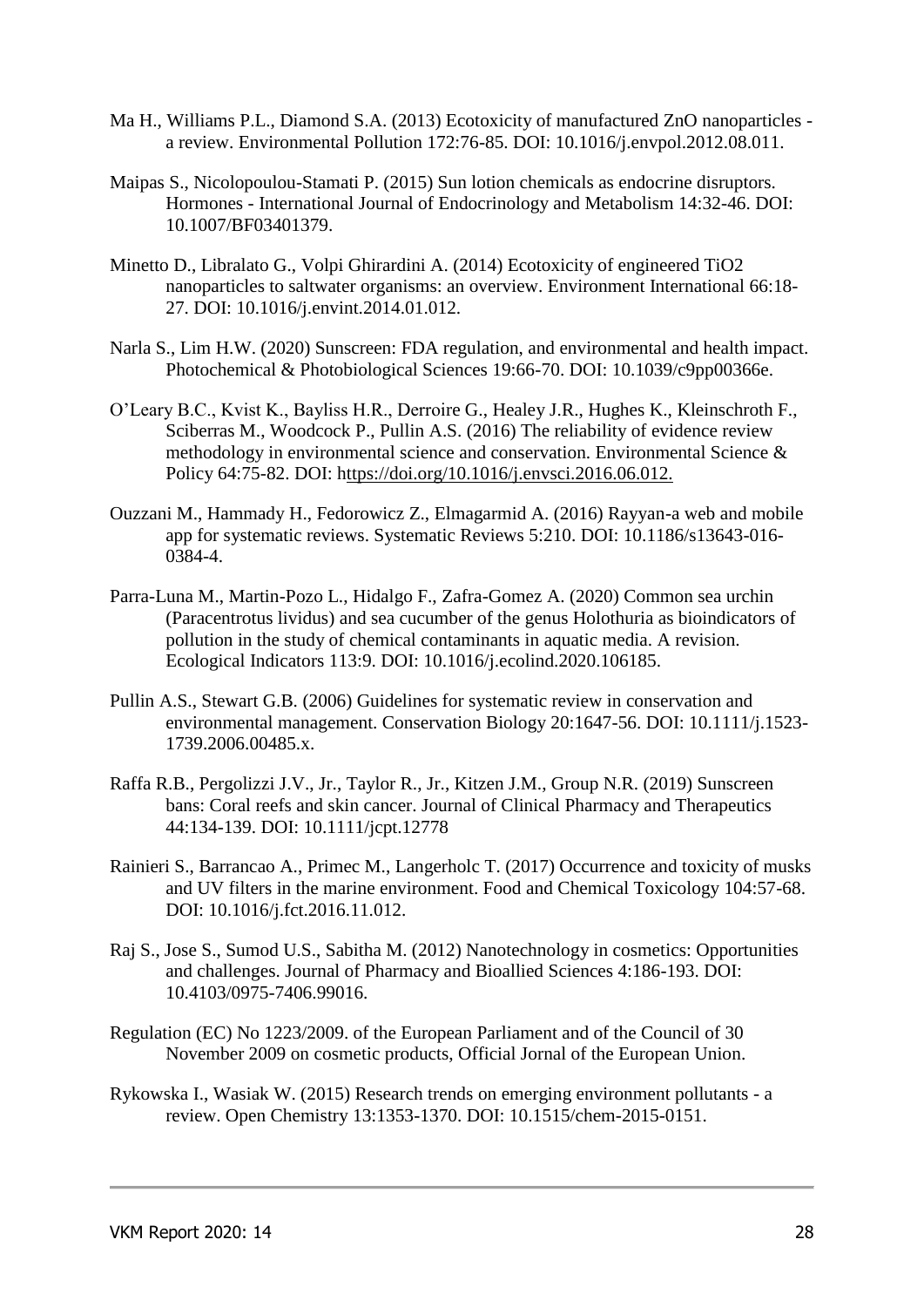Ma H., Williams P.L., Diamond S.A. (2013) Ecotoxicity of manufactured ZnO nanoparticles - a review. Environmental Pollution 172:76-85. DOI: 10.1016/j.envpol.2012.08.011.

Maipas S., Nicolopoulou-Stamati P. (2015) Sun lotion chemicals as endocrine disruptors. Hormones - International Journal of Endocrinology and Metabolism 14:32-46. DOI: 10.1007/BF03401379.

Minetto D., Libralato G., Volpi Ghirardini A. (2014) Ecotoxicity of engineered TiO2 nanoparticles to saltwater organisms: an overview. Environment International 66:18-27. DOI: 10.1016/j.envint.2014.01.012.

Narla S., Lim H.W. (2020) Sunscreen: FDA regulation, and environmental and health impact. Photochemical & Photobiological Sciences 19:66-70. DOI: 10.1039/c9pp00366e.

O'Leary B.C., Kvist K., Bayliss H.R., Derroire G., Healey J.R., Hughes K., Kleinschroth F., Sciberras M., Woodcock P., Pullin A.S. (2016) The reliability of evidence review methodology in environmental science and conservation. Environmental Science & Policy 64:75-82. DOI: https://doi.org/10.1016/j.envsci.2016.06.012.

Ouzzani M., Hammady H., Fedorowicz Z., Elmagarmid A. (2016) Rayyan-a web and mobile app for systematic reviews. Systematic Reviews 5:210. DOI: 10.1186/s13643-016-0384-4.

Parra-Luna M., Martin-Pozo L., Hidalgo F., Zafra-Gomez A. (2020) Common sea urchin (Paracentrotus lividus) and sea cucumber of the genus Holothuria as bioindicators of pollution in the study of chemical contaminants in aquatic media. A revision. Ecological Indicators 113:9. DOI: 10.1016/j.ecolind.2020.106185.

Pullin A.S., Stewart G.B. (2006) Guidelines for systematic review in conservation and environmental management. Conservation Biology 20:1647-56. DOI: 10.1111/j.1523-1739.2006.00485.x.

Raffa R.B., Pergolizzi J.V., Jr., Taylor R., Jr., Kitzen J.M., Group N.R. (2019) Sunscreen bans: Coral reefs and skin cancer. Journal of Clinical Pharmacy and Therapeutics 44:134-139. DOI: 10.1111/jcpt.12778

Rainieri S., Barrancao A., Primec M., Langerholc T. (2017) Occurrence and toxicity of musks and UV filters in the marine environment. Food and Chemical Toxicology 104:57-68. DOI: 10.1016/j.fct.2016.11.012.

Raj S., Jose S., Sumod U.S., Sabitha M. (2012) Nanotechnology in cosmetics: Opportunities and challenges. Journal of Pharmacy and Bioallied Sciences 4:186-193. DOI: 10.4103/0975-7406.99016.

Regulation (EC) No 1223/2009. of the European Parliament and of the Council of 30 November 2009 on cosmetic products, Official Jornal of the European Union.

Rykowska I., Wasiak W. (2015) Research trends on emerging environment pollutants - a review. Open Chemistry 13:1353-1370. DOI: 10.1515/chem-2015-0151.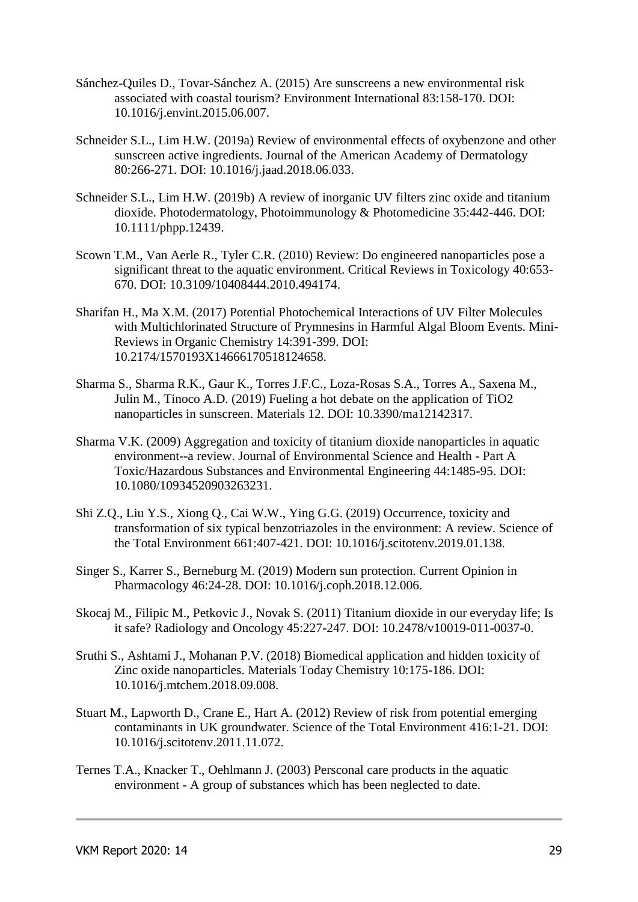Sánchez-Quiles D., Tovar-Sánchez A. (2015) Are sunscreens a new environmental risk associated with coastal tourism? Environment International 83:158-170. DOI: 10.1016/j.envint.2015.06.007.

Schneider S.L., Lim H.W. (2019a) Review of environmental effects of oxybenzone and other sunscreen active ingredients. Journal of the American Academy of Dermatology 80:266-271. DOI: 10.1016/j.jaad.2018.06.033.

Schneider S.L., Lim H.W. (2019b) A review of inorganic UV filters zinc oxide and titanium dioxide. Photodermatology, Photoimmunology & Photomedicine 35:442-446. DOI: 10.1111/phpp.12439.

Scown T.M., Van Aerle R., Tyler C.R. (2010) Review: Do engineered nanoparticles pose a significant threat to the aquatic environment. Critical Reviews in Toxicology 40:653-670. DOI: 10.3109/10408444.2010.494174.

Sharifan H., Ma X.M. (2017) Potential Photochemical Interactions of UV Filter Molecules with Multichlorinated Structure of Prymnesins in Harmful Algal Bloom Events. Mini-Reviews in Organic Chemistry 14:391-399. DOI: 10.2174/1570193X14666170518124658.

Sharma S., Sharma R.K., Gaur K., Torres J.F.C., Loza-Rosas S.A., Torres A., Saxena M., Julin M., Tinoco A.D. (2019) Fueling a hot debate on the application of TiO2 nanoparticles in sunscreen. Materials 12. DOI: 10.3390/ma12142317.

Sharma V.K. (2009) Aggregation and toxicity of titanium dioxide nanoparticles in aquatic environment--a review. Journal of Environmental Science and Health - Part A Toxic/Hazardous Substances and Environmental Engineering 44:1485-95. DOI: 10.1080/10934520903263231.

Shi Z.Q., Liu Y.S., Xiong Q., Cai W.W., Ying G.G. (2019) Occurrence, toxicity and transformation of six typical benzotriazoles in the environment: A review. Science of the Total Environment 661:407-421. DOI: 10.1016/j.scitotenv.2019.01.138.

Singer S., Karrer S., Berneburg M. (2019) Modern sun protection. Current Opinion in Pharmacology 46:24-28. DOI: 10.1016/j.coph.2018.12.006.

Skocaj M., Filipic M., Petkovic J., Novak S. (2011) Titanium dioxide in our everyday life; Is it safe? Radiology and Oncology 45:227-247. DOI: 10.2478/v10019-011-0037-0.

Sruthi S., Ashtami J., Mohanan P.V. (2018) Biomedical application and hidden toxicity of Zinc oxide nanoparticles. Materials Today Chemistry 10:175-186. DOI: 10.1016/j.mtchem.2018.09.008.

Stuart M., Lapworth D., Crane E., Hart A. (2012) Review of risk from potential emerging contaminants in UK groundwater. Science of the Total Environment 416:1-21. DOI: 10.1016/j.scitotenv.2011.11.072.

Ternes T.A., Knacker T., Oehlmann J. (2003) Persconal care products in the aquatic environment - A group of substances which has been neglected to date.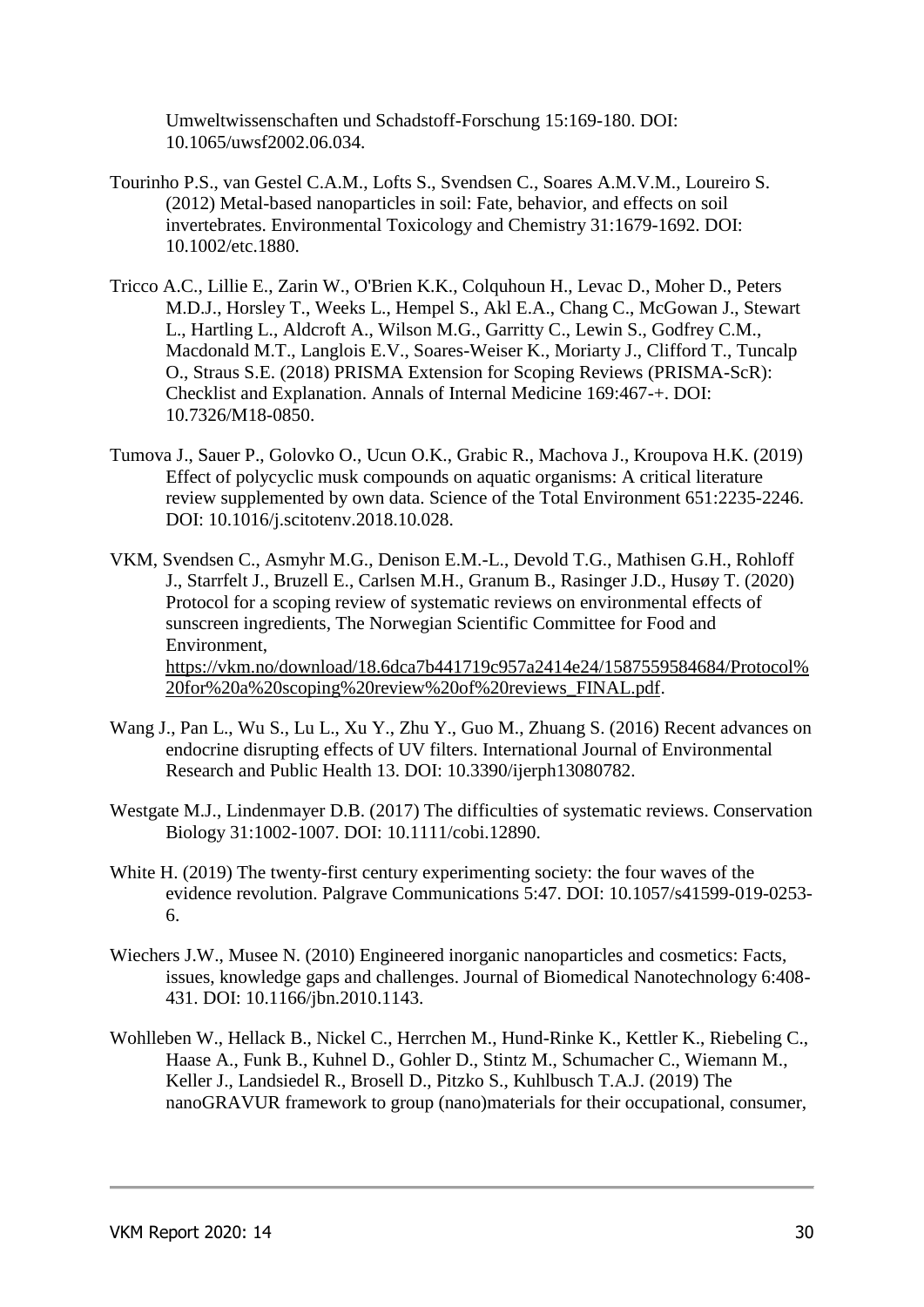Umweltwissenschaften und Schadstoff-Forschung 15:169-180. DOI: 10.1065/uwsf2002.06.034.

Tourinho P.S., van Gestel C.A.M., Lofts S., Svendsen C., Soares A.M.V.M., Loureiro S. (2012) Metal-based nanoparticles in soil: Fate, behavior, and effects on soil invertebrates. Environmental Toxicology and Chemistry 31:1679-1692. DOI: 10.1002/etc.1880.

Tricco A.C., Lillie E., Zarin W., O'Brien K.K., Colquhoun H., Levac D., Moher D., Peters M.D.J., Horsley T., Weeks L., Hempel S., Akl E.A., Chang C., McGowan J., Stewart L., Hartling L., Aldcroft A., Wilson M.G., Garritty C., Lewin S., Godfrey C.M., Macdonald M.T., Langlois E.V., Soares-Weiser K., Moriarty J., Clifford T., Tuncalp O., Straus S.E. (2018) PRISMA Extension for Scoping Reviews (PRISMA-ScR): Checklist and Explanation. Annals of Internal Medicine 169:467-+. DOI: 10.7326/M18-0850.

Tumova J., Sauer P., Golovko O., Ucun O.K., Grabic R., Machova J., Kroupova H.K. (2019) Effect of polycyclic musk compounds on aquatic organisms: A critical literature review supplemented by own data. Science of the Total Environment 651:2235-2246. DOI: 10.1016/j.scitotenv.2018.10.028.

VKM, Svendsen C., Asmyhr M.G., Denison E.M.-L., Devold T.G., Mathisen G.H., Rohloff J., Starrfelt J., Bruzell E., Carlsen M.H., Granum B., Rasinger J.D., Husøy T. (2020) Protocol for a scoping review of systematic reviews on environmental effects of sunscreen ingredients, The Norwegian Scientific Committee for Food and Environment, https://vkm.no/download/18.6dca7b441719c957a2414e24/1587559584684/Protocol%20for%20a%20scoping%20review%20of%20reviews_FINAL.pdf.

Wang J., Pan L., Wu S., Lu L., Xu Y., Zhu Y., Guo M., Zhuang S. (2016) Recent advances on endocrine disrupting effects of UV filters. International Journal of Environmental Research and Public Health 13. DOI: 10.3390/ijerph13080782.

Westgate M.J., Lindenmayer D.B. (2017) The difficulties of systematic reviews. Conservation Biology 31:1002-1007. DOI: 10.1111/cobi.12890.

White H. (2019) The twenty-first century experimenting society: the four waves of the evidence revolution. Palgrave Communications 5:47. DOI: 10.1057/s41599-019-0253-6.

Wiechers J.W., Musee N. (2010) Engineered inorganic nanoparticles and cosmetics: Facts, issues, knowledge gaps and challenges. Journal of Biomedical Nanotechnology 6:408-431. DOI: 10.1166/jbn.2010.1143.

Wohlleben W., Hellack B., Nickel C., Herrchen M., Hund-Rinke K., Kettler K., Riebeling C., Haase A., Funk B., Kuhnel D., Gohler D., Stintz M., Schumacher C., Wiemann M., Keller J., Landsiedel R., Broßell D., Pitzko S., Kuhlbusch T.A.J. (2019) The nanoGRAVUR framework to group (nano)materials for their occupational, consumer,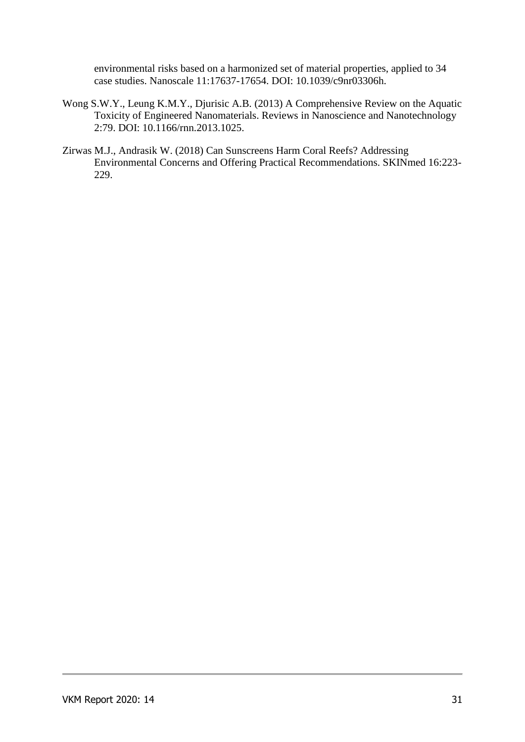environmental risks based on a harmonized set of material properties, applied to 34 case studies. Nanoscale 11:17637-17654. DOI: 10.1039/c9nr03306h.

Wong S.W.Y., Leung K.M.Y., Djurisic A.B. (2013) A Comprehensive Review on the Aquatic Toxicity of Engineered Nanomaterials. Reviews in Nanoscience and Nanotechnology 2:79. DOI: 10.1166/rnn.2013.1025.

Zirwas M.J., Andrasik W. (2018) Can Sunscreens Harm Coral Reefs? Addressing Environmental Concerns and Offering Practical Recommendations. SKINmed 16:223-229.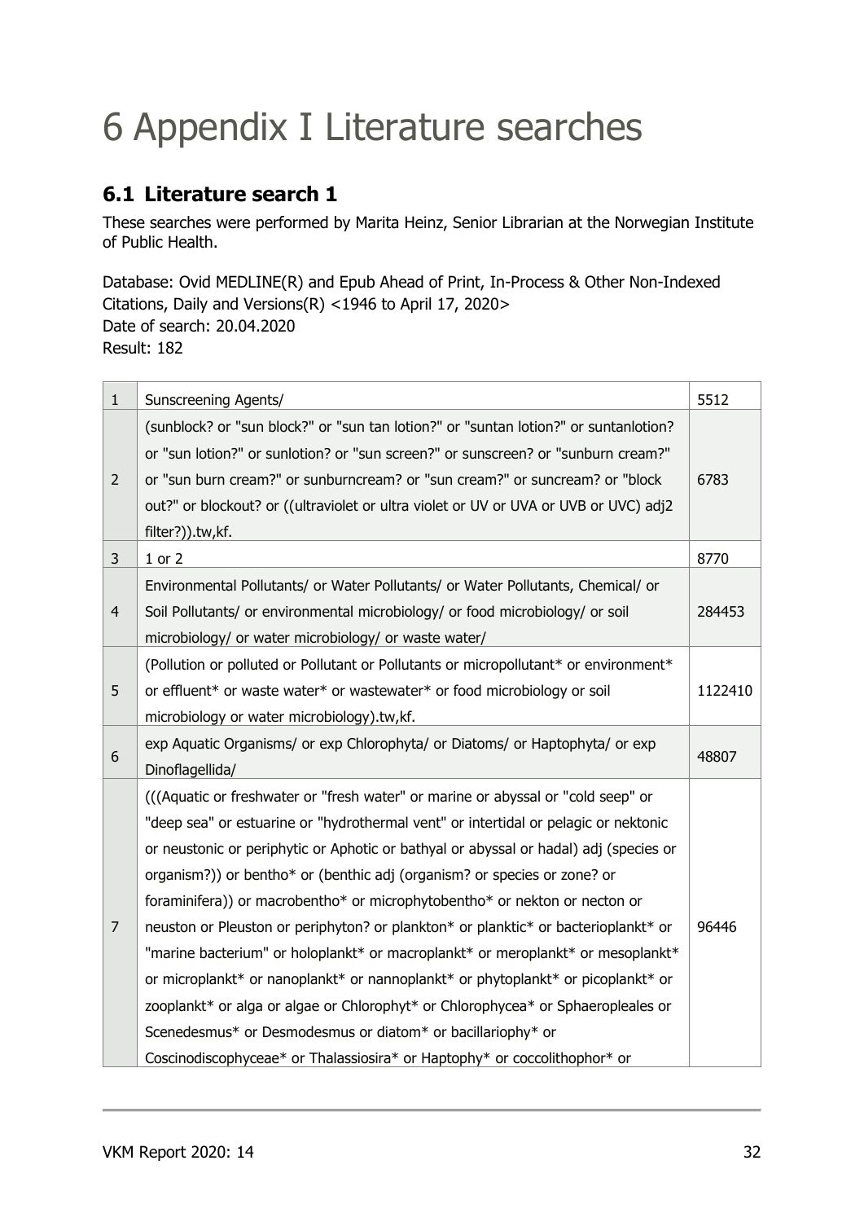# 6 Appendix I Literature searches

## 6.1 Literature search 1

These searches were performed by Marita Heinz, Senior Librarian at the Norwegian Institute of Public Health.

Database: Ovid MEDLINE(R) and Epub Ahead of Print, In-Process & Other Non-Indexed Citations, Daily and Versions(R) <1946 to April 17, 2020>
Date of search: 20.04.2020
Result: 182

| | | |
|---|---|---|
| 1 | Sunscreening Agents/ | 5512 |
| 2 | (sunblock? or "sun block?" or "sun tan lotion?" or "suntan lotion?" or suntanlotion? or "sun lotion?" or sunlotion? or "sun screen?" or sunscreen? or "sunburn cream?" or "sun burn cream?" or sunburncream? or "sun cream?" or suncream? or "block out?" or blockout? or ((ultraviolet or ultra violet or UV or UVA or UVB or UVC) adj2 filter?)).tw,kf. | 6783 |
| 3 | 1 or 2 | 8770 |
| 4 | Environmental Pollutants/ or Water Pollutants/ or Water Pollutants, Chemical/ or Soil Pollutants/ or environmental microbiology/ or food microbiology/ or soil microbiology/ or water microbiology/ or waste water/ | 284453 |
| 5 | (Pollution or polluted or Pollutant or Pollutants or micropollutant* or environment* or effluent* or waste water* or wastewater* or food microbiology or soil microbiology or water microbiology).tw,kf. | 1122410 |
| 6 | exp Aquatic Organisms/ or exp Chlorophyta/ or Diatoms/ or Haptophyta/ or exp Dinoflagellida/ | 48807 |
| 7 | (((Aquatic or freshwater or "fresh water" or marine or abyssal or "cold seep" or "deep sea" or estuarine or "hydrothermal vent" or intertidal or pelagic or nektonic or neustonic or periphytic or Aphotic or bathyal or abyssal or hadal) adj (species or organism?)) or bentho* or (benthic adj (organism? or species or zone? or foraminifera)) or macrobentho* or microphytobentho* or nekton or necton or neuston or Pleuston or periphyton? or plankton* or planktic* or bacterioplankt* or "marine bacterium" or holoplankt* or macroplankt* or meroplankt* or mesoplankt* or microplankt* or nanoplankt* or nannoplankt* or phytoplankt* or picoplankt* or zooplankt* or alga or algae or Chlorophyt* or Chlorophycea* or Sphaeropleales or Scenedesmus* or Desmodesmus or diatom* or bacillariophy* or Coscinodiscophyceae* or Thalassiosira* or Haptophy* or coccolithophor* or | 96446 |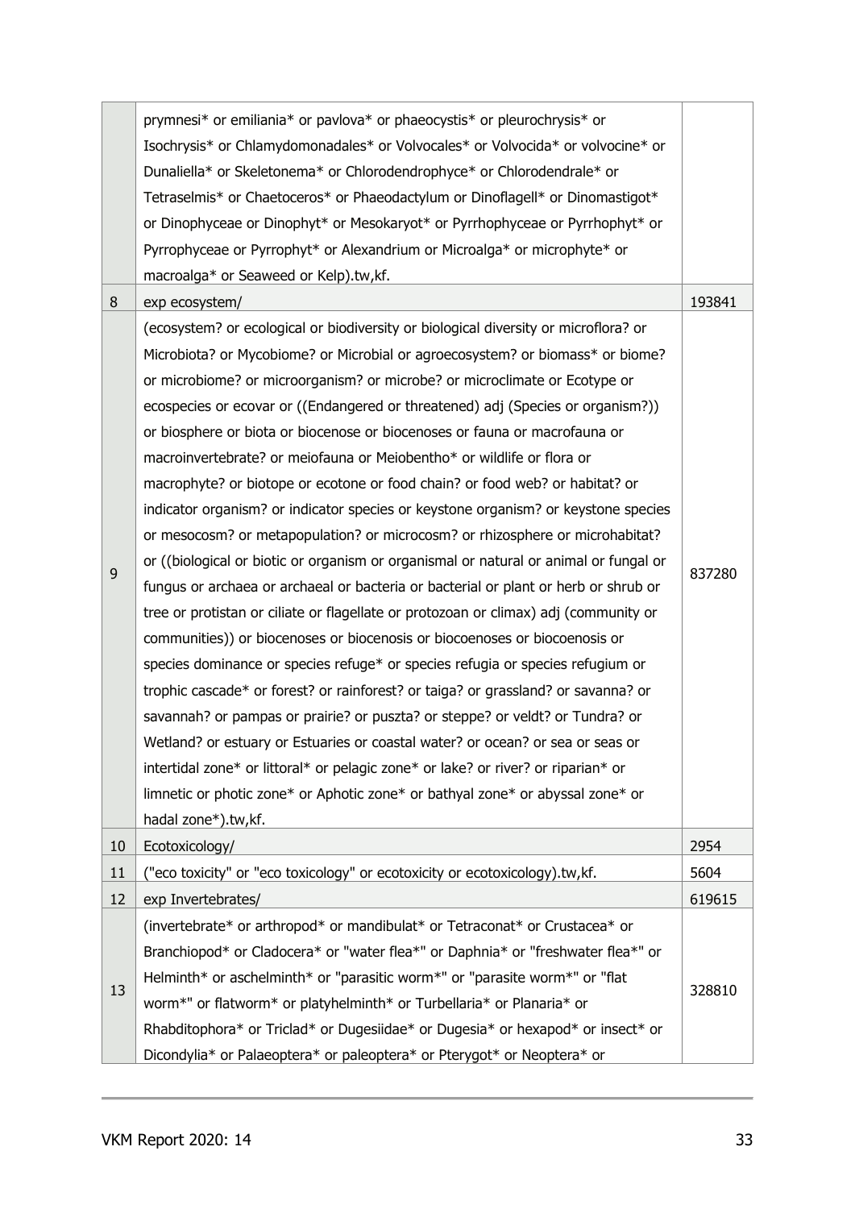| | | |
|---|---|---|
| | prymnesi* or emiliania* or pavlova* or phaeocystis* or pleurochrysis* or Isochrysis* or Chlamydomonadales* or Volvocales* or Volvocida* or volvocine* or Dunaliella* or Skeletonema* or Chlorodendrophyce* or Chlorodendrale* or Tetraselmis* or Chaetoceros* or Phaeodactylum or Dinoflagell* or Dinomastigot* or Dinophyceae or Dinophyt* or Mesokaryot* or Pyrrhophyceae or Pyrrhophyt* or Pyrrophyceae or Pyrrophyt* or Alexandrium or Microalga* or microphyte* or macroalga* or Seaweed or Kelp).tw,kf. | |
| 8 | exp ecosystem/ | 193841 |
| 9 | (ecosystem? or ecological or biodiversity or biological diversity or microflora? or Microbiota? or Mycobiome? or Microbial or agroecosystem? or biomass* or biome? or microbiome? or microorganism? or microbe? or microclimate or Ecotype or ecospecies or ecovar or ((Endangered or threatened) adj (Species or organism?)) or biosphere or biota or biocenose or biocenoses or fauna or macrofauna or macroinvertebrate? or meiofauna or Meiobentho* or wildlife or flora or macrophyte? or biotope or ecotone or food chain? or food web? or habitat? or indicator organism? or indicator species or keystone organism? or keystone species or mesocosm? or metapopulation? or microcosm? or rhizosphere or microhabitat? or ((biological or biotic or organism or organismal or natural or animal or fungal or fungus or archaea or archaeal or bacteria or bacterial or plant or herb or shrub or tree or protistan or ciliate or flagellate or protozoan or climax) adj (community or communities)) or biocenoses or biocenosis or biocoenoses or biocoenosis or species dominance or species refuge* or species refugia or species refugium or trophic cascade* or forest? or rainforest? or taiga? or grassland? or savanna? or savannah? or pampas or prairie? or puszta? or steppe? or veldt? or Tundra? or Wetland? or estuary or Estuaries or coastal water? or ocean? or sea or seas or intertidal zone* or littoral* or pelagic zone* or lake? or river? or riparian* or limnetic or photic zone* or Aphotic zone* or bathyal zone* or abyssal zone* or hadal zone*).tw,kf. | 837280 |
| 10 | Ecotoxicology/ | 2954 |
| 11 | ("eco toxicity" or "eco toxicology" or ecotoxicity or ecotoxicology).tw,kf. | 5604 |
| 12 | exp Invertebrates/ | 619615 |
| 13 | (invertebrate* or arthropod* or mandibulat* or Tetraconat* or Crustacea* or Branchiopod* or Cladocera* or "water flea*" or Daphnia* or "freshwater flea*" or Helminth* or aschelminth* or "parasitic worm*" or "parasite worm*" or "flat worm*" or flatworm* or platyhelminth* or Turbellaria* or Planaria* or Rhabditophora* or Triclad* or Dugesiidae* or Dugesia* or hexapod* or insect* or Dicondylia* or Palaeoptera* or paleoptera* or Pterygot* or Neoptera* or | 328810 |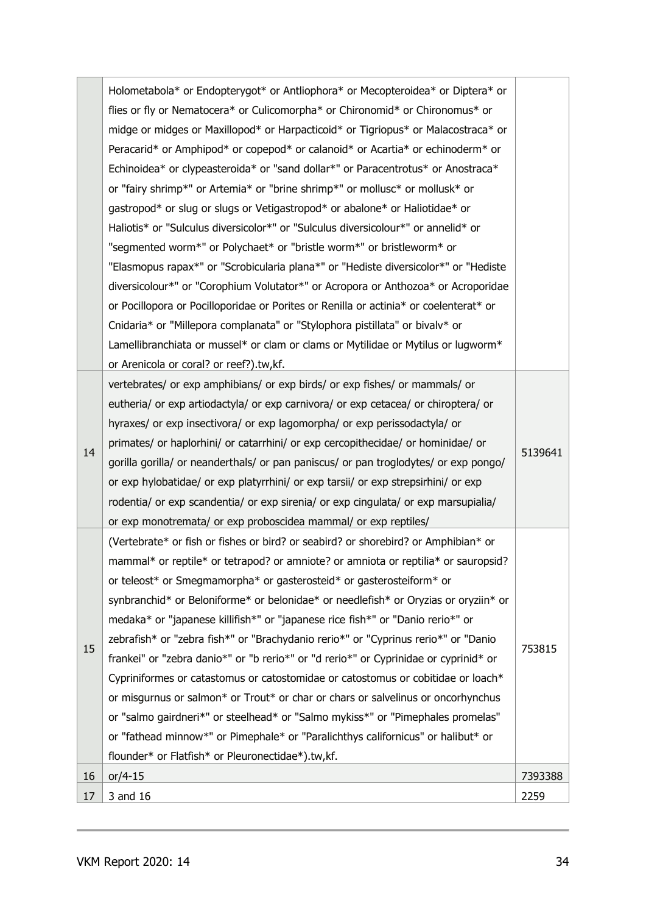| | | |
|---|---|---|
| | Holometabola* or Endopterygot* or Antliophora* or Mecopteroidea* or Diptera* or flies or fly or Nematocera* or Culicomorpha* or Chironomid* or Chironomus* or midge or midges or Maxillopod* or Harpacticoid* or Tigriopus* or Malacostraca* or Peracarid* or Amphipod* or copepod* or calanoid* or Acartia* or echinoderm* or Echinoidea* or clypeasteroida* or "sand dollar*" or Paracentrotus* or Anostraca* or "fairy shrimp*" or Artemia* or "brine shrimp*" or mollusc* or mollusk* or gastropod* or slug or slugs or Vetigastropod* or abalone* or Haliotidae* or Haliotis* or "Sulculus diversicolor*" or "Sulculus diversicolour*" or annelid* or "segmented worm*" or Polychaet* or "bristle worm*" or bristleworm* or "Elasmopus rapax*" or "Scrobicularia plana*" or "Hediste diversicolor*" or "Hediste diversicolour*" or "Corophium Volutator*" or Acropora or Anthozoa* or Acroporidae or Pocillopora or Pocilloporidae or Porites or Renilla or actinia* or coelenterat* or Cnidaria* or "Millepora complanata" or "Stylophora pistillata" or bivalv* or Lamellibranchiata or mussel* or clam or clams or Mytilidae or Mytilus or lugworm* or Arenicola or coral? or reef?).tw,kf. | |
| 14 | vertebrates/ or exp amphibians/ or exp birds/ or exp fishes/ or mammals/ or eutheria/ or exp artiodactyla/ or exp carnivora/ or exp cetacea/ or chiroptera/ or hyraxes/ or exp insectivora/ or exp lagomorpha/ or exp perissodactyla/ or primates/ or haplorhini/ or catarrhini/ or exp cercopithecidae/ or hominidae/ or gorilla gorilla/ or neanderthals/ or pan paniscus/ or pan troglodytes/ or exp pongo/ or exp hylobatidae/ or exp platyrrhini/ or exp tarsii/ or exp strepsirhini/ or exp rodentia/ or exp scandentia/ or exp sirenia/ or exp cingulata/ or exp marsupialia/ or exp monotremata/ or exp proboscidea mammal/ or exp reptiles/ | 5139641 |
| 15 | (Vertebrate* or fish or fishes or bird? or seabird? or shorebird? or Amphibian* or mammal* or reptile* or tetrapod? or amniote? or amniota or reptilia* or sauropsid? or teleost* or Smegmamorpha* or gasterosteid* or gasterosteiform* or synbranchid* or Beloniforme* or belonidae* or needlefish* or Oryzias or oryziin* or medaka* or "japanese killifish*" or "japanese rice fish*" or "Danio rerio*" or zebrafish* or "zebra fish*" or "Brachydanio rerio*" or "Cyprinus rerio*" or "Danio frankei" or "zebra danio*" or "b rerio*" or "d rerio*" or Cyprinidae or cyprinid* or Cypriniformes or catastomus or catostomidae or catostomus or cobitidae or loach* or misgurnus or salmon* or Trout* or char or chars or salvelinus or oncorhynchus or "salmo gairdneri*" or steelhead* or "Salmo mykiss*" or "Pimephales promelas" or "fathead minnow*" or Pimephale* or "Paralichthys californicus" or halibut* or flounder* or Flatfish* or Pleuronectidae*).tw,kf. | 753815 |
| 16 | or/4-15 | 7393388 |
| 17 | 3 and 16 | 2259 |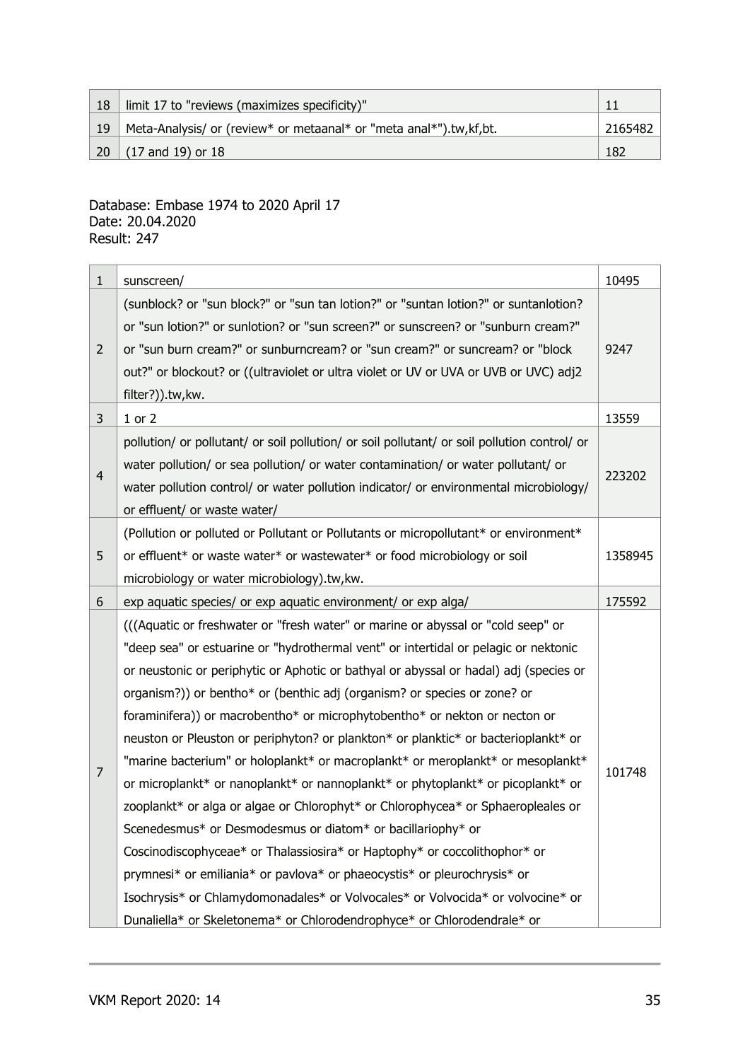| 18 | limit 17 to "reviews (maximizes specificity)" | 11 |
|---|---|---|
| 19 | Meta-Analysis/ or (review* or metaanal* or "meta anal*").tw,kf,bt. | 2165482 |
| 20 | (17 and 19) or 18 | 182 |

Database: Embase 1974 to 2020 April 17
Date: 20.04.2020
Result: 247

| 1 | sunscreen/ | 10495 |
|---|---|---|
| 2 | (sunblock? or "sun block?" or "sun tan lotion?" or "suntan lotion?" or suntanlotion? or "sun lotion?" or sunlotion? or "sun screen?" or sunscreen? or "sunburn cream?" or "sun burn cream?" or sunburncream? or "sun cream?" or suncream? or "block out?" or blockout? or ((ultraviolet or ultra violet or UV or UVA or UVB or UVC) adj2 filter?)).tw,kw. | 9247 |
| 3 | 1 or 2 | 13559 |
| 4 | pollution/ or pollutant/ or soil pollution/ or soil pollutant/ or soil pollution control/ or water pollution/ or sea pollution/ or water contamination/ or water pollutant/ or water pollution control/ or water pollution indicator/ or environmental microbiology/ or effluent/ or waste water/ | 223202 |
| 5 | (Pollution or polluted or Pollutant or Pollutants or micropollutant* or environment* or effluent* or waste water* or wastewater* or food microbiology or soil microbiology or water microbiology).tw,kw. | 1358945 |
| 6 | exp aquatic species/ or exp aquatic environment/ or exp alga/ | 175592 |
| 7 | (((Aquatic or freshwater or "fresh water" or marine or abyssal or "cold seep" or "deep sea" or estuarine or "hydrothermal vent" or intertidal or pelagic or nektonic or neustonic or periphytic or Aphotic or bathyal or abyssal or hadal) adj (species or organism?)) or bentho* or (benthic adj (organism? or species or zone? or foraminifera)) or macrobentho* or microphytobentho* or nekton or necton or neuston or Pleuston or periphyton? or plankton* or planktic* or bacterioplankt* or "marine bacterium" or holoplankt* or macroplankt* or meroplankt* or mesoplankt* or microplankt* or nanoplankt* or nannoplankt* or phytoplankt* or picoplankt* or zooplankt* or alga or algae or Chlorophyt* or Chlorophycea* or Sphaeropleales or Scenedesmus* or Desmodesmus or diatom* or bacillariophy* or Coscinodiscophyceae* or Thalassiosira* or Haptophy* or coccolithophor* or prymnesi* or emiliania* or pavlova* or phaeocystis* or pleurochrysis* or Isochrysis* or Chlamydomonadales* or Volvocales* or Volvocida* or volvocine* or Dunaliella* or Skeletonema* or Chlorodendrophyce* or Chlorodendrale* or | 101748 |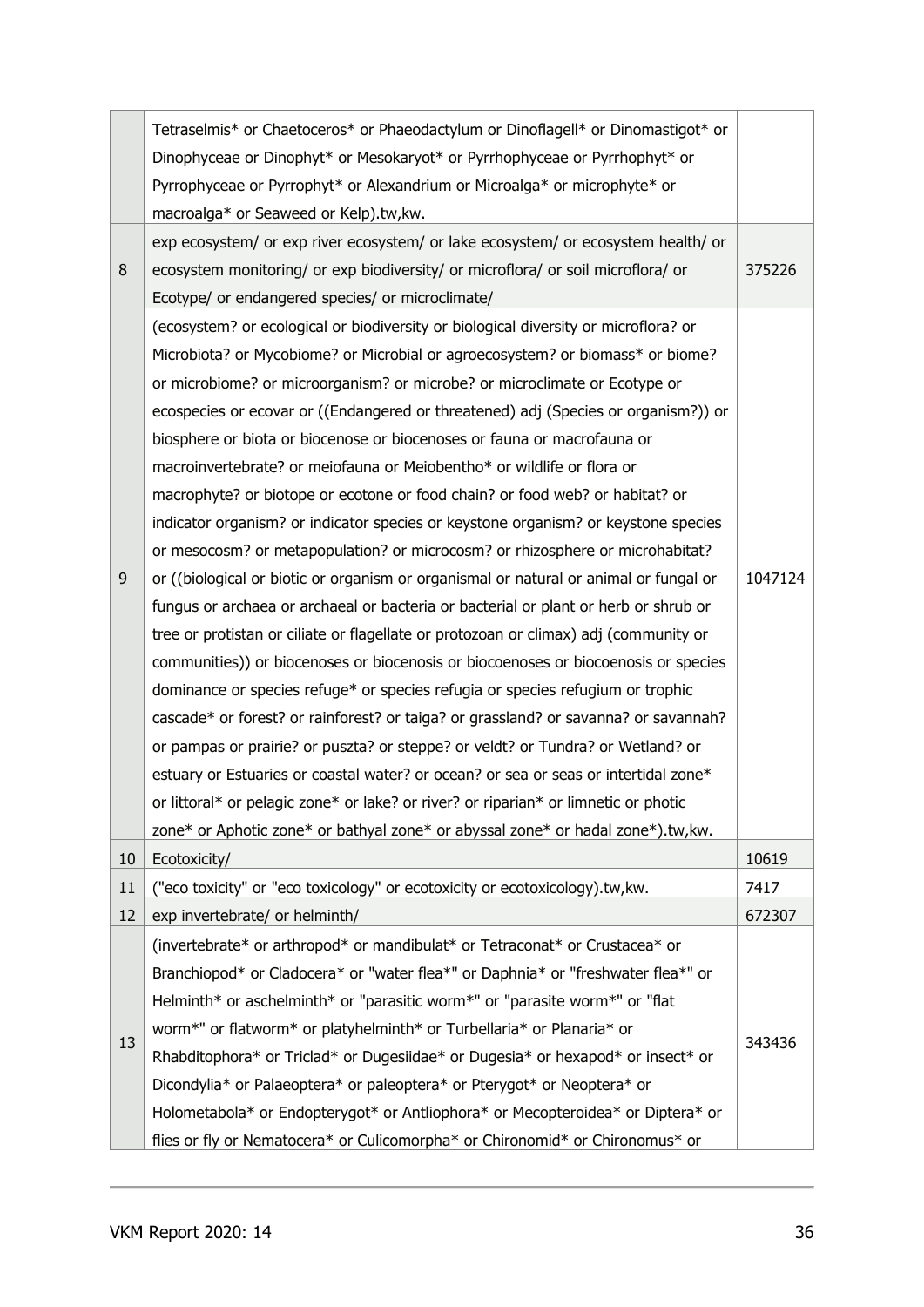| | | |
|---|---|---|
| | Tetraselmis* or Chaetoceros* or Phaeodactylum or Dinoflagell* or Dinomastigot* or Dinophyceae or Dinophyt* or Mesokaryot* or Pyrrhophyceae or Pyrrhophyt* or Pyrrophyceae or Pyrrophyt* or Alexandrium or Microalga* or microphyte* or macroalga* or Seaweed or Kelp).tw,kw. | |
| 8 | exp ecosystem/ or exp river ecosystem/ or lake ecosystem/ or ecosystem health/ or ecosystem monitoring/ or exp biodiversity/ or microflora/ or soil microflora/ or Ecotype/ or endangered species/ or microclimate/ | 375226 |
| 9 | (ecosystem? or ecological or biodiversity or biological diversity or microflora? or Microbiota? or Mycobiome? or Microbial or agroecosystem? or biomass* or biome? or microbiome? or microorganism? or microbe? or microclimate or Ecotype or ecospecies or ecovar or ((Endangered or threatened) adj (Species or organism?)) or biosphere or biota or biocenose or biocenoses or fauna or macrofauna or macroinvertebrate? or meiofauna or Meiobentho* or wildlife or flora or macrophyte? or biotope or ecotone or food chain? or food web? or habitat? or indicator organism? or indicator species or keystone organism? or keystone species or mesocosm? or metapopulation? or microcosm? or rhizosphere or microhabitat? or ((biological or biotic or organism or organismal or natural or animal or fungal or fungus or archaea or archaeal or bacteria or bacterial or plant or herb or shrub or tree or protistan or ciliate or flagellate or protozoan or climax) adj (community or communities)) or biocenoses or biocenosis or biocoenoses or biocoenosis or species dominance or species refuge* or species refugia or species refugium or trophic cascade* or forest? or rainforest? or taiga? or grassland? or savanna? or savannah? or pampas or prairie? or puszta? or steppe? or veldt? or Tundra? or Wetland? or estuary or Estuaries or coastal water? or ocean? or sea or seas or intertidal zone* or littoral* or pelagic zone* or lake? or river? or riparian* or limnetic or photic zone* or Aphotic zone* or bathyal zone* or abyssal zone* or hadal zone*).tw,kw. | 1047124 |
| 10 | Ecotoxicity/ | 10619 |
| 11 | ("eco toxicity" or "eco toxicology" or ecotoxicity or ecotoxicology).tw,kw. | 7417 |
| 12 | exp invertebrate/ or helminth/ | 672307 |
| 13 | (invertebrate* or arthropod* or mandibulat* or Tetraconat* or Crustacea* or Branchiopod* or Cladocera* or "water flea*" or Daphnia* or "freshwater flea*" or Helminth* or aschelminth* or "parasitic worm*" or "parasite worm*" or "flat worm*" or flatworm* or platyhelminth* or Turbellaria* or Planaria* or Rhabditophora* or Triclad* or Dugesiidae* or Dugesia* or hexapod* or insect* or Dicondylia* or Palaeoptera* or paleoptera* or Pterygot* or Neoptera* or Holometabola* or Endopterygot* or Antliophora* or Mecopteroidea* or Diptera* or flies or fly or Nematocera* or Culicomorpha* or Chironomid* or Chironomus* or | 343436 |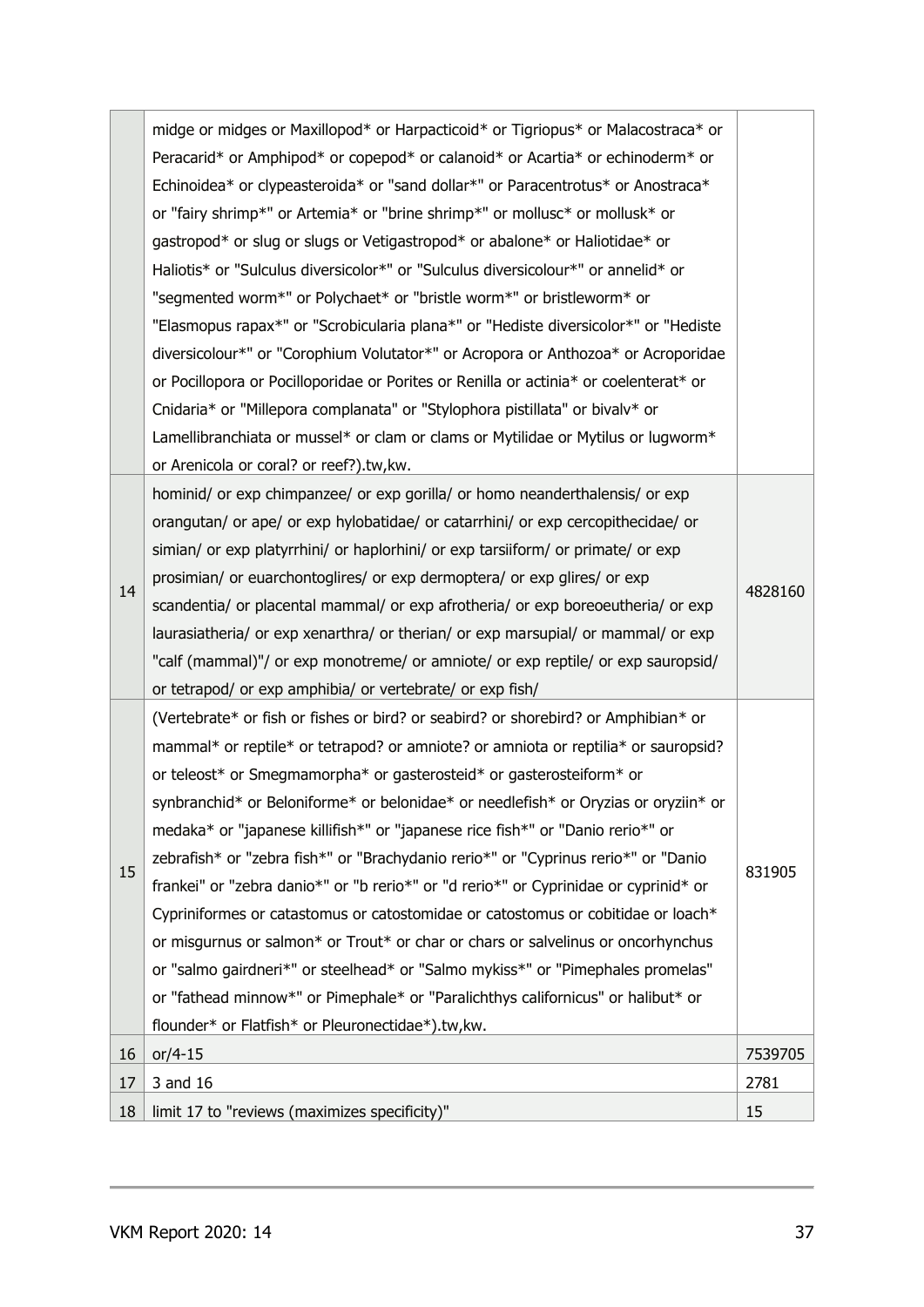| | | |
|---|---|---|
| | midge or midges or Maxillopod* or Harpacticoid* or Tigriopus* or Malacostraca* or Peracarid* or Amphipod* or copepod* or calanoid* or Acartia* or echinoderm* or Echinoidea* or clypeasteroida* or "sand dollar*" or Paracentrotus* or Anostraca* or "fairy shrimp*" or Artemia* or "brine shrimp*" or mollusc* or mollusk* or gastropod* or slug or slugs or Vetigastropod* or abalone* or Haliotidae* or Haliotis* or "Sulculus diversicolor*" or "Sulculus diversicolour*" or annelid* or "segmented worm*" or Polychaet* or "bristle worm*" or bristleworm* or "Elasmopus rapax*" or "Scrobicularia plana*" or "Hediste diversicolor*" or "Hediste diversicolour*" or "Corophium Volutator*" or Acropora or Anthozoa* or Acroporidae or Pocillopora or Pocilloporidae or Porites or Renilla or actinia* or coelenterat* or Cnidaria* or "Millepora complanata" or "Stylophora pistillata" or bivalv* or Lamellibranchiata or mussel* or clam or clams or Mytilidae or Mytilus or lugworm* or Arenicola or coral? or reef?).tw,kw. | |
| 14 | hominid/ or exp chimpanzee/ or exp gorilla/ or homo neanderthalensis/ or exp orangutan/ or ape/ or exp hylobatidae/ or catarrhini/ or exp cercopithecidae/ or simian/ or exp platyrrhini/ or haplorhini/ or exp tarsiiform/ or primate/ or exp prosimian/ or euarchontoglires/ or exp dermoptera/ or exp glires/ or exp scandentia/ or placental mammal/ or exp afrotheria/ or exp boreoeutheria/ or exp laurasiatheria/ or exp xenarthra/ or therian/ or exp marsupial/ or mammal/ or exp "calf (mammal)"/ or exp monotreme/ or amniote/ or exp reptile/ or exp sauropsid/ or tetrapod/ or exp amphibia/ or vertebrate/ or exp fish/ | 4828160 |
| 15 | (Vertebrate* or fish or fishes or bird? or seabird? or shorebird? or Amphibian* or mammal* or reptile* or tetrapod? or amniote? or amniota or reptilia* or sauropsid? or teleost* or Smegmamorpha* or gasterosteid* or gasterosteiform* or synbranchid* or Beloniforme* or belonidae* or needlefish* or Oryzias or oryziin* or medaka* or "japanese killifish*" or "japanese rice fish*" or "Danio rerio*" or zebrafish* or "zebra fish*" or "Brachydanio rerio*" or "Cyprinus rerio*" or "Danio frankei" or "zebra danio*" or "b rerio*" or "d rerio*" or Cyprinidae or cyprinid* or Cypriniformes or catastomus or catostomidae or catostomus or cobitidae or loach* or misgurnus or salmon* or Trout* or char or chars or salvelinus or oncorhynchus or "salmo gairdneri*" or steelhead* or "Salmo mykiss*" or "Pimephales promelas" or "fathead minnow*" or Pimephale* or "Paralichthys californicus" or halibut* or flounder* or Flatfish* or Pleuronectidae*).tw,kw. | 831905 |
| 16 | or/4-15 | 7539705 |
| 17 | 3 and 16 | 2781 |
| 18 | limit 17 to "reviews (maximizes specificity)" | 15 |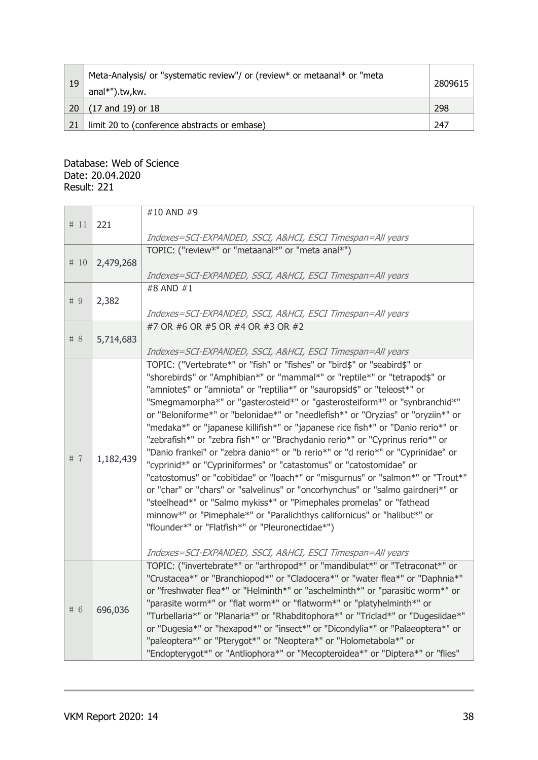| 19 | Meta-Analysis/ or "systematic review"/ or (review* or metaanal* or "meta anal*").tw,kw. | 2809615 |
|---|---|---|
| 20 | (17 and 19) or 18 | 298 |
| 21 | limit 20 to (conference abstracts or embase) | 247 |

Database: Web of Science
Date: 20.04.2020
Result: 221

| # 11 | 221 | #10 AND #9<br><br>*Indexes=SCI-EXPANDED, SSCI, A&HCI, ESCI Timespan=All years* |
|---|---|---|
| # 10 | 2,479,268 | TOPIC: ("review*" or "metaanal*" or "meta anal*")<br><br>*Indexes=SCI-EXPANDED, SSCI, A&HCI, ESCI Timespan=All years* |
| # 9 | 2,382 | #8 AND #1<br><br>*Indexes=SCI-EXPANDED, SSCI, A&HCI, ESCI Timespan=All years* |
| # 8 | 5,714,683 | #7 OR #6 OR #5 OR #4 OR #3 OR #2<br><br>*Indexes=SCI-EXPANDED, SSCI, A&HCI, ESCI Timespan=All years* |
| # 7 | 1,182,439 | TOPIC: ("Vertebrate*" or "fish" or "fishes" or "bird$" or "seabird$" or "shorebird$" or "Amphibian*" or "mammal*" or "reptile*" or "tetrapod$" or "amniote$" or "amniota" or "reptilia*" or "sauropsid$" or "teleost*" or "Smegmamorpha*" or "gasterosteid*" or "gasterosteiform*" or "synbranchid*" or "Beloniforme*" or "belonidae*" or "needlefish*" or "Oryzias" or "oryziin*" or "medaka*" or "japanese killifish*" or "japanese rice fish*" or "Danio rerio*" or "zebrafish*" or "zebra fish*" or "Brachydanio rerio*" or "Cyprinus rerio*" or "Danio frankei" or "zebra danio*" or "b rerio*" or "d rerio*" or "Cyprinidae" or "cyprinid*" or "Cypriniformes" or "catastomus" or "catostomidae" or "catostomus" or "cobitidae" or "loach*" or "misgurnus" or "salmon*" or "Trout*" or "char" or "chars" or "salvelinus" or "oncorhynchus" or "salmo gairdneri*" or "steelhead*" or "Salmo mykiss*" or "Pimephales promelas" or "fathead minnow*" or "Pimephale*" or "Paralichthys californicus" or "halibut*" or "flounder*" or "Flatfish*" or "Pleuronectidae*")<br><br>*Indexes=SCI-EXPANDED, SSCI, A&HCI, ESCI Timespan=All years* |
| # 6 | 696,036 | TOPIC: ("invertebrate*" or "arthropod*" or "mandibulat*" or "Tetraconat*" or "Crustacea*" or "Branchiopod*" or "Cladocera*" or "water flea*" or "Daphnia*" or "freshwater flea*" or "Helminth*" or "aschelminth*" or "parasitic worm*" or "parasite worm*" or "flat worm*" or "flatworm*" or "platyhelminth*" or "Turbellaria*" or "Planaria*" or "Rhabditophora*" or "Triclad*" or "Dugesiidae*" or "Dugesia*" or "hexapod*" or "insect*" or "Dicondylia*" or "Palaeoptera*" or "paleoptera*" or "Pterygot*" or "Neoptera*" or "Holometabola*" or "Endopterygot*" or "Antliophora*" or "Mecopteroidea*" or "Diptera*" or "flies" |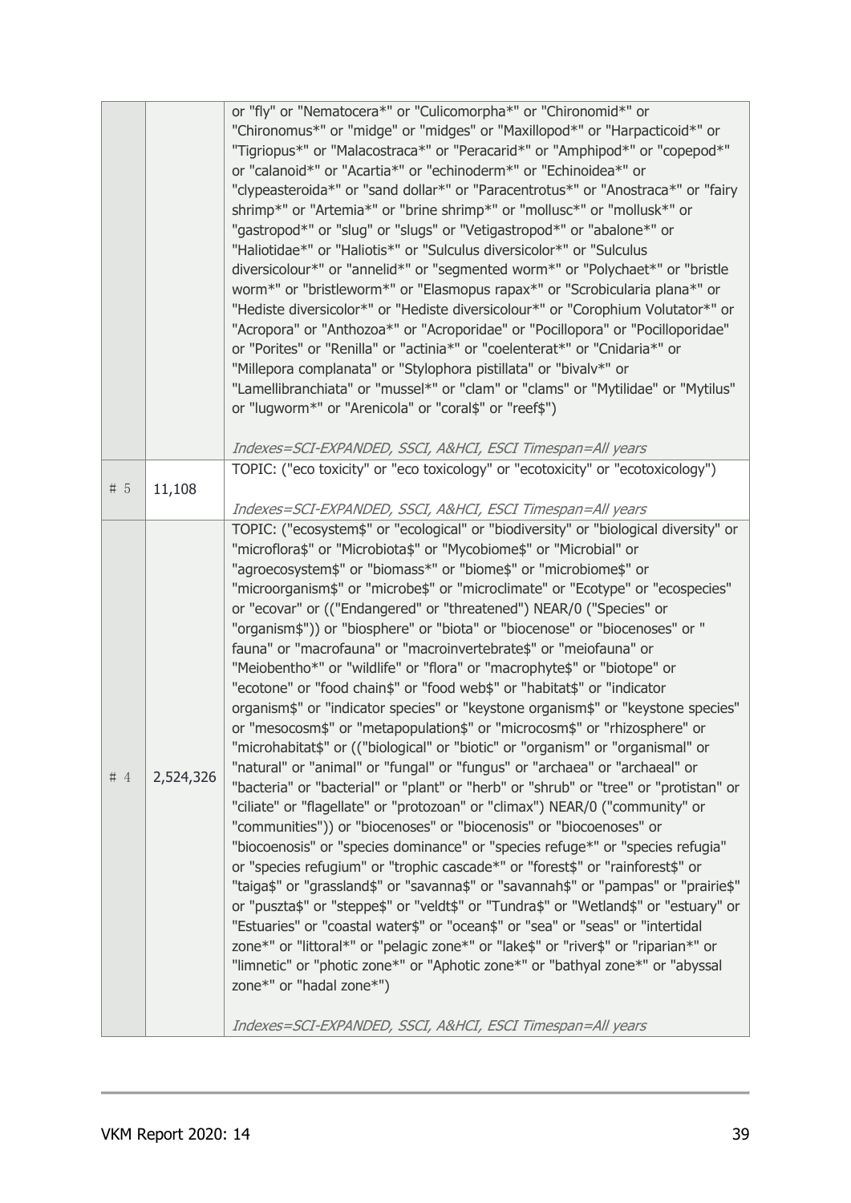| | | |
|---|---|---|
| | | or "fly" or "Nematocera*" or "Culicomorpha*" or "Chironomid*" or "Chironomus*" or "midge" or "midges" or "Maxillopod*" or "Harpacticoid*" or "Tigriopus*" or "Malacostraca*" or "Peracarid*" or "Amphipod*" or "copepod*" or "calanoid*" or "Acartia*" or "echinoderm*" or "Echinoidea*" or "clypeasteroida*" or "sand dollar*" or "Paracentrotus*" or "Anostraca*" or "fairy shrimp*" or "Artemia*" or "brine shrimp*" or "mollusc*" or "mollusk*" or "gastropod*" or "slug" or "slugs" or "Vetigastropod*" or "abalone*" or "Haliotidae*" or "Haliotis*" or "Sulculus diversicolor*" or "Sulculus diversicolour*" or "annelid*" or "segmented worm*" or "Polychaet*" or "bristle worm*" or "bristleworm*" or "Elasmopus rapax*" or "Scrobicularia plana*" or "Hediste diversicolor*" or "Hediste diversicolour*" or "Corophium Volutator*" or "Acropora" or "Anthozoa*" or "Acroporidae" or "Pocillopora" or "Pocilloporidae" or "Porites" or "Renilla" or "actinia*" or "coelenterat*" or "Cnidaria*" or "Millepora complanata" or "Stylophora pistillata" or "bivalv*" or "Lamellibranchiata" or "mussel*" or "clam" or "clams" or "Mytilidae" or "Mytilus" or "lugworm*" or "Arenicola" or "coral$" or "reef$")<br><br>*Indexes=SCI-EXPANDED, SSCI, A&HCI, ESCI Timespan=All years* |
| # 5 | 11,108 | TOPIC: ("eco toxicity" or "eco toxicology" or "ecotoxicity" or "ecotoxicology")<br><br>*Indexes=SCI-EXPANDED, SSCI, A&HCI, ESCI Timespan=All years* |
| # 4 | 2,524,326 | TOPIC: ("ecosystem$" or "ecological" or "biodiversity" or "biological diversity" or "microflora$" or "Microbiota$" or "Mycobiome$" or "Microbial" or "agroecosystem$" or "biomass*" or "biome$" or "microbiome$" or "microorganism$" or "microbe$" or "microclimate" or "Ecotype" or "ecospecies" or "ecovar" or (("Endangered" or "threatened") NEAR/0 ("Species" or "organism$")) or "biosphere" or "biota" or "biocenose" or "biocenoses" or " fauna" or "macrofauna" or "macroinvertebrate$" or "meiofauna" or "Meiobentho*" or "wildlife" or "flora" or "macrophyte$" or "biotope" or "ecotone" or "food chain$" or "food web$" or "habitat$" or "indicator organism$" or "indicator species" or "keystone organism$" or "keystone species" or "mesocosm$" or "metapopulation$" or "microcosm$" or "rhizosphere" or "microhabitat$" or (("biological" or "biotic" or "organism" or "organismal" or "natural" or "animal" or "fungal" or "fungus" or "archaea" or "archaeal" or "bacteria" or "bacterial" or "plant" or "herb" or "shrub" or "tree" or "protistan" or "ciliate" or "flagellate" or "protozoan" or "climax") NEAR/0 ("community" or "communities")) or "biocenoses" or "biocenosis" or "biocoenoses" or "biocoenosis" or "species dominance" or "species refuge*" or "species refugia" or "species refugium" or "trophic cascade*" or "forest$" or "rainforest$" or "taiga$" or "grassland$" or "savanna$" or "savannah$" or "pampas" or "prairie$" or "puszta$" or "steppe$" or "veldt$" or "Tundra$" or "Wetland$" or "estuary" or "Estuaries" or "coastal water$" or "ocean$" or "sea" or "seas" or "intertidal zone*" or "littoral*" or "pelagic zone*" or "lake$" or "river$" or "riparian*" or "limnetic" or "photic zone*" or "Aphotic zone*" or "bathyal zone*" or "abyssal zone*" or "hadal zone*")<br><br>*Indexes=SCI-EXPANDED, SSCI, A&HCI, ESCI Timespan=All years* |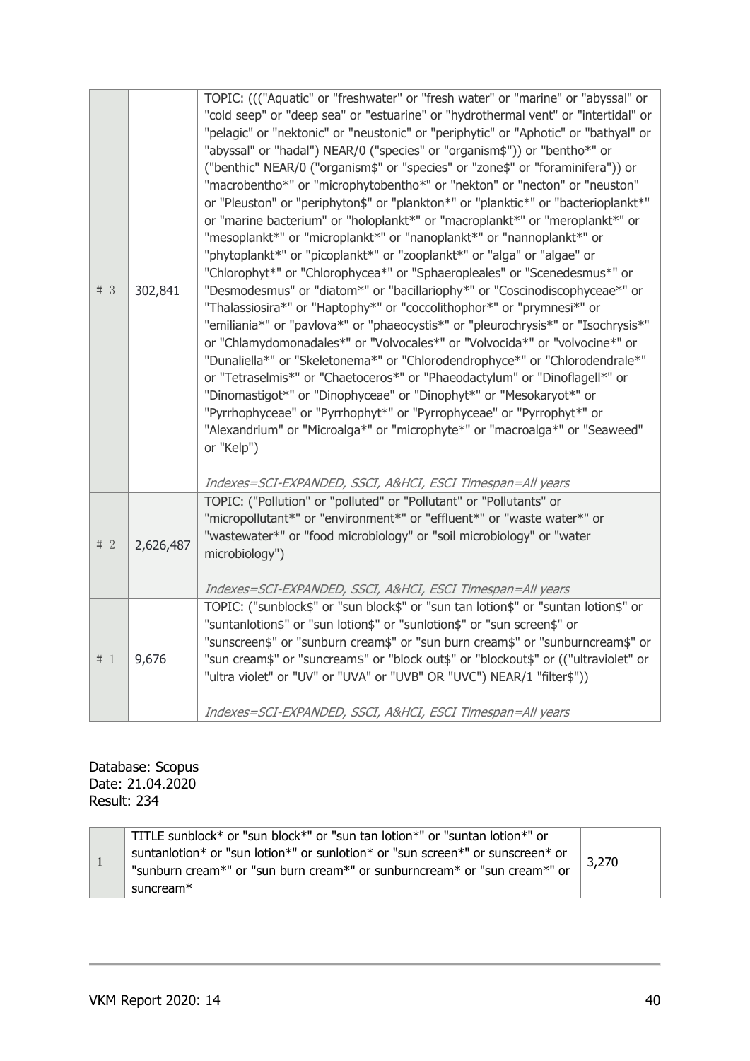| # 3 | 302,841 | TOPIC: ((("Aquatic" or "freshwater" or "fresh water" or "marine" or "abyssal" or "cold seep" or "deep sea" or "estuarine" or "hydrothermal vent" or "intertidal" or "pelagic" or "nektonic" or "neustonic" or "periphytic" or "Aphotic" or "bathyal" or "abyssal" or "hadal") NEAR/0 ("species" or "organism$")) or "bentho*" or ("benthic" NEAR/0 ("organism$" or "species" or "zone$" or "foraminifera")) or "macrobentho*" or "microphytobentho*" or "nekton" or "necton" or "neuston" or "Pleuston" or "periphyton$" or "plankton*" or "planktic*" or "bacterioplankt*" or "marine bacterium" or "holoplankt*" or "macroplankt*" or "meroplankt*" or "mesoplankt*" or "microplankt*" or "nanoplankt*" or "nannoplankt*" or "phytoplankt*" or "picoplankt*" or "zooplankt*" or "alga" or "algae" or "Chlorophyt*" or "Chlorophycea*" or "Sphaeropleales" or "Scenedesmus*" or "Desmodesmus" or "diatom*" or "bacillariophy*" or "Coscinodiscophyceae*" or "Thalassiosira*" or "Haptophy*" or "coccolithophor*" or "prymnesi*" or "emiliania*" or "pavlova*" or "phaeocystis*" or "pleurochrysis*" or "Isochrysis*" or "Chlamydomonadales*" or "Volvocales*" or "Volvocida*" or "volvocine*" or "Dunaliella*" or "Skeletonema*" or "Chlorodendrophyce*" or "Chlorodendrale*" or "Tetraselmis*" or "Chaetoceros*" or "Phaeodactylum" or "Dinoflagell*" or "Dinomastigot*" or "Dinophyceae" or "Dinophyt*" or "Mesokaryot*" or "Pyrrhophyceae" or "Pyrrhophyt*" or "Pyrrophyceae" or "Pyrrophyt*" or "Alexandrium" or "Microalga*" or "microphyte*" or "macroalga*" or "Seaweed" or "Kelp")<br><br>*Indexes=SCI-EXPANDED, SSCI, A&HCI, ESCI Timespan=All years* |
|---|---|---|
| # 2 | 2,626,487 | TOPIC: ("Pollution" or "polluted" or "Pollutant" or "Pollutants" or "micropollutant*" or "environment*" or "effluent*" or "waste water*" or "wastewater*" or "food microbiology" or "soil microbiology" or "water microbiology")<br><br>*Indexes=SCI-EXPANDED, SSCI, A&HCI, ESCI Timespan=All years* |
| # 1 | 9,676 | TOPIC: ("sunblock$" or "sun block$" or "sun tan lotion$" or "suntan lotion$" or "suntanlotion$" or "sun lotion$" or "sunlotion$" or "sun screen$" or "sunscreen$" or "sunburn cream$" or "sun burn cream$" or "sunburncream$" or "sun cream$" or "suncream$" or "block out$" or "blockout$" or (("ultraviolet" or "ultra violet" or "UV" or "UVA" or "UVB" OR "UVC") NEAR/1 "filter$"))<br><br>*Indexes=SCI-EXPANDED, SSCI, A&HCI, ESCI Timespan=All years* |

Database: Scopus
Date: 21.04.2020
Result: 234

| 1 | TITLE sunblock* or "sun block*" or "sun tan lotion*" or "suntan lotion*" or suntanlotion* or "sun lotion*" or sunlotion* or "sun screen*" or sunscreen* or "sunburn cream*" or "sun burn cream*" or sunburncream* or "sun cream*" or suncream* | 3,270 |
|---|---|---|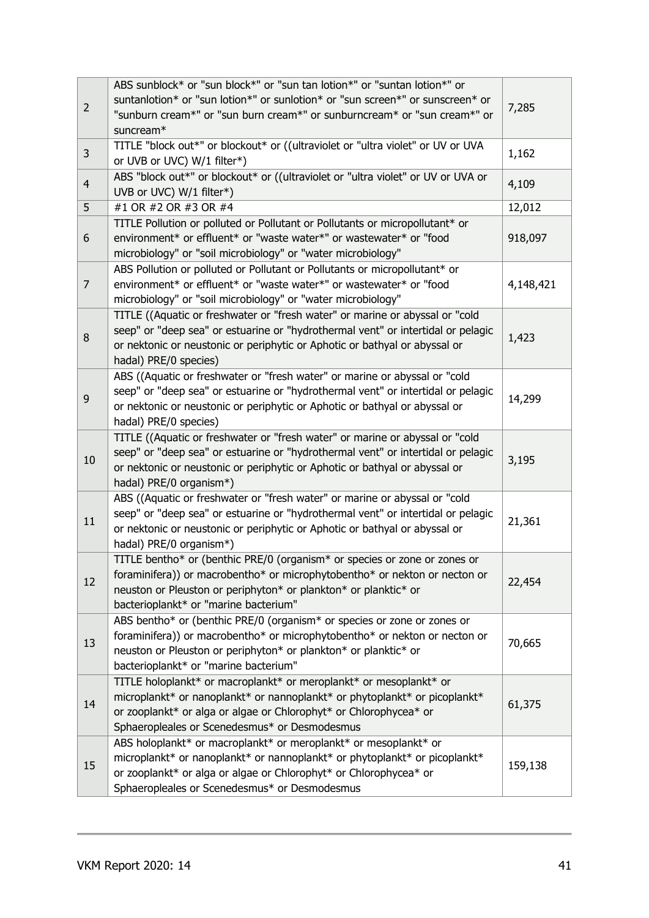| | | |
|---|---|---|
| 2 | ABS sunblock* or "sun block*" or "sun tan lotion*" or "suntan lotion*" or suntanlotion* or "sun lotion*" or sunlotion* or "sun screen*" or sunscreen* or "sunburn cream*" or "sun burn cream*" or sunburncream* or "sun cream*" or suncream* | 7,285 |
| 3 | TITLE "block out*" or blockout* or ((ultraviolet or "ultra violet" or UV or UVA or UVB or UVC) W/1 filter*) | 1,162 |
| 4 | ABS "block out*" or blockout* or ((ultraviolet or "ultra violet" or UV or UVA or UVB or UVC) W/1 filter*) | 4,109 |
| 5 | #1 OR #2 OR #3 OR #4 | 12,012 |
| 6 | TITLE Pollution or polluted or Pollutant or Pollutants or micropollutant* or environment* or effluent* or "waste water*" or wastewater* or "food microbiology" or "soil microbiology" or "water microbiology" | 918,097 |
| 7 | ABS Pollution or polluted or Pollutant or Pollutants or micropollutant* or environment* or effluent* or "waste water*" or wastewater* or "food microbiology" or "soil microbiology" or "water microbiology" | 4,148,421 |
| 8 | TITLE ((Aquatic or freshwater or "fresh water" or marine or abyssal or "cold seep" or "deep sea" or estuarine or "hydrothermal vent" or intertidal or pelagic or nektonic or neustonic or periphytic or Aphotic or bathyal or abyssal or hadal) PRE/0 species) | 1,423 |
| 9 | ABS ((Aquatic or freshwater or "fresh water" or marine or abyssal or "cold seep" or "deep sea" or estuarine or "hydrothermal vent" or intertidal or pelagic or nektonic or neustonic or periphytic or Aphotic or bathyal or abyssal or hadal) PRE/0 species) | 14,299 |
| 10 | TITLE ((Aquatic or freshwater or "fresh water" or marine or abyssal or "cold seep" or "deep sea" or estuarine or "hydrothermal vent" or intertidal or pelagic or nektonic or neustonic or periphytic or Aphotic or bathyal or abyssal or hadal) PRE/0 organism*) | 3,195 |
| 11 | ABS ((Aquatic or freshwater or "fresh water" or marine or abyssal or "cold seep" or "deep sea" or estuarine or "hydrothermal vent" or intertidal or pelagic or nektonic or neustonic or periphytic or Aphotic or bathyal or abyssal or hadal) PRE/0 organism*) | 21,361 |
| 12 | TITLE bentho* or (benthic PRE/0 (organism* or species or zone or zones or foraminifera)) or macrobentho* or microphytobentho* or nekton or necton or neuston or Pleuston or periphyton* or plankton* or planktic* or bacterioplankt* or "marine bacterium" | 22,454 |
| 13 | ABS bentho* or (benthic PRE/0 (organism* or species or zone or zones or foraminifera)) or macrobentho* or microphytobentho* or nekton or necton or neuston or Pleuston or periphyton* or plankton* or planktic* or bacterioplankt* or "marine bacterium" | 70,665 |
| 14 | TITLE holoplankt* or macroplankt* or meroplankt* or mesoplankt* or microplankt* or nanoplankt* or nannoplankt* or phytoplankt* or picoplankt* or zooplankt* or alga or algae or Chlorophyt* or Chlorophycea* or Sphaeropleales or Scenedesmus* or Desmodesmus | 61,375 |
| 15 | ABS holoplankt* or macroplankt* or meroplankt* or mesoplankt* or microplankt* or nanoplankt* or nannoplankt* or phytoplankt* or picoplankt* or zooplankt* or alga or algae or Chlorophyt* or Chlorophycea* or Sphaeropleales or Scenedesmus* or Desmodesmus | 159,138 |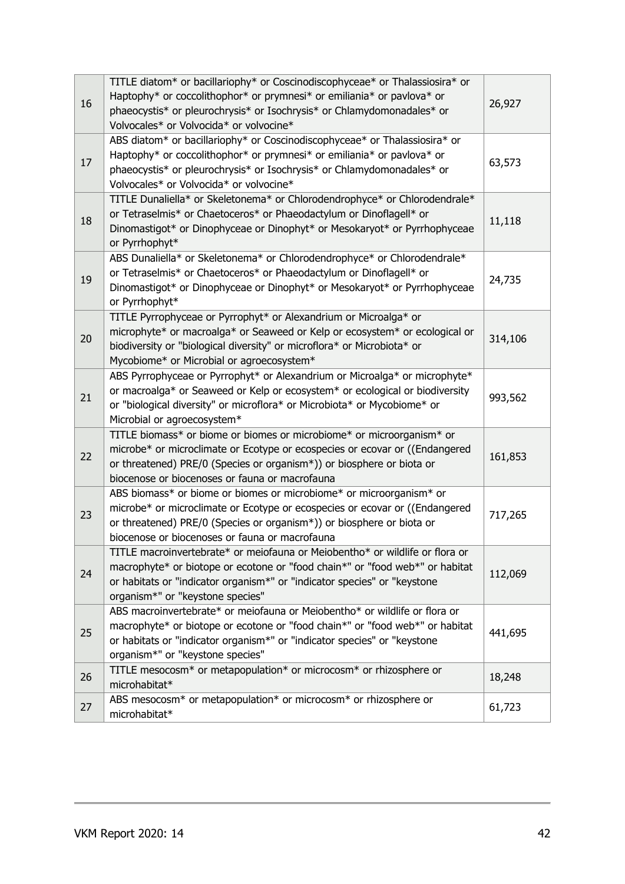| 16 | TITLE diatom* or bacillariophy* or Coscinodiscophyceae* or Thalassiosira* or Haptophy* or coccolithophor* or prymnesi* or emiliania* or pavlova* or phaeocystis* or pleurochrysis* or Isochrysis* or Chlamydomonadales* or Volvocales* or Volvocida* or volvocine* | 26,927 |
|---|---|---|
| 17 | ABS diatom* or bacillariophy* or Coscinodiscophyceae* or Thalassiosira* or Haptophy* or coccolithophor* or prymnesi* or emiliania* or pavlova* or phaeocystis* or pleurochrysis* or Isochrysis* or Chlamydomonadales* or Volvocales* or Volvocida* or volvocine* | 63,573 |
| 18 | TITLE Dunaliella* or Skeletonema* or Chlorodendrophyce* or Chlorodendrale* or Tetraselmis* or Chaetoceros* or Phaeodactylum or Dinoflagell* or Dinomastigot* or Dinophyceae or Dinophyt* or Mesokaryot* or Pyrrhophyceae or Pyrrhophyt* | 11,118 |
| 19 | ABS Dunaliella* or Skeletonema* or Chlorodendrophyce* or Chlorodendrale* or Tetraselmis* or Chaetoceros* or Phaeodactylum or Dinoflagell* or Dinomastigot* or Dinophyceae or Dinophyt* or Mesokaryot* or Pyrrhophyceae or Pyrrhophyt* | 24,735 |
| 20 | TITLE Pyrrophyceae or Pyrrophyt* or Alexandrium or Microalga* or microphyte* or macroalga* or Seaweed or Kelp or ecosystem* or ecological or biodiversity or "biological diversity" or microflora* or Microbiota* or Mycobiome* or Microbial or agroecosystem* | 314,106 |
| 21 | ABS Pyrrophyceae or Pyrrophyt* or Alexandrium or Microalga* or microphyte* or macroalga* or Seaweed or Kelp or ecosystem* or ecological or biodiversity or "biological diversity" or microflora* or Microbiota* or Mycobiome* or Microbial or agroecosystem* | 993,562 |
| 22 | TITLE biomass* or biome or biomes or microbiome* or microorganism* or microbe* or microclimate or Ecotype or ecospecies or ecovar or ((Endangered or threatened) PRE/0 (Species or organism*)) or biosphere or biota or biocenose or biocenoses or fauna or macrofauna | 161,853 |
| 23 | ABS biomass* or biome or biomes or microbiome* or microorganism* or microbe* or microclimate or Ecotype or ecospecies or ecovar or ((Endangered or threatened) PRE/0 (Species or organism*)) or biosphere or biota or biocenose or biocenoses or fauna or macrofauna | 717,265 |
| 24 | TITLE macroinvertebrate* or meiofauna or Meiobentho* or wildlife or flora or macrophyte* or biotope or ecotone or "food chain*" or "food web*" or habitat or habitats or "indicator organism*" or "indicator species" or "keystone organism*" or "keystone species" | 112,069 |
| 25 | ABS macroinvertebrate* or meiofauna or Meiobentho* or wildlife or flora or macrophyte* or biotope or ecotone or "food chain*" or "food web*" or habitat or habitats or "indicator organism*" or "indicator species" or "keystone organism*" or "keystone species" | 441,695 |
| 26 | TITLE mesocosm* or metapopulation* or microcosm* or rhizosphere or microhabitat* | 18,248 |
| 27 | ABS mesocosm* or metapopulation* or microcosm* or rhizosphere or microhabitat* | 61,723 |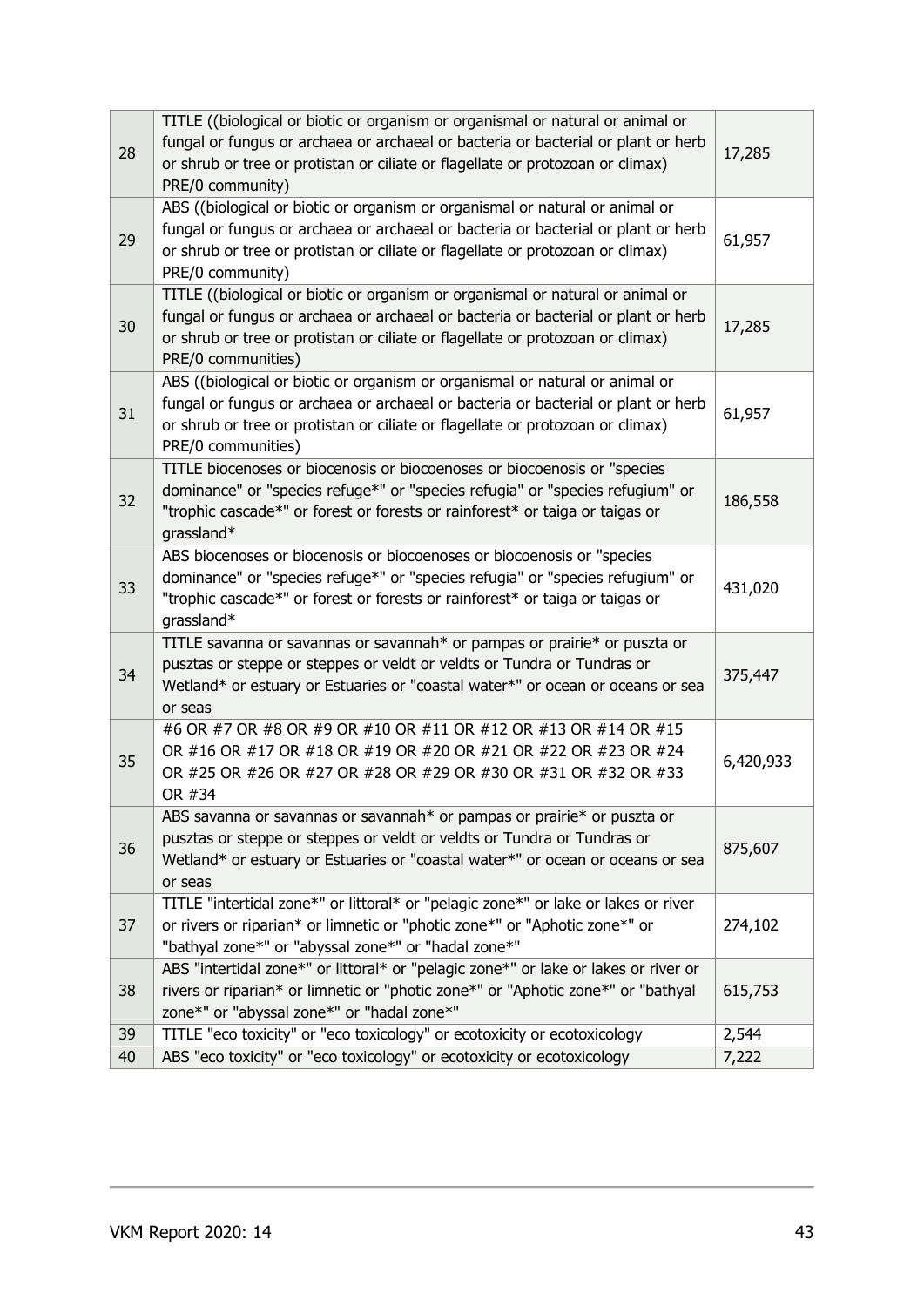| 28 | TITLE ((biological or biotic or organism or organismal or natural or animal or fungal or fungus or archaea or archaeal or bacteria or bacterial or plant or herb or shrub or tree or protistan or ciliate or flagellate or protozoan or climax) PRE/0 community) | 17,285 |
|---|---|---|
| 29 | ABS ((biological or biotic or organism or organismal or natural or animal or fungal or fungus or archaea or archaeal or bacteria or bacterial or plant or herb or shrub or tree or protistan or ciliate or flagellate or protozoan or climax) PRE/0 community) | 61,957 |
| 30 | TITLE ((biological or biotic or organism or organismal or natural or animal or fungal or fungus or archaea or archaeal or bacteria or bacterial or plant or herb or shrub or tree or protistan or ciliate or flagellate or protozoan or climax) PRE/0 communities) | 17,285 |
| 31 | ABS ((biological or biotic or organism or organismal or natural or animal or fungal or fungus or archaea or archaeal or bacteria or bacterial or plant or herb or shrub or tree or protistan or ciliate or flagellate or protozoan or climax) PRE/0 communities) | 61,957 |
| 32 | TITLE biocenoses or biocenosis or biocoenoses or biocoenosis or "species dominance" or "species refuge*" or "species refugia" or "species refugium" or "trophic cascade*" or forest or forests or rainforest* or taiga or taigas or grassland* | 186,558 |
| 33 | ABS biocenoses or biocenosis or biocoenoses or biocoenosis or "species dominance" or "species refuge*" or "species refugia" or "species refugium" or "trophic cascade*" or forest or forests or rainforest* or taiga or taigas or grassland* | 431,020 |
| 34 | TITLE savanna or savannas or savannah* or pampas or prairie* or puszta or pusztas or steppe or steppes or veldt or veldts or Tundra or Tundras or Wetland* or estuary or Estuaries or "coastal water*" or ocean or oceans or sea or seas | 375,447 |
| 35 | #6 OR #7 OR #8 OR #9 OR #10 OR #11 OR #12 OR #13 OR #14 OR #15 OR #16 OR #17 OR #18 OR #19 OR #20 OR #21 OR #22 OR #23 OR #24 OR #25 OR #26 OR #27 OR #28 OR #29 OR #30 OR #31 OR #32 OR #33 OR #34 | 6,420,933 |
| 36 | ABS savanna or savannas or savannah* or pampas or prairie* or puszta or pusztas or steppe or steppes or veldt or veldts or Tundra or Tundras or Wetland* or estuary or Estuaries or "coastal water*" or ocean or oceans or sea or seas | 875,607 |
| 37 | TITLE "intertidal zone*" or littoral* or "pelagic zone*" or lake or lakes or river or rivers or riparian* or limnetic or "photic zone*" or "Aphotic zone*" or "bathyal zone*" or "abyssal zone*" or "hadal zone*" | 274,102 |
| 38 | ABS "intertidal zone*" or littoral* or "pelagic zone*" or lake or lakes or river or rivers or riparian* or limnetic or "photic zone*" or "Aphotic zone*" or "bathyal zone*" or "abyssal zone*" or "hadal zone*" | 615,753 |
| 39 | TITLE "eco toxicity" or "eco toxicology" or ecotoxicity or ecotoxicology | 2,544 |
| 40 | ABS "eco toxicity" or "eco toxicology" or ecotoxicity or ecotoxicology | 7,222 |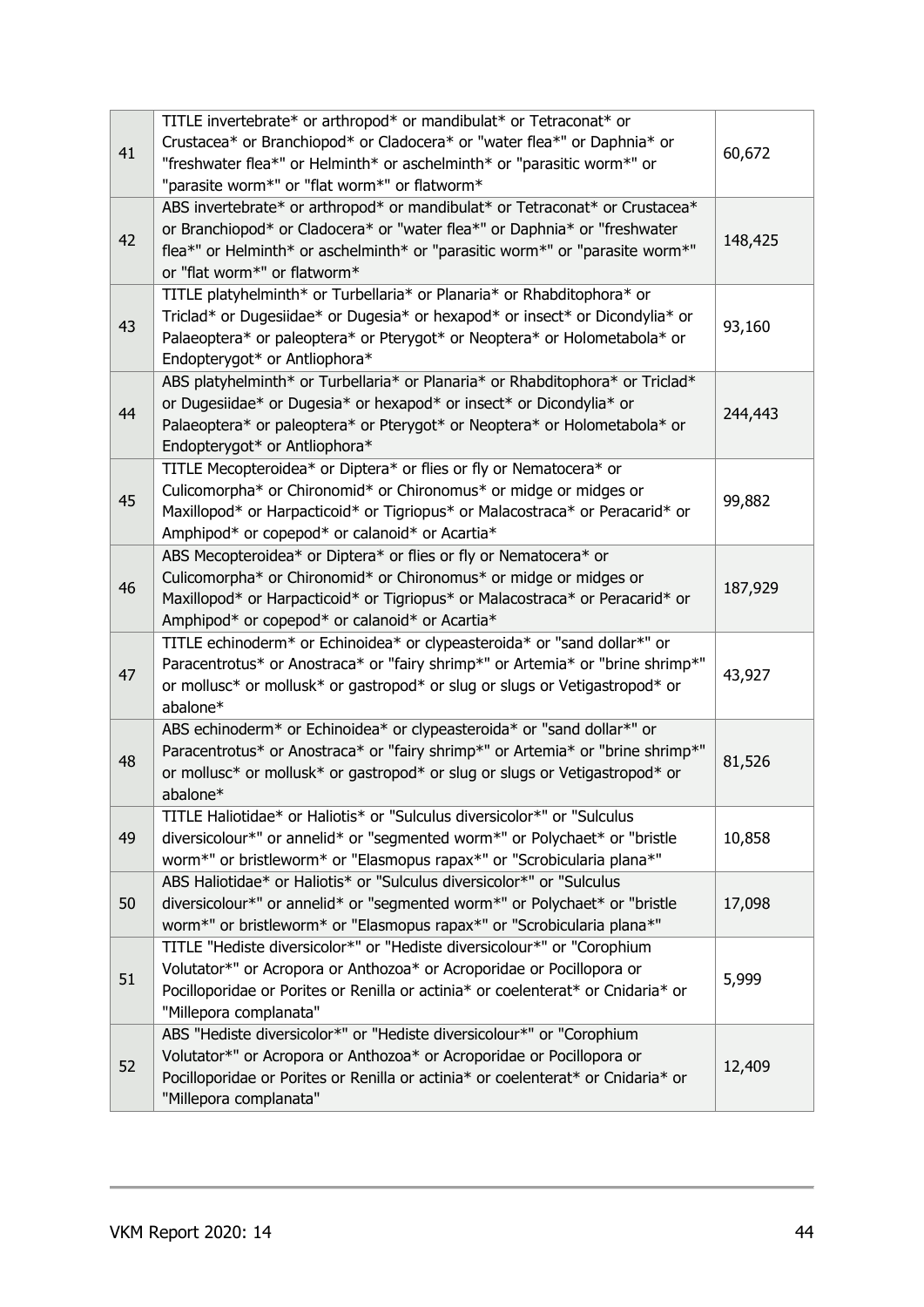| | | |
|---|---|---|
| 41 | TITLE invertebrate* or arthropod* or mandibulat* or Tetraconat* or Crustacea* or Branchiopod* or Cladocera* or "water flea*" or Daphnia* or "freshwater flea*" or Helminth* or aschelminth* or "parasitic worm*" or "parasite worm*" or "flat worm*" or flatworm* | 60,672 |
| 42 | ABS invertebrate* or arthropod* or mandibulat* or Tetraconat* or Crustacea* or Branchiopod* or Cladocera* or "water flea*" or Daphnia* or "freshwater flea*" or Helminth* or aschelminth* or "parasitic worm*" or "parasite worm*" or "flat worm*" or flatworm* | 148,425 |
| 43 | TITLE platyhelminth* or Turbellaria* or Planaria* or Rhabditophora* or Triclad* or Dugesiidae* or Dugesia* or hexapod* or insect* or Dicondylia* or Palaeoptera* or paleoptera* or Pterygot* or Neoptera* or Holometabola* or Endopterygot* or Antliophora* | 93,160 |
| 44 | ABS platyhelminth* or Turbellaria* or Planaria* or Rhabditophora* or Triclad* or Dugesiidae* or Dugesia* or hexapod* or insect* or Dicondylia* or Palaeoptera* or paleoptera* or Pterygot* or Neoptera* or Holometabola* or Endopterygot* or Antliophora* | 244,443 |
| 45 | TITLE Mecopteroidea* or Diptera* or flies or fly or Nematocera* or Culicomorpha* or Chironomid* or Chironomus* or midge or midges or Maxillopod* or Harpacticoid* or Tigriopus* or Malacostraca* or Peracarid* or Amphipod* or copepod* or calanoid* or Acartia* | 99,882 |
| 46 | ABS Mecopteroidea* or Diptera* or flies or fly or Nematocera* or Culicomorpha* or Chironomid* or Chironomus* or midge or midges or Maxillopod* or Harpacticoid* or Tigriopus* or Malacostraca* or Peracarid* or Amphipod* or copepod* or calanoid* or Acartia* | 187,929 |
| 47 | TITLE echinoderm* or Echinoidea* or clypeasteroida* or "sand dollar*" or Paracentrotus* or Anostraca* or "fairy shrimp*" or Artemia* or "brine shrimp*" or mollusc* or mollusk* or gastropod* or slug or slugs or Vetigastropod* or abalone* | 43,927 |
| 48 | ABS echinoderm* or Echinoidea* or clypeasteroida* or "sand dollar*" or Paracentrotus* or Anostraca* or "fairy shrimp*" or Artemia* or "brine shrimp*" or mollusc* or mollusk* or gastropod* or slug or slugs or Vetigastropod* or abalone* | 81,526 |
| 49 | TITLE Haliotidae* or Haliotis* or "Sulculus diversicolor*" or "Sulculus diversicolour*" or annelid* or "segmented worm*" or Polychaet* or "bristle worm*" or bristleworm* or "Elasmopus rapax*" or "Scrobicularia plana*" | 10,858 |
| 50 | ABS Haliotidae* or Haliotis* or "Sulculus diversicolor*" or "Sulculus diversicolour*" or annelid* or "segmented worm*" or Polychaet* or "bristle worm*" or bristleworm* or "Elasmopus rapax*" or "Scrobicularia plana*" | 17,098 |
| 51 | TITLE "Hediste diversicolor*" or "Hediste diversicolour*" or "Corophium Volutator*" or Acropora or Anthozoa* or Acroporidae or Pocillopora or Pocilloporidae or Porites or Renilla or actinia* or coelenterat* or Cnidaria* or "Millepora complanata" | 5,999 |
| 52 | ABS "Hediste diversicolor*" or "Hediste diversicolour*" or "Corophium Volutator*" or Acropora or Anthozoa* or Acroporidae or Pocillopora or Pocilloporidae or Porites or Renilla or actinia* or coelenterat* or Cnidaria* or "Millepora complanata" | 12,409 |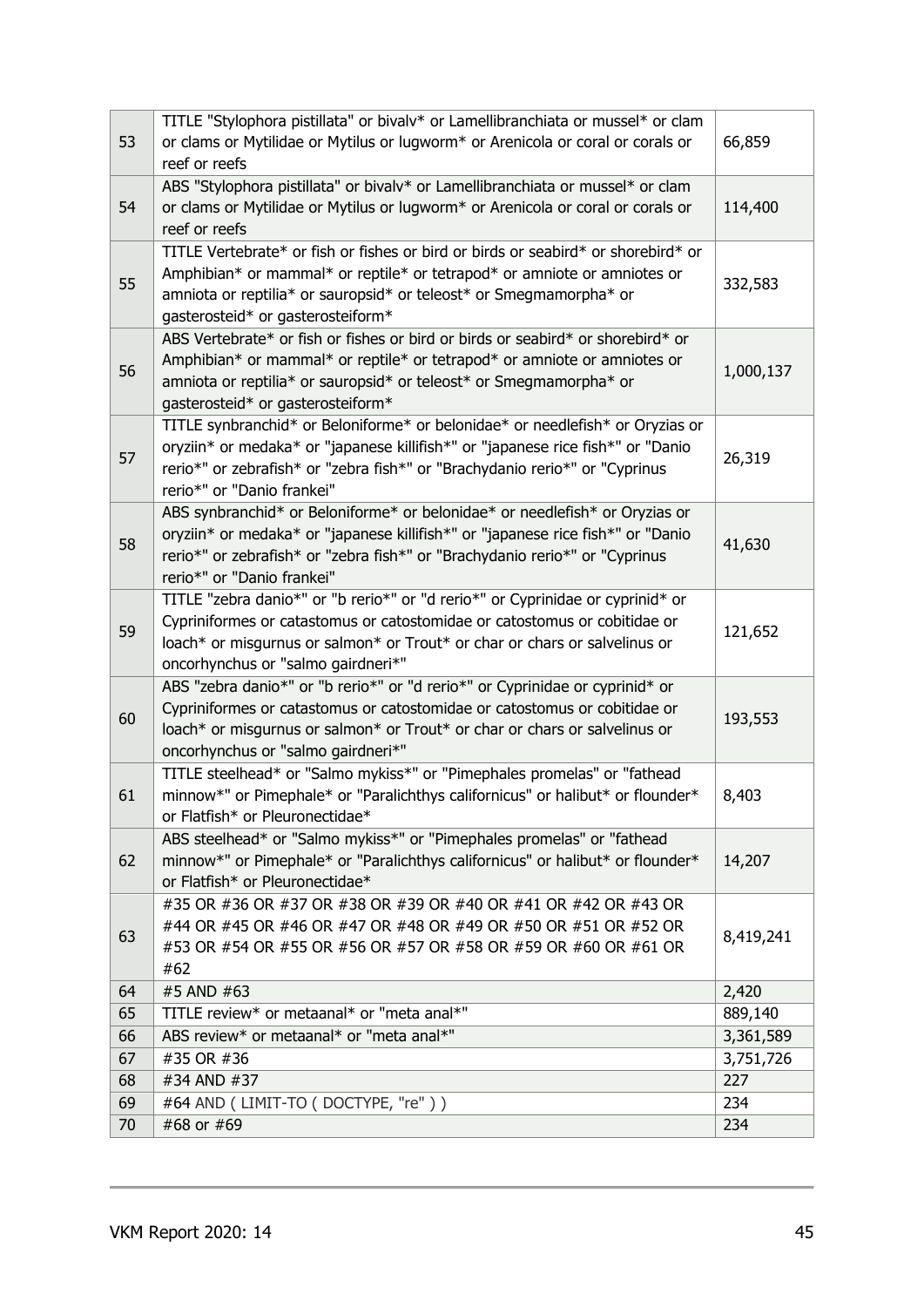| | | |
|---|---|---|
| 53 | TITLE "Stylophora pistillata" or bivalv* or Lamellibranchiata or mussel* or clam or clams or Mytilidae or Mytilus or lugworm* or Arenicola or coral or corals or reef or reefs | 66,859 |
| 54 | ABS "Stylophora pistillata" or bivalv* or Lamellibranchiata or mussel* or clam or clams or Mytilidae or Mytilus or lugworm* or Arenicola or coral or corals or reef or reefs | 114,400 |
| 55 | TITLE Vertebrate* or fish or fishes or bird or birds or seabird* or shorebird* or Amphibian* or mammal* or reptile* or tetrapod* or amniote or amniotes or amniota or reptilia* or sauropsid* or teleost* or Smegmamorpha* or gasterosteid* or gasterosteiform* | 332,583 |
| 56 | ABS Vertebrate* or fish or fishes or bird or birds or seabird* or shorebird* or Amphibian* or mammal* or reptile* or tetrapod* or amniote or amniotes or amniota or reptilia* or sauropsid* or teleost* or Smegmamorpha* or gasterosteid* or gasterosteiform* | 1,000,137 |
| 57 | TITLE synbranchid* or Beloniforme* or belonidae* or needlefish* or Oryzias or oryziin* or medaka* or "japanese killifish*" or "japanese rice fish*" or "Danio rerio*" or zebrafish* or "zebra fish*" or "Brachydanio rerio*" or "Cyprinus rerio*" or "Danio frankei" | 26,319 |
| 58 | ABS synbranchid* or Beloniforme* or belonidae* or needlefish* or Oryzias or oryziin* or medaka* or "japanese killifish*" or "japanese rice fish*" or "Danio rerio*" or zebrafish* or "zebra fish*" or "Brachydanio rerio*" or "Cyprinus rerio*" or "Danio frankei" | 41,630 |
| 59 | TITLE "zebra danio*" or "b rerio*" or "d rerio*" or Cyprinidae or cyprinid* or Cypriniformes or catastomus or catostomidae or catostomus or cobitidae or loach* or misgurnus or salmon* or Trout* or char or chars or salvelinus or oncorhynchus or "salmo gairdneri*" | 121,652 |
| 60 | ABS "zebra danio*" or "b rerio*" or "d rerio*" or Cyprinidae or cyprinid* or Cypriniformes or catastomus or catostomidae or catostomus or cobitidae or loach* or misgurnus or salmon* or Trout* or char or chars or salvelinus or oncorhynchus or "salmo gairdneri*" | 193,553 |
| 61 | TITLE steelhead* or "Salmo mykiss*" or "Pimephales promelas" or "fathead minnow*" or Pimephale* or "Paralichthys californicus" or halibut* or flounder* or Flatfish* or Pleuronectidae* | 8,403 |
| 62 | ABS steelhead* or "Salmo mykiss*" or "Pimephales promelas" or "fathead minnow*" or Pimephale* or "Paralichthys californicus" or halibut* or flounder* or Flatfish* or Pleuronectidae* | 14,207 |
| 63 | #35 OR #36 OR #37 OR #38 OR #39 OR #40 OR #41 OR #42 OR #43 OR #44 OR #45 OR #46 OR #47 OR #48 OR #49 OR #50 OR #51 OR #52 OR #53 OR #54 OR #55 OR #56 OR #57 OR #58 OR #59 OR #60 OR #61 OR #62 | 8,419,241 |
| 64 | #5 AND #63 | 2,420 |
| 65 | TITLE review* or metaanal* or "meta anal*" | 889,140 |
| 66 | ABS review* or metaanal* or "meta anal*" | 3,361,589 |
| 67 | #35 OR #36 | 3,751,726 |
| 68 | #34 AND #37 | 227 |
| 69 | #64 AND ( LIMIT-TO ( DOCTYPE, "re" ) ) | 234 |
| 70 | #68 or #69 | 234 |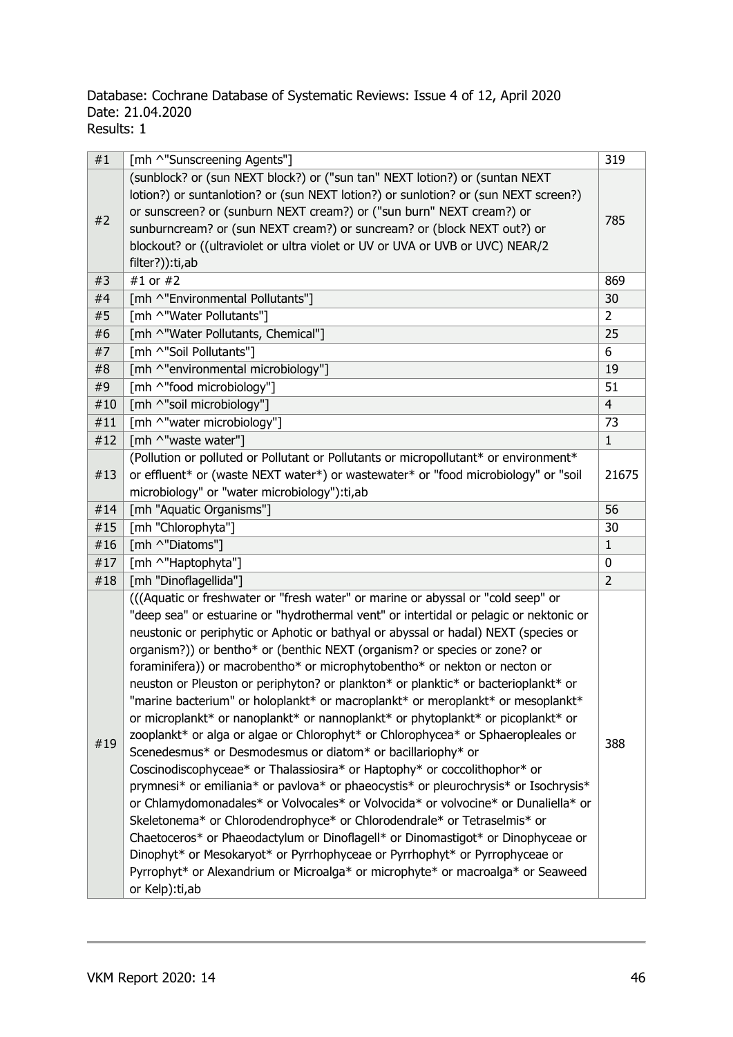Database: Cochrane Database of Systematic Reviews: Issue 4 of 12, April 2020
Date: 21.04.2020
Results: 1

| | | |
|---|---|---|
| #1 | [mh ^"Sunscreening Agents"] | 319 |
| #2 | (sunblock? or (sun NEXT block?) or ("sun tan" NEXT lotion?) or (suntan NEXT lotion?) or suntanlotion? or (sun NEXT lotion?) or sunlotion? or (sun NEXT screen?) or sunscreen? or (sunburn NEXT cream?) or ("sun burn" NEXT cream?) or sunburncream? or (sun NEXT cream?) or suncream? or (block NEXT out?) or blockout? or ((ultraviolet or ultra violet or UV or UVA or UVB or UVC) NEAR/2 filter?)):ti,ab | 785 |
| #3 | #1 or #2 | 869 |
| #4 | [mh ^"Environmental Pollutants"] | 30 |
| #5 | [mh ^"Water Pollutants"] | 2 |
| #6 | [mh ^"Water Pollutants, Chemical"] | 25 |
| #7 | [mh ^"Soil Pollutants"] | 6 |
| #8 | [mh ^"environmental microbiology"] | 19 |
| #9 | [mh ^"food microbiology"] | 51 |
| #10 | [mh ^"soil microbiology"] | 4 |
| #11 | [mh ^"water microbiology"] | 73 |
| #12 | [mh ^"waste water"] | 1 |
| #13 | (Pollution or polluted or Pollutant or Pollutants or micropollutant* or environment* or effluent* or (waste NEXT water*) or wastewater* or "food microbiology" or "soil microbiology" or "water microbiology"):ti,ab | 21675 |
| #14 | [mh "Aquatic Organisms"] | 56 |
| #15 | [mh "Chlorophyta"] | 30 |
| #16 | [mh ^"Diatoms"] | 1 |
| #17 | [mh ^"Haptophyta"] | 0 |
| #18 | [mh "Dinoflagellida"] | 2 |
| #19 | (((Aquatic or freshwater or "fresh water" or marine or abyssal or "cold seep" or "deep sea" or estuarine or "hydrothermal vent" or intertidal or pelagic or nektonic or neustonic or periphytic or Aphotic or bathyal or abyssal or hadal) NEXT (species or organism?)) or bentho* or (benthic NEXT (organism? or species or zone? or foraminifera)) or macrobentho* or microphytobentho* or nekton or necton or neuston or Pleuston or periphyton? or plankton* or planktic* or bacterioplankt* or "marine bacterium" or holoplankt* or macroplankt* or meroplankt* or mesoplankt* or microplankt* or nanoplankt* or nannoplankt* or phytoplankt* or picoplankt* or zooplankt* or alga or algae or Chlorophyt* or Chlorophycea* or Sphaeropleales or Scenedesmus* or Desmodesmus or diatom* or bacillariophy* or Coscinodiscophyceae* or Thalassiosira* or Haptophy* or coccolithophor* or prymnesi* or emiliania* or pavlova* or phaeocystis* or pleurochrysis* or Isochrysis* or Chlamydomonadales* or Volvocales* or Volvocida* or volvocine* or Dunaliella* or Skeletonema* or Chlorodendrophyce* or Chlorodendrale* or Tetraselmis* or Chaetoceros* or Phaeodactylum or Dinoflagell* or Dinomastigot* or Dinophyceae or Dinophyt* or Mesokaryot* or Pyrrhophyceae or Pyrrhophyt* or Pyrrophyceae or Pyrrophyt* or Alexandrium or Microalga* or microphyte* or macroalga* or Seaweed or Kelp):ti,ab | 388 |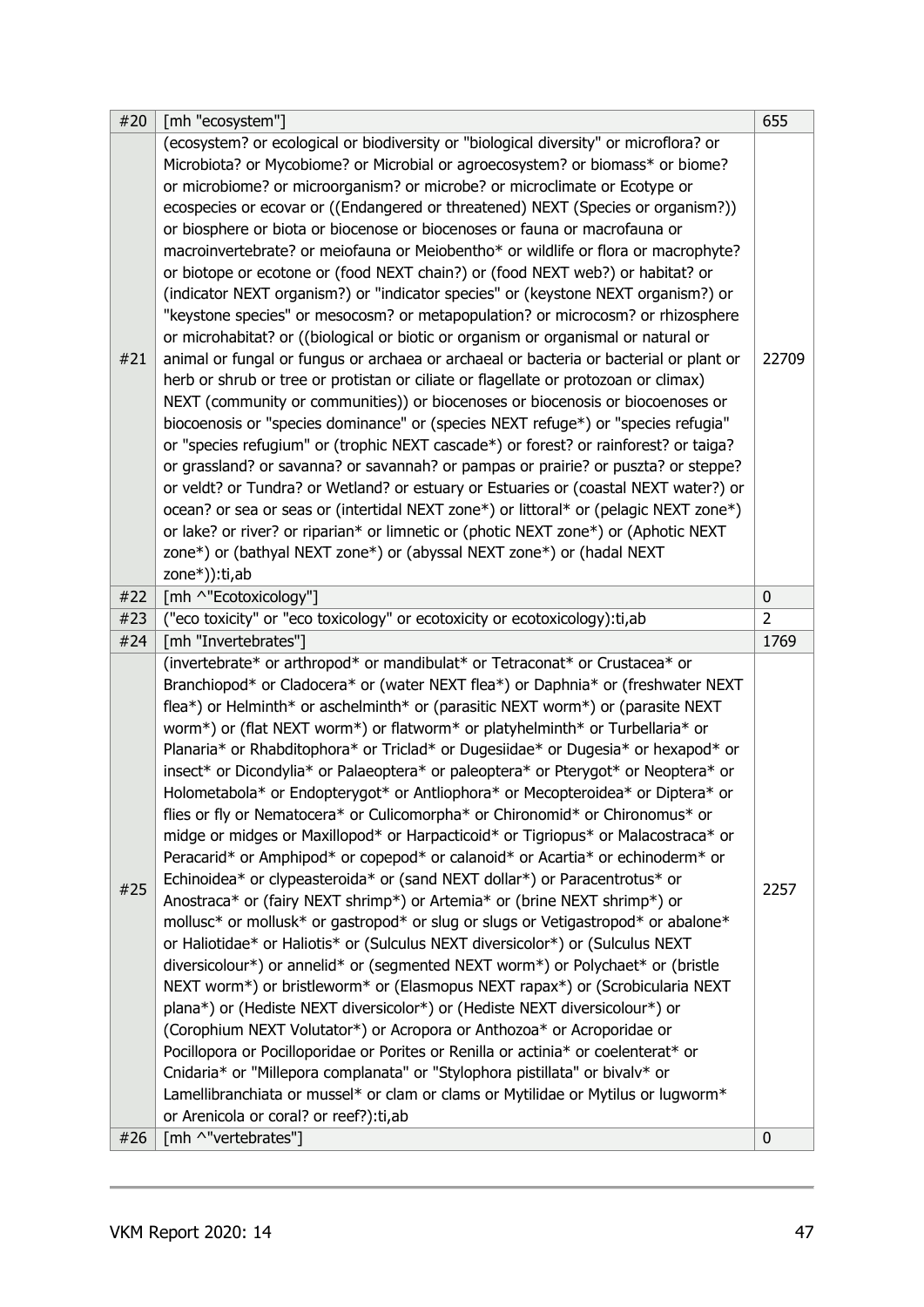| #20 | [mh "ecosystem"] | 655 |
|---|---|---|
| #21 | (ecosystem? or ecological or biodiversity or "biological diversity" or microflora? or Microbiota? or Mycobiome? or Microbial or agroecosystem? or biomass* or biome? or microbiome? or microorganism? or microbe? or microclimate or Ecotype or ecospecies or ecovar or ((Endangered or threatened) NEXT (Species or organism?)) or biosphere or biota or biocenose or biocenoses or fauna or macrofauna or macroinvertebrate? or meiofauna or Meiobentho* or wildlife or flora or macrophyte? or biotope or ecotone or (food NEXT chain?) or (food NEXT web?) or habitat? or (indicator NEXT organism?) or "indicator species" or (keystone NEXT organism?) or "keystone species" or mesocosm? or metapopulation? or microcosm? or rhizosphere or microhabitat? or ((biological or biotic or organism or organismal or natural or animal or fungal or fungus or archaea or archaeal or bacteria or bacterial or plant or herb or shrub or tree or protistan or ciliate or flagellate or protozoan or climax) NEXT (community or communities)) or biocenoses or biocenosis or biocoenoses or biocoenosis or "species dominance" or (species NEXT refuge*) or "species refugia" or "species refugium" or (trophic NEXT cascade*) or forest? or rainforest? or taiga? or grassland? or savanna? or savannah? or pampas or prairie? or puszta? or steppe? or veldt? or Tundra? or Wetland? or estuary or Estuaries or (coastal NEXT water?) or ocean? or sea or seas or (intertidal NEXT zone*) or littoral* or (pelagic NEXT zone*) or lake? or river? or riparian* or limnetic or (photic NEXT zone*) or (Aphotic NEXT zone*) or (bathyal NEXT zone*) or (abyssal NEXT zone*) or (hadal NEXT zone*)):ti,ab | 22709 |
| #22 | [mh ^"Ecotoxicology"] | 0 |
| #23 | ("eco toxicity" or "eco toxicology" or ecotoxicity or ecotoxicology):ti,ab | 2 |
| #24 | [mh "Invertebrates"] | 1769 |
| #25 | (invertebrate* or arthropod* or mandibulat* or Tetraconat* or Crustacea* or Branchiopod* or Cladocera* or (water NEXT flea*) or Daphnia* or (freshwater NEXT flea*) or Helminth* or aschelminth* or (parasitic NEXT worm*) or (parasite NEXT worm*) or (flat NEXT worm*) or flatworm* or platyhelminth* or Turbellaria* or Planaria* or Rhabditophora* or Triclad* or Dugesiidae* or Dugesia* or hexapod* or insect* or Dicondylia* or Palaeoptera* or paleoptera* or Pterygot* or Neoptera* or Holometabola* or Endopterygot* or Antliophora* or Mecopteroidea* or Diptera* or flies or fly or Nematocera* or Culicomorpha* or Chironomid* or Chironomus* or midge or midges or Maxillopod* or Harpacticoid* or Tigriopus* or Malacostraca* or Peracarid* or Amphipod* or copepod* or calanoid* or Acartia* or echinoderm* or Echinoidea* or clypeasteroida* or (sand NEXT dollar*) or Paracentrotus* or Anostraca* or (fairy NEXT shrimp*) or Artemia* or (brine NEXT shrimp*) or mollusc* or mollusk* or gastropod* or slug or slugs or Vetigastropod* or abalone* or Haliotidae* or Haliotis* or (Sulculus NEXT diversicolor*) or (Sulculus NEXT diversicolour*) or annelid* or (segmented NEXT worm*) or Polychaet* or (bristle NEXT worm*) or bristleworm* or (Elasmopus NEXT rapax*) or (Scrobicularia NEXT plana*) or (Hediste NEXT diversicolor*) or (Hediste NEXT diversicolour*) or (Corophium NEXT Volutator*) or Acropora or Anthozoa* or Acroporidae or Pocillopora or Pocilloporidae or Porites or Renilla or actinia* or coelenterat* or Cnidaria* or "Millepora complanata" or "Stylophora pistillata" or bivalv* or Lamellibranchiata or mussel* or clam or clams or Mytilidae or Mytilus or lugworm* or Arenicola or coral? or reef?):ti,ab | 2257 |
| #26 | [mh ^"vertebrates"] | 0 |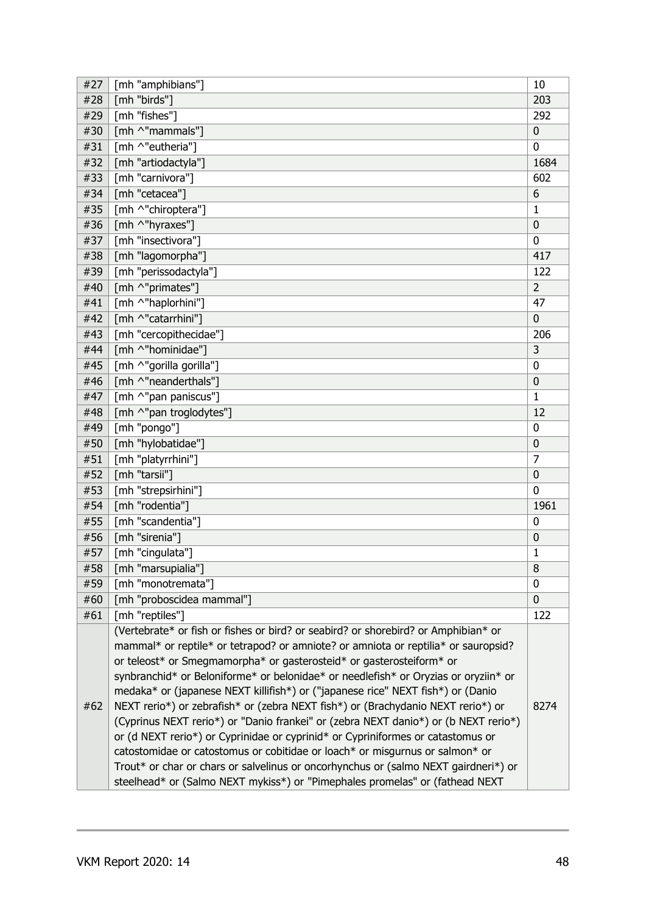| #27 | [mh "amphibians"] | 10 |
|---|---|---|
| #28 | [mh "birds"] | 203 |
| #29 | [mh "fishes"] | 292 |
| #30 | [mh ^"mammals"] | 0 |
| #31 | [mh ^"eutheria"] | 0 |
| #32 | [mh "artiodactyla"] | 1684 |
| #33 | [mh "carnivora"] | 602 |
| #34 | [mh "cetacea"] | 6 |
| #35 | [mh ^"chiroptera"] | 1 |
| #36 | [mh ^"hyraxes"] | 0 |
| #37 | [mh "insectivora"] | 0 |
| #38 | [mh "lagomorpha"] | 417 |
| #39 | [mh "perissodactyla"] | 122 |
| #40 | [mh ^"primates"] | 2 |
| #41 | [mh ^"haplorhini"] | 47 |
| #42 | [mh ^"catarrhini"] | 0 |
| #43 | [mh "cercopithecidae"] | 206 |
| #44 | [mh ^"hominidae"] | 3 |
| #45 | [mh ^"gorilla gorilla"] | 0 |
| #46 | [mh ^"neanderthals"] | 0 |
| #47 | [mh ^"pan paniscus"] | 1 |
| #48 | [mh ^"pan troglodytes"] | 12 |
| #49 | [mh "pongo"] | 0 |
| #50 | [mh "hylobatidae"] | 0 |
| #51 | [mh "platyrrhini"] | 7 |
| #52 | [mh "tarsii"] | 0 |
| #53 | [mh "strepsirhini"] | 0 |
| #54 | [mh "rodentia"] | 1961 |
| #55 | [mh "scandentia"] | 0 |
| #56 | [mh "sirenia"] | 0 |
| #57 | [mh "cingulata"] | 1 |
| #58 | [mh "marsupialia"] | 8 |
| #59 | [mh "monotremata"] | 0 |
| #60 | [mh "proboscidea mammal"] | 0 |
| #61 | [mh "reptiles"] | 122 |
| #62 | (Vertebrate* or fish or fishes or bird? or seabird? or shorebird? or Amphibian* or mammal* or reptile* or tetrapod? or amniote? or amniota or reptilia* or sauropsid? or teleost* or Smegmamorpha* or gasterosteid* or gasterosteiform* or synbranchid* or Beloniforme* or belonidae* or needlefish* or Oryzias or oryziin* or medaka* or (japanese NEXT killifish*) or ("japanese rice" NEXT fish*) or (Danio NEXT rerio*) or zebrafish* or (zebra NEXT fish*) or (Brachydanio NEXT rerio*) or (Cyprinus NEXT rerio*) or "Danio frankei" or (zebra NEXT danio*) or (b NEXT rerio*) or (d NEXT rerio*) or Cyprinidae or cyprinid* or Cypriniformes or catastomus or catostomidae or catostomus or cobitidae or loach* or misgurnus or salmon* or Trout* or char or chars or salvelinus or oncorhynchus or (salmo NEXT gairdneri*) or steelhead* or (Salmo NEXT mykiss*) or "Pimephales promelas" or (fathead NEXT | 8274 |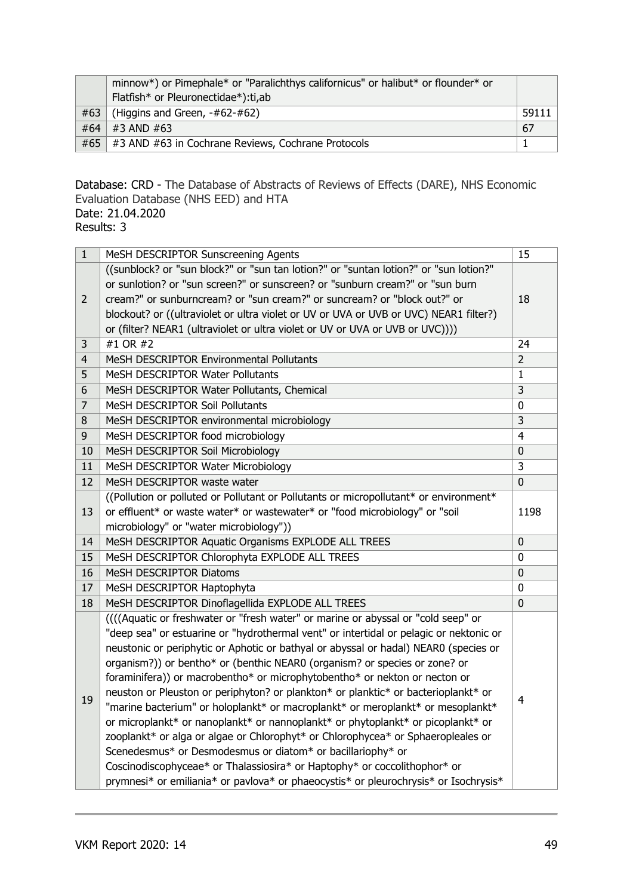| | minnow*) or Pimephale* or "Paralichthys californicus" or halibut* or flounder* or Flatfish* or Pleuronectidae*):ti,ab | |
|---|---|---|
| #63 | (Higgins and Green, -#62-#62) | 59111 |
| #64 | #3 AND #63 | 67 |
| #65 | #3 AND #63 in Cochrane Reviews, Cochrane Protocols | 1 |

Database: CRD - The Database of Abstracts of Reviews of Effects (DARE), NHS Economic Evaluation Database (NHS EED) and HTA
Date: 21.04.2020
Results: 3

| 1 | MeSH DESCRIPTOR Sunscreening Agents | 15 |
|---|---|---|
| 2 | ((sunblock? or "sun block?" or "sun tan lotion?" or "suntan lotion?" or "sun lotion?" or sunlotion? or "sun screen?" or sunscreen? or "sunburn cream?" or "sun burn cream?" or sunburncream? or "sun cream?" or suncream? or "block out?" or blockout? or ((ultraviolet or ultra violet or UV or UVA or UVB or UVC) NEAR1 filter?) or (filter? NEAR1 (ultraviolet or ultra violet or UV or UVA or UVB or UVC)))) | 18 |
| 3 | #1 OR #2 | 24 |
| 4 | MeSH DESCRIPTOR Environmental Pollutants | 2 |
| 5 | MeSH DESCRIPTOR Water Pollutants | 1 |
| 6 | MeSH DESCRIPTOR Water Pollutants, Chemical | 3 |
| 7 | MeSH DESCRIPTOR Soil Pollutants | 0 |
| 8 | MeSH DESCRIPTOR environmental microbiology | 3 |
| 9 | MeSH DESCRIPTOR food microbiology | 4 |
| 10 | MeSH DESCRIPTOR Soil Microbiology | 0 |
| 11 | MeSH DESCRIPTOR Water Microbiology | 3 |
| 12 | MeSH DESCRIPTOR waste water | 0 |
| 13 | ((Pollution or polluted or Pollutant or Pollutants or micropollutant* or environment* or effluent* or waste water* or wastewater* or "food microbiology" or "soil microbiology" or "water microbiology")) | 1198 |
| 14 | MeSH DESCRIPTOR Aquatic Organisms EXPLODE ALL TREES | 0 |
| 15 | MeSH DESCRIPTOR Chlorophyta EXPLODE ALL TREES | 0 |
| 16 | MeSH DESCRIPTOR Diatoms | 0 |
| 17 | MeSH DESCRIPTOR Haptophyta | 0 |
| 18 | MeSH DESCRIPTOR Dinoflagellida EXPLODE ALL TREES | 0 |
| 19 | ((((Aquatic or freshwater or "fresh water" or marine or abyssal or "cold seep" or "deep sea" or estuarine or "hydrothermal vent" or intertidal or pelagic or nektonic or neustonic or periphytic or Aphotic or bathyal or abyssal or hadal) NEAR0 (species or organism?)) or bentho* or (benthic NEAR0 (organism? or species or zone? or foraminifera)) or macrobentho* or microphytobentho* or nekton or necton or neuston or Pleuston or periphyton? or plankton* or planktic* or bacterioplankt* or "marine bacterium" or holoplankt* or macroplankt* or meroplankt* or mesoplankt* or microplankt* or nanoplankt* or nannoplankt* or phytoplankt* or picoplankt* or zooplankt* or alga or algae or Chlorophyt* or Chlorophycea* or Sphaeropleales or Scenedesmus* or Desmodesmus or diatom* or bacillariophy* or Coscinodiscophyceae* or Thalassiosira* or Haptophy* or coccolithophor* or prymnesi* or emiliania* or pavlova* or phaeocystis* or pleurochrysis* or Isochrysis* | 4 |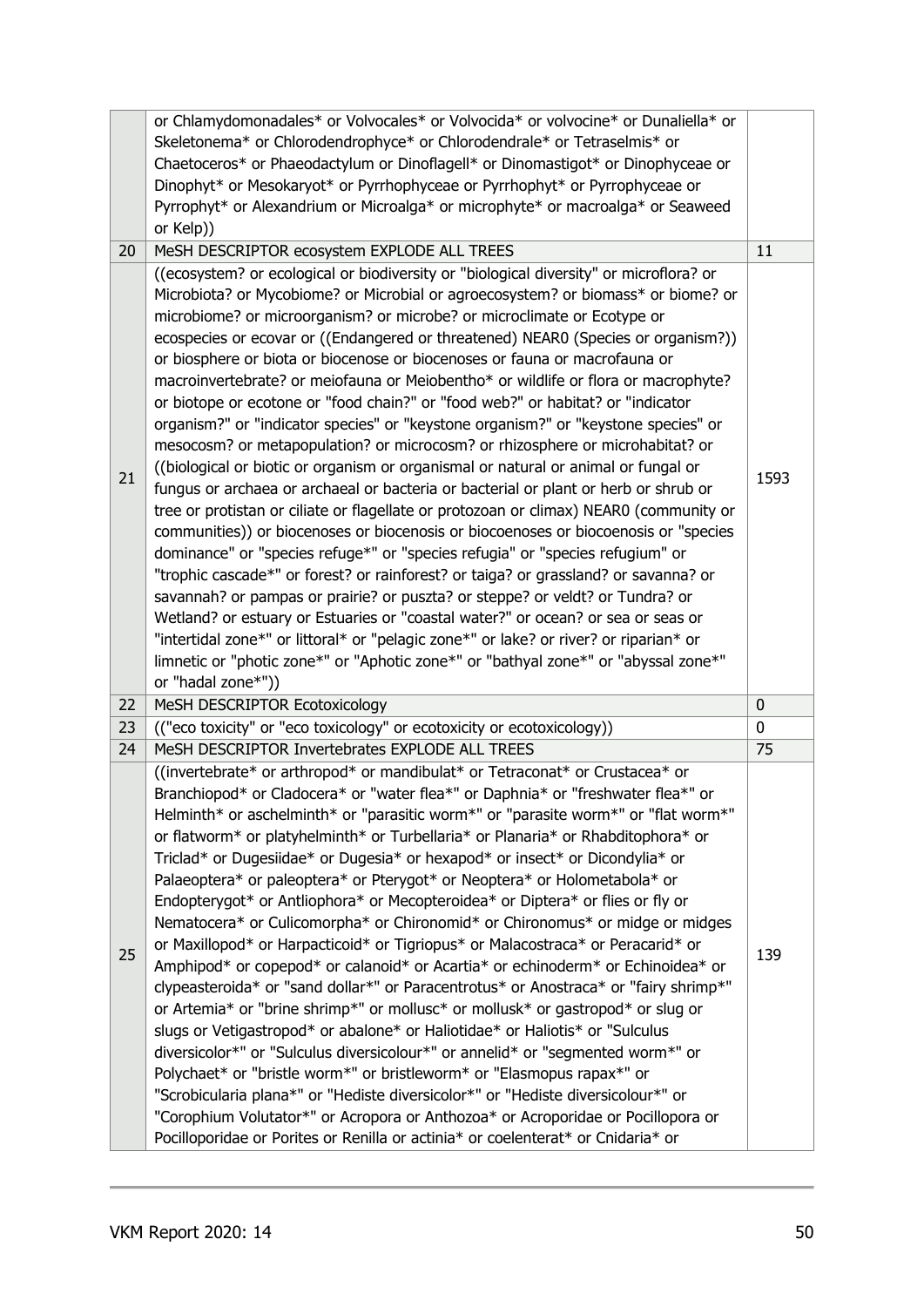|  |  |  |
|---|---|---|
|  | or Chlamydomonadales* or Volvocales* or Volvocida* or volvocine* or Dunaliella* or Skeletonema* or Chlorodendrophyce* or Chlorodendrale* or Tetraselmis* or Chaetoceros* or Phaeodactylum or Dinoflagell* or Dinomastigot* or Dinophyceae or Dinophyt* or Mesokaryot* or Pyrrhophyceae or Pyrrhophyt* or Pyrrophyceae or Pyrrophyt* or Alexandrium or Microalga* or microphyte* or macroalga* or Seaweed or Kelp)) |  |
| 20 | MeSH DESCRIPTOR ecosystem EXPLODE ALL TREES | 11 |
| 21 | ((ecosystem? or ecological or biodiversity or "biological diversity" or microflora? or Microbiota? or Mycobiome? or Microbial or agroecosystem? or biomass* or biome? or microbiome? or microorganism? or microbe? or microclimate or Ecotype or ecospecies or ecovar or ((Endangered or threatened) NEAR0 (Species or organism?)) or biosphere or biota or biocenose or biocenoses or fauna or macrofauna or macroinvertebrate? or meiofauna or Meiobentho* or wildlife or flora or macrophyte? or biotope or ecotone or "food chain?" or "food web?" or habitat? or "indicator organism?" or "indicator species" or "keystone organism?" or "keystone species" or mesocosm? or metapopulation? or microcosm? or rhizosphere or microhabitat? or ((biological or biotic or organism or organismal or natural or animal or fungal or fungus or archaea or archaeal or bacteria or bacterial or plant or herb or shrub or tree or protistan or ciliate or flagellate or protozoan or climax) NEAR0 (community or communities)) or biocenoses or biocenosis or biocoenoses or biocoenosis or "species dominance" or "species refuge*" or "species refugia" or "species refugium" or "trophic cascade*" or forest? or rainforest? or taiga? or grassland? or savanna? or savannah? or pampas or prairie? or puszta? or steppe? or veldt? or Tundra? or Wetland? or estuary or Estuaries or "coastal water?" or ocean? or sea or seas or "intertidal zone*" or littoral* or "pelagic zone*" or lake? or river? or riparian* or limnetic or "photic zone*" or "Aphotic zone*" or "bathyal zone*" or "abyssal zone*" or "hadal zone*")) | 1593 |
| 22 | MeSH DESCRIPTOR Ecotoxicology | 0 |
| 23 | (("eco toxicity" or "eco toxicology" or ecotoxicity or ecotoxicology)) | 0 |
| 24 | MeSH DESCRIPTOR Invertebrates EXPLODE ALL TREES | 75 |
| 25 | ((invertebrate* or arthropod* or mandibulat* or Tetraconat* or Crustacea* or Branchiopod* or Cladocera* or "water flea*" or Daphnia* or "freshwater flea*" or Helminth* or aschelminth* or "parasitic worm*" or "parasite worm*" or "flat worm*" or flatworm* or platyhelminth* or Turbellaria* or Planaria* or Rhabditophora* or Triclad* or Dugesiidae* or Dugesia* or hexapod* or insect* or Dicondylia* or Palaeoptera* or paleoptera* or Pterygot* or Neoptera* or Holometabola* or Endopterygot* or Antliophora* or Mecopteroidea* or Diptera* or flies or fly or Nematocera* or Culicomorpha* or Chironomid* or Chironomus* or midge or midges or Maxillopod* or Harpacticoid* or Tigriopus* or Malacostraca* or Peracarid* or Amphipod* or copepod* or calanoid* or Acartia* or echinoderm* or Echinoidea* or clypeasteroida* or "sand dollar*" or Paracentrotus* or Anostraca* or "fairy shrimp*" or Artemia* or "brine shrimp*" or mollusc* or mollusk* or gastropod* or slug or slugs or Vetigastropod* or abalone* or Haliotidae* or Haliotis* or "Sulculus diversicolor*" or "Sulculus diversicolour*" or annelid* or "segmented worm*" or Polychaet* or "bristle worm*" or bristleworm* or "Elasmopus rapax*" or "Scrobicularia plana*" or "Hediste diversicolor*" or "Hediste diversicolour*" or "Corophium Volutator*" or Acropora or Anthozoa* or Acroporidae or Pocillopora or Pocilloporidae or Porites or Renilla or actinia* or coelenterat* or Cnidaria* or | 139 |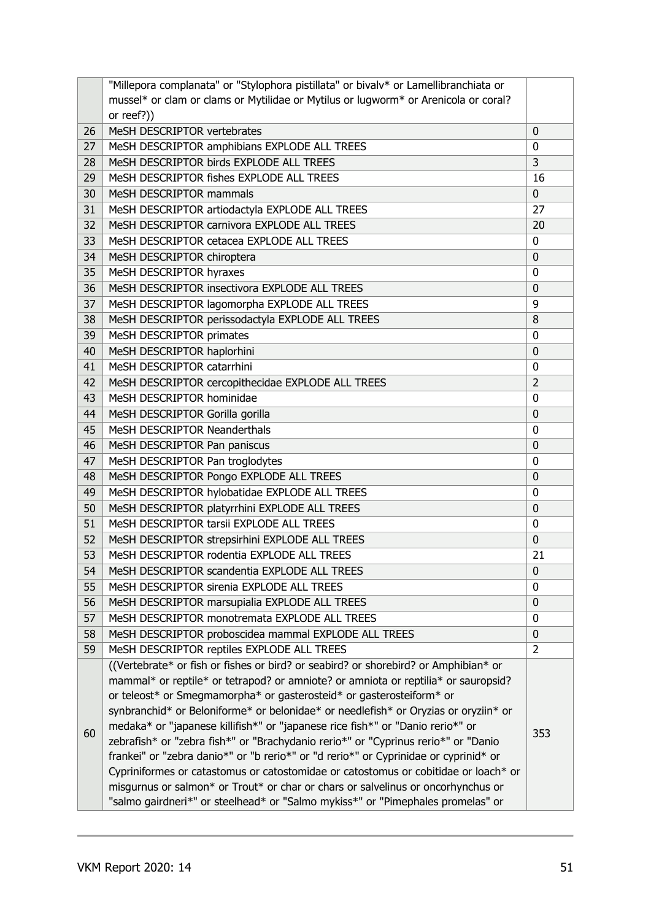|  | "Millepora complanata" or "Stylophora pistillata" or bivalv* or Lamellibranchiata or mussel* or clam or clams or Mytilidae or Mytilus or lugworm* or Arenicola or coral? or reef?)) |  |
|---|---|---|
| 26 | MeSH DESCRIPTOR vertebrates | 0 |
| 27 | MeSH DESCRIPTOR amphibians EXPLODE ALL TREES | 0 |
| 28 | MeSH DESCRIPTOR birds EXPLODE ALL TREES | 3 |
| 29 | MeSH DESCRIPTOR fishes EXPLODE ALL TREES | 16 |
| 30 | MeSH DESCRIPTOR mammals | 0 |
| 31 | MeSH DESCRIPTOR artiodactyla EXPLODE ALL TREES | 27 |
| 32 | MeSH DESCRIPTOR carnivora EXPLODE ALL TREES | 20 |
| 33 | MeSH DESCRIPTOR cetacea EXPLODE ALL TREES | 0 |
| 34 | MeSH DESCRIPTOR chiroptera | 0 |
| 35 | MeSH DESCRIPTOR hyraxes | 0 |
| 36 | MeSH DESCRIPTOR insectivora EXPLODE ALL TREES | 0 |
| 37 | MeSH DESCRIPTOR lagomorpha EXPLODE ALL TREES | 9 |
| 38 | MeSH DESCRIPTOR perissodactyla EXPLODE ALL TREES | 8 |
| 39 | MeSH DESCRIPTOR primates | 0 |
| 40 | MeSH DESCRIPTOR haplorhini | 0 |
| 41 | MeSH DESCRIPTOR catarrhini | 0 |
| 42 | MeSH DESCRIPTOR cercopithecidae EXPLODE ALL TREES | 2 |
| 43 | MeSH DESCRIPTOR hominidae | 0 |
| 44 | MeSH DESCRIPTOR Gorilla gorilla | 0 |
| 45 | MeSH DESCRIPTOR Neanderthals | 0 |
| 46 | MeSH DESCRIPTOR Pan paniscus | 0 |
| 47 | MeSH DESCRIPTOR Pan troglodytes | 0 |
| 48 | MeSH DESCRIPTOR Pongo EXPLODE ALL TREES | 0 |
| 49 | MeSH DESCRIPTOR hylobatidae EXPLODE ALL TREES | 0 |
| 50 | MeSH DESCRIPTOR platyrrhini EXPLODE ALL TREES | 0 |
| 51 | MeSH DESCRIPTOR tarsii EXPLODE ALL TREES | 0 |
| 52 | MeSH DESCRIPTOR strepsirhini EXPLODE ALL TREES | 0 |
| 53 | MeSH DESCRIPTOR rodentia EXPLODE ALL TREES | 21 |
| 54 | MeSH DESCRIPTOR scandentia EXPLODE ALL TREES | 0 |
| 55 | MeSH DESCRIPTOR sirenia EXPLODE ALL TREES | 0 |
| 56 | MeSH DESCRIPTOR marsupialia EXPLODE ALL TREES | 0 |
| 57 | MeSH DESCRIPTOR monotremata EXPLODE ALL TREES | 0 |
| 58 | MeSH DESCRIPTOR proboscidea mammal EXPLODE ALL TREES | 0 |
| 59 | MeSH DESCRIPTOR reptiles EXPLODE ALL TREES | 2 |
| 60 | ((Vertebrate* or fish or fishes or bird? or seabird? or shorebird? or Amphibian* or mammal* or reptile* or tetrapod? or amniote? or amniota or reptilia* or sauropsid? or teleost* or Smegmamorpha* or gasterosteid* or gasterosteiform* or synbranchid* or Beloniforme* or belonidae* or needlefish* or Oryzias or oryziin* or medaka* or "japanese killifish*" or "japanese rice fish*" or "Danio rerio*" or zebrafish* or "zebra fish*" or "Brachydanio rerio*" or "Cyprinus rerio*" or "Danio frankei" or "zebra danio*" or "b rerio*" or "d rerio*" or Cyprinidae or cyprinid* or Cypriniformes or catastomus or catostomidae or catostomus or cobitidae or loach* or misgurnus or salmon* or Trout* or char or chars or salvelinus or oncorhynchus or "salmo gairdneri*" or steelhead* or "Salmo mykiss*" or "Pimephales promelas" or | 353 |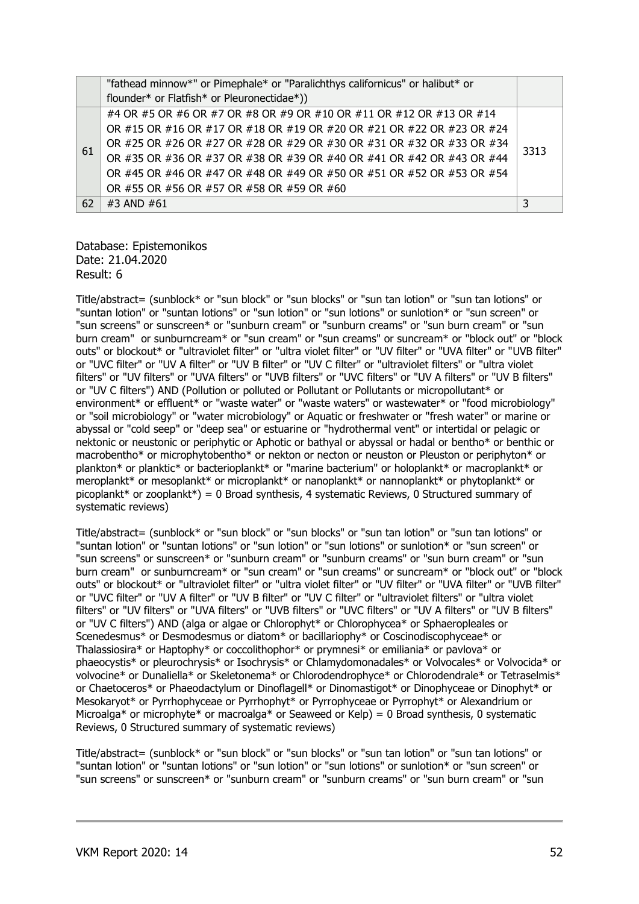|  | "fathead minnow*" or Pimephale* or "Paralichthys californicus" or halibut* or flounder* or Flatfish* or Pleuronectidae*)) |  |
|---|---|---|
| 61 | #4 OR #5 OR #6 OR #7 OR #8 OR #9 OR #10 OR #11 OR #12 OR #13 OR #14 OR #15 OR #16 OR #17 OR #18 OR #19 OR #20 OR #21 OR #22 OR #23 OR #24 OR #25 OR #26 OR #27 OR #28 OR #29 OR #30 OR #31 OR #32 OR #33 OR #34 OR #35 OR #36 OR #37 OR #38 OR #39 OR #40 OR #41 OR #42 OR #43 OR #44 OR #45 OR #46 OR #47 OR #48 OR #49 OR #50 OR #51 OR #52 OR #53 OR #54 OR #55 OR #56 OR #57 OR #58 OR #59 OR #60 | 3313 |
| 62 | #3 AND #61 | 3 |

Database: Epistemonikos
Date: 21.04.2020
Result: 6

Title/abstract= (sunblock* or "sun block" or "sun blocks" or "sun tan lotion" or "sun tan lotions" or "suntan lotion" or "suntan lotions" or "sun lotion" or "sun lotions" or sunlotion* or "sun screen" or "sun screens" or sunscreen* or "sunburn cream" or "sunburn creams" or "sun burn cream" or "sun burn cream" or sunburncream* or "sun cream" or "sun creams" or suncream* or "block out" or "block outs" or blockout* or "ultraviolet filter" or "ultra violet filter" or "UV filter" or "UVA filter" or "UVB filter" or "UVC filter" or "UV A filter" or "UV B filter" or "UV C filter" or "ultraviolet filters" or "ultra violet filters" or "UV filters" or "UVA filters" or "UVB filters" or "UVC filters" or "UV A filters" or "UV B filters" or "UV C filters") AND (Pollution or polluted or Pollutant or Pollutants or micropollutant* or environment* or effluent* or "waste water" or "waste waters" or wastewater* or "food microbiology" or "soil microbiology" or "water microbiology" or Aquatic or freshwater or "fresh water" or marine or abyssal or "cold seep" or "deep sea" or estuarine or "hydrothermal vent" or intertidal or pelagic or nektonic or neustonic or periphytic or Aphotic or bathyal or abyssal or hadal or bentho* or benthic or macrobentho* or microphytobentho* or nekton or necton or neuston or Pleuston or periphyton* or plankton* or planktic* or bacterioplankt* or "marine bacterium" or holoplankt* or macroplankt* or meroplankt* or mesoplankt* or microplankt* or nanoplankt* or nannoplankt* or phytoplankt* or picoplankt* or zooplankt*) = 0 Broad synthesis, 4 systematic Reviews, 0 Structured summary of systematic reviews)

Title/abstract= (sunblock* or "sun block" or "sun blocks" or "sun tan lotion" or "sun tan lotions" or "suntan lotion" or "suntan lotions" or "sun lotion" or "sun lotions" or sunlotion* or "sun screen" or "sun screens" or sunscreen* or "sunburn cream" or "sunburn creams" or "sun burn cream" or "sun burn cream" or sunburncream* or "sun cream" or "sun creams" or suncream* or "block out" or "block outs" or blockout* or "ultraviolet filter" or "ultra violet filter" or "UV filter" or "UVA filter" or "UVB filter" or "UVC filter" or "UV A filter" or "UV B filter" or "UV C filter" or "ultraviolet filters" or "ultra violet filters" or "UV filters" or "UVA filters" or "UVB filters" or "UVC filters" or "UV A filters" or "UV B filters" or "UV C filters") AND (alga or algae or Chlorophyt* or Chlorophycea* or Sphaeropleales or Scenedesmus* or Desmodesmus or diatom* or bacillariophy* or Coscinodiscophyceae* or Thalassiosira* or Haptophy* or coccolithophor* or prymnesi* or emiliania* or pavlova* or phaeocystis* or pleurochrysis* or Isochrysis* or Chlamydomonadales* or Volvocales* or Volvocida* or volvocine* or Dunaliella* or Skeletonema* or Chlorodendrophyce* or Chlorodendrale* or Tetraselmis* or Chaetoceros* or Phaeodactylum or Dinoflagell* or Dinomastigot* or Dinophyceae or Dinophyt* or Mesokaryot* or Pyrrhophyceae or Pyrrhophyt* or Pyrrophyceae or Pyrrophyt* or Alexandrium or Microalga* or microphyte* or macroalga* or Seaweed or Kelp) = 0 Broad synthesis, 0 systematic Reviews, 0 Structured summary of systematic reviews)

Title/abstract= (sunblock* or "sun block" or "sun blocks" or "sun tan lotion" or "sun tan lotions" or "suntan lotion" or "suntan lotions" or "sun lotion" or "sun lotions" or sunlotion* or "sun screen" or "sun screens" or sunscreen* or "sunburn cream" or "sunburn creams" or "sun burn cream" or "sun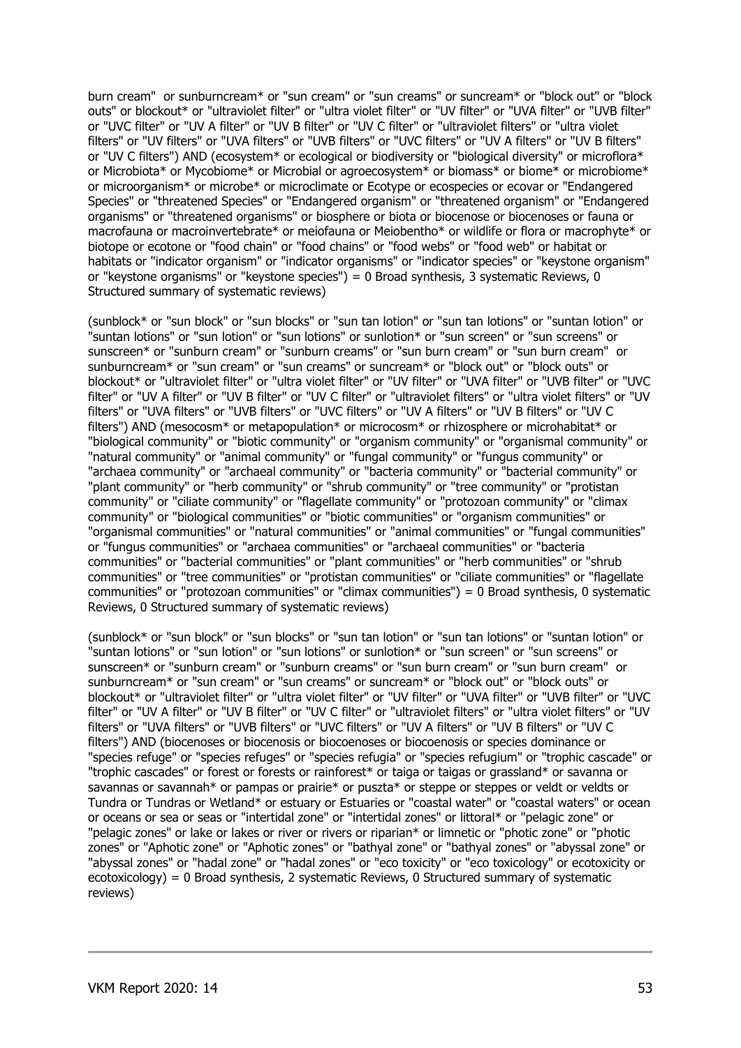burn cream" or sunburncream* or "sun cream" or "sun creams" or suncream* or "block out" or "block outs" or blockout* or "ultraviolet filter" or "ultra violet filter" or "UV filter" or "UVA filter" or "UVB filter" or "UVC filter" or "UV A filter" or "UV B filter" or "UV C filter" or "ultraviolet filters" or "ultra violet filters" or "UV filters" or "UVA filters" or "UVB filters" or "UVC filters" or "UV A filters" or "UV B filters" or "UV C filters") AND (ecosystem* or ecological or biodiversity or "biological diversity" or microflora* or Microbiota* or Mycobiome* or Microbial or agroecosystem* or biomass* or biome* or microbiome* or microorganism* or microbe* or microclimate or Ecotype or ecospecies or ecovar or "Endangered Species" or "threatened Species" or "Endangered organism" or "threatened organism" or "Endangered organisms" or "threatened organisms" or biosphere or biota or biocenose or biocenoses or fauna or macrofauna or macroinvertebrate* or meiofauna or Meiobentho* or wildlife or flora or macrophyte* or biotope or ecotone or "food chain" or "food chains" or "food webs" or "food web" or habitat or habitats or "indicator organism" or "indicator organisms" or "indicator species" or "keystone organism" or "keystone organisms" or "keystone species") = 0 Broad synthesis, 3 systematic Reviews, 0 Structured summary of systematic reviews)

(sunblock* or "sun block" or "sun blocks" or "sun tan lotion" or "sun tan lotions" or "suntan lotion" or "suntan lotions" or "sun lotion" or "sun lotions" or sunlotion* or "sun screen" or "sun screens" or sunscreen* or "sunburn cream" or "sunburn creams" or "sun burn cream" or "sun burn cream" or sunburncream* or "sun cream" or "sun creams" or suncream* or "block out" or "block outs" or blockout* or "ultraviolet filter" or "ultra violet filter" or "UV filter" or "UVA filter" or "UVB filter" or "UVC filter" or "UV A filter" or "UV B filter" or "UV C filter" or "ultraviolet filters" or "ultra violet filters" or "UV filters" or "UVA filters" or "UVB filters" or "UVC filters" or "UV A filters" or "UV B filters" or "UV C filters") AND (mesocosm* or metapopulation* or microcosm* or rhizosphere or microhabitat* or "biological community" or "biotic community" or "organism community" or "organismal community" or "natural community" or "animal community" or "fungal community" or "fungus community" or "archaea community" or "archaeal community" or "bacteria community" or "bacterial community" or "plant community" or "herb community" or "shrub community" or "tree community" or "protistan community" or "ciliate community" or "flagellate community" or "protozoan community" or "climax community" or "biological communities" or "biotic communities" or "organism communities" or "organismal communities" or "natural communities" or "animal communities" or "fungal communities" or "fungus communities" or "archaea communities" or "archaeal communities" or "bacteria communities" or "bacterial communities" or "plant communities" or "herb communities" or "shrub communities" or "tree communities" or "protistan communities" or "ciliate communities" or "flagellate communities" or "protozoan communities" or "climax communities") = 0 Broad synthesis, 0 systematic Reviews, 0 Structured summary of systematic reviews)

(sunblock* or "sun block" or "sun blocks" or "sun tan lotion" or "sun tan lotions" or "suntan lotion" or "suntan lotions" or "sun lotion" or "sun lotions" or sunlotion* or "sun screen" or "sun screens" or sunscreen* or "sunburn cream" or "sunburn creams" or "sun burn cream" or "sun burn cream" or sunburncream* or "sun cream" or "sun creams" or suncream* or "block out" or "block outs" or blockout* or "ultraviolet filter" or "ultra violet filter" or "UV filter" or "UVA filter" or "UVB filter" or "UVC filter" or "UV A filter" or "UV B filter" or "UV C filter" or "ultraviolet filters" or "ultra violet filters" or "UV filters" or "UVA filters" or "UVB filters" or "UVC filters" or "UV A filters" or "UV B filters" or "UV C filters") AND (biocenoses or biocenosis or biocoenoses or biocoenosis or species dominance or "species refuge" or "species refuges" or "species refugia" or "species refugium" or "trophic cascade" or "trophic cascades" or forest or forests or rainforest* or taiga or taigas or grassland* or savanna or savannas or savannah* or pampas or prairie* or puszta* or steppe or steppes or veldt or veldts or Tundra or Tundras or Wetland* or estuary or Estuaries or "coastal water" or "coastal waters" or ocean or oceans or sea or seas or "intertidal zone" or "intertidal zones" or littoral* or "pelagic zone" or "pelagic zones" or lake or lakes or river or rivers or riparian* or limnetic or "photic zone" or "photic zones" or "Aphotic zone" or "Aphotic zones" or "bathyal zone" or "bathyal zones" or "abyssal zone" or "abyssal zones" or "hadal zone" or "hadal zones" or "eco toxicity" or "eco toxicology" or ecotoxicity or ecotoxicology) = 0 Broad synthesis, 2 systematic Reviews, 0 Structured summary of systematic reviews)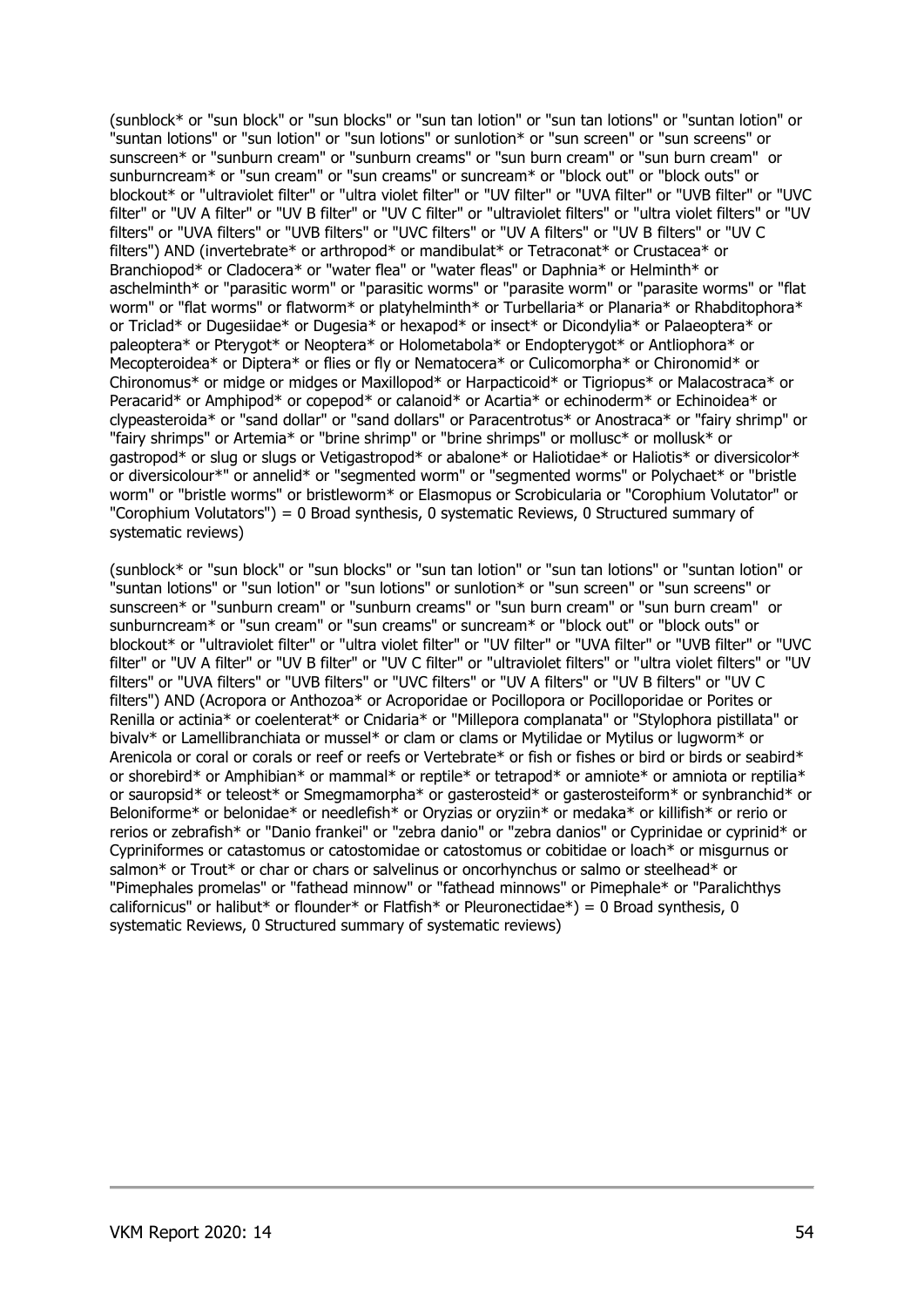(sunblock* or "sun block" or "sun blocks" or "sun tan lotion" or "sun tan lotions" or "suntan lotion" or "suntan lotions" or "sun lotion" or "sun lotions" or sunlotion* or "sun screen" or "sun screens" or sunscreen* or "sunburn cream" or "sunburn creams" or "sun burn cream" or "sun burn cream" or sunburncream* or "sun cream" or "sun creams" or suncream* or "block out" or "block outs" or blockout* or "ultraviolet filter" or "ultra violet filter" or "UV filter" or "UVA filter" or "UVB filter" or "UVC filter" or "UV A filter" or "UV B filter" or "UV C filter" or "ultraviolet filters" or "ultra violet filters" or "UV filters" or "UVA filters" or "UVB filters" or "UVC filters" or "UV A filters" or "UV B filters" or "UV C filters") AND (invertebrate* or arthropod* or mandibulat* or Tetraconat* or Crustacea* or Branchiopod* or Cladocera* or "water flea" or "water fleas" or Daphnia* or Helminth* or aschelminth* or "parasitic worm" or "parasitic worms" or "parasite worm" or "parasite worms" or "flat worm" or "flat worms" or flatworm* or platyhelminth* or Turbellaria* or Planaria* or Rhabditophora* or Triclad* or Dugesiidae* or Dugesia* or hexapod* or insect* or Dicondylia* or Palaeoptera* or paleoptera* or Pterygot* or Neoptera* or Holometabola* or Endopterygot* or Antliophora* or Mecopteroidea* or Diptera* or flies or fly or Nematocera* or Culicomorpha* or Chironomid* or Chironomus* or midge or midges or Maxillopod* or Harpacticoid* or Tigriopus* or Malacostraca* or Peracarid* or Amphipod* or copepod* or calanoid* or Acartia* or echinoderm* or Echinoidea* or clypeasteroida* or "sand dollar" or "sand dollars" or Paracentrotus* or Anostraca* or "fairy shrimp" or "fairy shrimps" or Artemia* or "brine shrimp" or "brine shrimps" or mollusc* or mollusk* or gastropod* or slug or slugs or Vetigastropod* or abalone* or Haliotidae* or Haliotis* or diversicolor* or diversicolour*" or annelid* or "segmented worm" or "segmented worms" or Polychaet* or "bristle worm" or "bristle worms" or bristleworm* or Elasmopus or Scrobicularia or "Corophium Volutator" or "Corophium Volutators") = 0 Broad synthesis, 0 systematic Reviews, 0 Structured summary of systematic reviews)

(sunblock* or "sun block" or "sun blocks" or "sun tan lotion" or "sun tan lotions" or "suntan lotion" or "suntan lotions" or "sun lotion" or "sun lotions" or sunlotion* or "sun screen" or "sun screens" or sunscreen* or "sunburn cream" or "sunburn creams" or "sun burn cream" or "sun burn cream" or sunburncream* or "sun cream" or "sun creams" or suncream* or "block out" or "block outs" or blockout* or "ultraviolet filter" or "ultra violet filter" or "UV filter" or "UVA filter" or "UVB filter" or "UVC filter" or "UV A filter" or "UV B filter" or "UV C filter" or "ultraviolet filters" or "ultra violet filters" or "UV filters" or "UVA filters" or "UVB filters" or "UVC filters" or "UV A filters" or "UV B filters" or "UV C filters") AND (Acropora or Anthozoa* or Acroporidae or Pocillopora or Pocilloporidae or Porites or Renilla or actinia* or coelenterat* or Cnidaria* or "Millepora complanata" or "Stylophora pistillata" or bivalv* or Lamellibranchiata or mussel* or clam or clams or Mytilidae or Mytilus or lugworm* or Arenicola or coral or corals or reef or reefs or Vertebrate* or fish or fishes or bird or birds or seabird* or shorebird* or Amphibian* or mammal* or reptile* or tetrapod* or amniote* or amniota or reptilia* or sauropsid* or teleost* or Smegmamorpha* or gasterosteid* or gasterosteiform* or synbranchid* or Beloniforme* or belonidae* or needlefish* or Oryzias or oryziin* or medaka* or killifish* or rerio or rerios or zebrafish* or "Danio frankei" or "zebra danio" or "zebra danios" or Cyprinidae or cyprinid* or Cypriniformes or catastomus or catostomidae or catostomus or cobitidae or loach* or misgurnus or salmon* or Trout* or char or chars or salvelinus or oncorhynchus or salmo or steelhead* or "Pimephales promelas" or "fathead minnow" or "fathead minnows" or Pimephale* or "Paralichthys californicus" or halibut* or flounder* or Flatfish* or Pleuronectidae*) = 0 Broad synthesis, 0 systematic Reviews, 0 Structured summary of systematic reviews)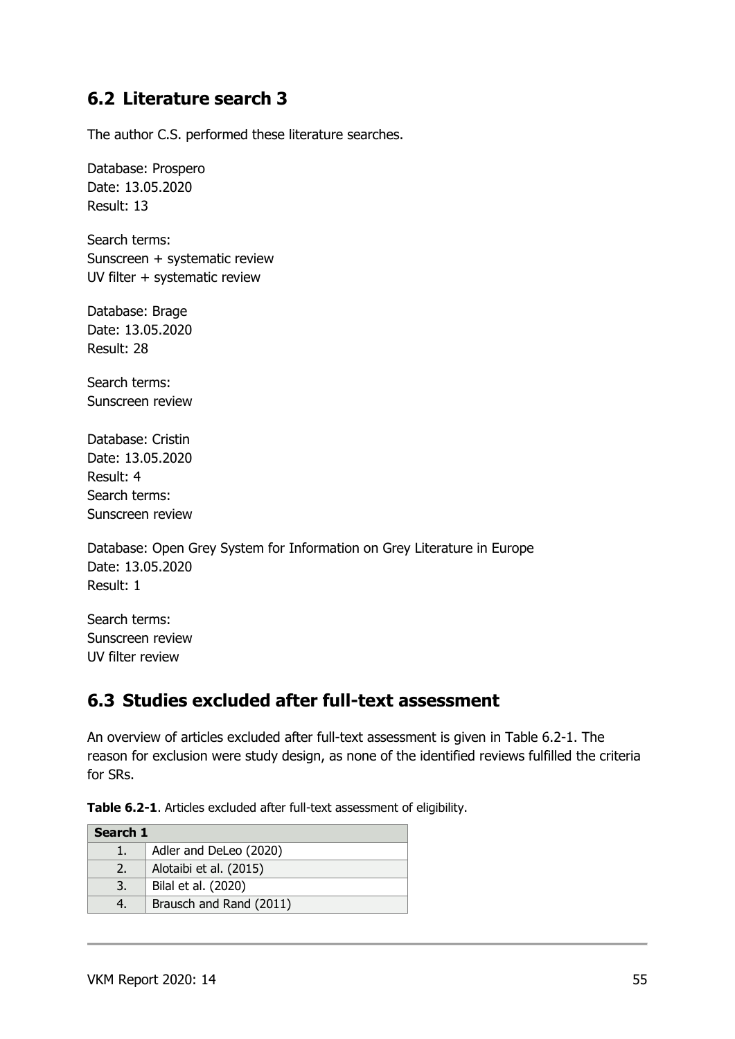## 6.2 Literature search 3

The author C.S. performed these literature searches.

Database: Prospero
Date: 13.05.2020
Result: 13

Search terms:
Sunscreen + systematic review
UV filter + systematic review

Database: Brage
Date: 13.05.2020
Result: 28

Search terms:
Sunscreen review

Database: Cristin
Date: 13.05.2020
Result: 4
Search terms:
Sunscreen review

Database: Open Grey System for Information on Grey Literature in Europe
Date: 13.05.2020
Result: 1

Search terms:
Sunscreen review
UV filter review

## 6.3 Studies excluded after full-text assessment

An overview of articles excluded after full-text assessment is given in Table 6.2-1. The reason for exclusion were study design, as none of the identified reviews fulfilled the criteria for SRs.

**Table 6.2-1**. Articles excluded after full-text assessment of eligibility.

| **Search 1** | |
|---|---|
| 1. | Adler and DeLeo (2020) |
| 2. | Alotaibi et al. (2015) |
| 3. | Bilal et al. (2020) |
| 4. | Brausch and Rand (2011) |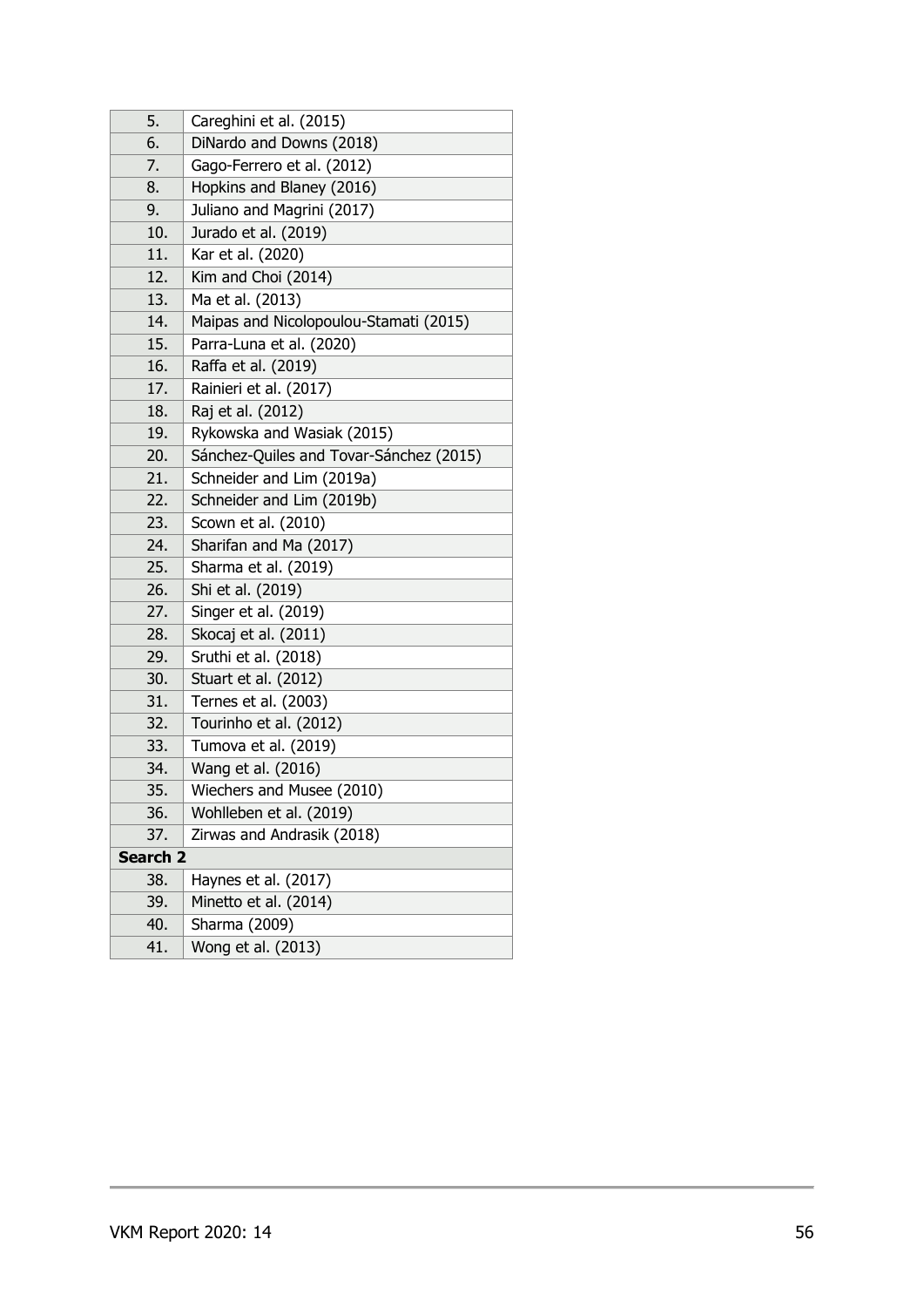| | |
|---|---|
| 5. | Careghini et al. (2015) |
| 6. | DiNardo and Downs (2018) |
| 7. | Gago-Ferrero et al. (2012) |
| 8. | Hopkins and Blaney (2016) |
| 9. | Juliano and Magrini (2017) |
| 10. | Jurado et al. (2019) |
| 11. | Kar et al. (2020) |
| 12. | Kim and Choi (2014) |
| 13. | Ma et al. (2013) |
| 14. | Maipas and Nicolopoulou-Stamati (2015) |
| 15. | Parra-Luna et al. (2020) |
| 16. | Raffa et al. (2019) |
| 17. | Rainieri et al. (2017) |
| 18. | Raj et al. (2012) |
| 19. | Rykowska and Wasiak (2015) |
| 20. | Sánchez-Quiles and Tovar-Sánchez (2015) |
| 21. | Schneider and Lim (2019a) |
| 22. | Schneider and Lim (2019b) |
| 23. | Scown et al. (2010) |
| 24. | Sharifan and Ma (2017) |
| 25. | Sharma et al. (2019) |
| 26. | Shi et al. (2019) |
| 27. | Singer et al. (2019) |
| 28. | Skocaj et al. (2011) |
| 29. | Sruthi et al. (2018) |
| 30. | Stuart et al. (2012) |
| 31. | Ternes et al. (2003) |
| 32. | Tourinho et al. (2012) |
| 33. | Tumova et al. (2019) |
| 34. | Wang et al. (2016) |
| 35. | Wiechers and Musee (2010) |
| 36. | Wohlleben et al. (2019) |
| 37. | Zirwas and Andrasik (2018) |
| **Search 2** | |
| 38. | Haynes et al. (2017) |
| 39. | Minetto et al. (2014) |
| 40. | Sharma (2009) |
| 41. | Wong et al. (2013) |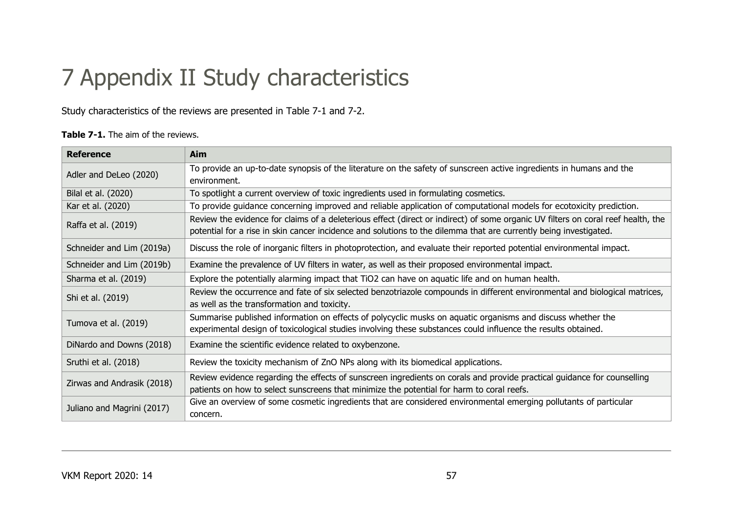# 7 Appendix II Study characteristics

Study characteristics of the reviews are presented in Table 7-1 and 7-2.

**Table 7-1.** The aim of the reviews.

| Reference | Aim |
| --- | --- |
| Adler and DeLeo (2020) | To provide an up-to-date synopsis of the literature on the safety of sunscreen active ingredients in humans and the environment. |
| Bilal et al. (2020) | To spotlight a current overview of toxic ingredients used in formulating cosmetics. |
| Kar et al. (2020) | To provide guidance concerning improved and reliable application of computational models for ecotoxicity prediction. |
| Raffa et al. (2019) | Review the evidence for claims of a deleterious effect (direct or indirect) of some organic UV filters on coral reef health, the potential for a rise in skin cancer incidence and solutions to the dilemma that are currently being investigated. |
| Schneider and Lim (2019a) | Discuss the role of inorganic filters in photoprotection, and evaluate their reported potential environmental impact. |
| Schneider and Lim (2019b) | Examine the prevalence of UV filters in water, as well as their proposed environmental impact. |
| Sharma et al. (2019) | Explore the potentially alarming impact that $TiO_2$ can have on aquatic life and on human health. |
| Shi et al. (2019) | Review the occurrence and fate of six selected benzotriazole compounds in different environmental and biological matrices, as well as the transformation and toxicity. |
| Tumova et al. (2019) | Summarise published information on effects of polycyclic musks on aquatic organisms and discuss whether the experimental design of toxicological studies involving these substances could influence the results obtained. |
| DiNardo and Downs (2018) | Examine the scientific evidence related to oxybenzone. |
| Sruthi et al. (2018) | Review the toxicity mechanism of ZnO NPs along with its biomedical applications. |
| Zirwas and Andrasik (2018) | Review evidence regarding the effects of sunscreen ingredients on corals and provide practical guidance for counselling patients on how to select sunscreens that minimize the potential for harm to coral reefs. |
| Juliano and Magrini (2017) | Give an overview of some cosmetic ingredients that are considered environmental emerging pollutants of particular concern. |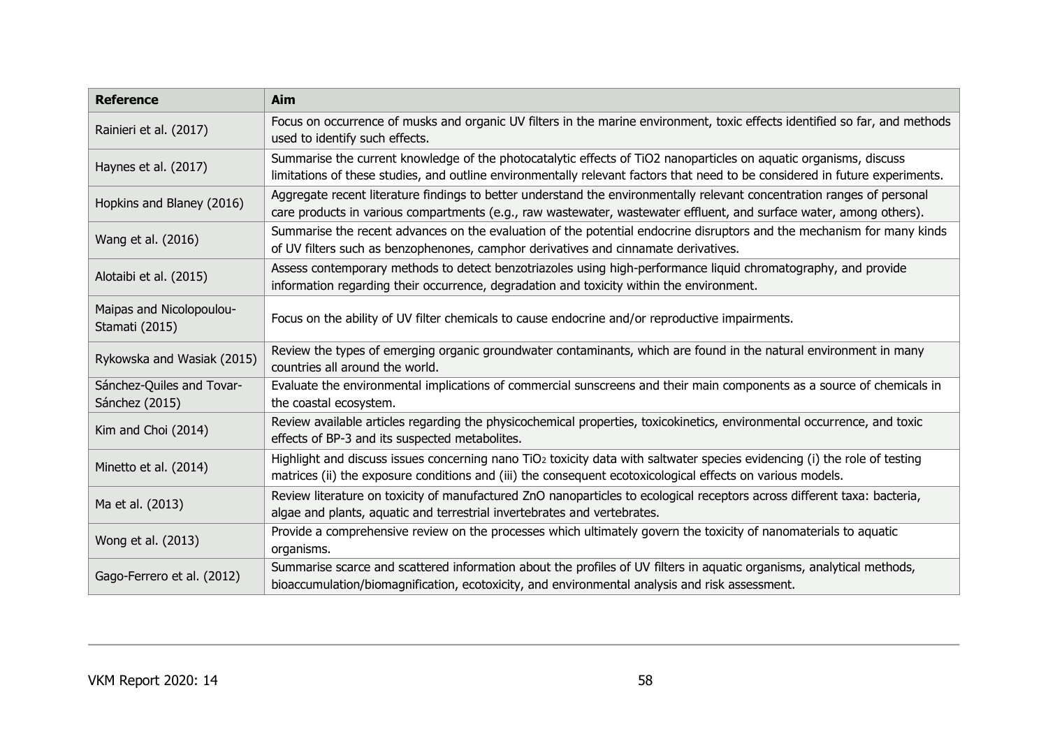| Reference | Aim |
| --- | --- |
| Rainieri et al. (2017) | Focus on occurrence of musks and organic UV filters in the marine environment, toxic effects identified so far, and methods used to identify such effects. |
| Haynes et al. (2017) | Summarise the current knowledge of the photocatalytic effects of $TiO_2$ nanoparticles on aquatic organisms, discuss limitations of these studies, and outline environmentally relevant factors that need to be considered in future experiments. |
| Hopkins and Blaney (2016) | Aggregate recent literature findings to better understand the environmentally relevant concentration ranges of personal care products in various compartments (e.g., raw wastewater, wastewater effluent, and surface water, among others). |
| Wang et al. (2016) | Summarise the recent advances on the evaluation of the potential endocrine disruptors and the mechanism for many kinds of UV filters such as benzophenones, camphor derivatives and cinnamate derivatives. |
| Alotaibi et al. (2015) | Assess contemporary methods to detect benzotriazoles using high-performance liquid chromatography, and provide information regarding their occurrence, degradation and toxicity within the environment. |
| Maipas and Nicolopoulou-Stamati (2015) | Focus on the ability of UV filter chemicals to cause endocrine and/or reproductive impairments. |
| Rykowska and Wasiak (2015) | Review the types of emerging organic groundwater contaminants, which are found in the natural environment in many countries all around the world. |
| Sánchez-Quiles and Tovar-Sánchez (2015) | Evaluate the environmental implications of commercial sunscreens and their main components as a source of chemicals in the coastal ecosystem. |
| Kim and Choi (2014) | Review available articles regarding the physicochemical properties, toxicokinetics, environmental occurrence, and toxic effects of BP-3 and its suspected metabolites. |
| Minetto et al. (2014) | Highlight and discuss issues concerning nano $TiO_2$ toxicity data with saltwater species evidencing (i) the role of testing matrices (ii) the exposure conditions and (iii) the consequent ecotoxicological effects on various models. |
| Ma et al. (2013) | Review literature on toxicity of manufactured ZnO nanoparticles to ecological receptors across different taxa: bacteria, algae and plants, aquatic and terrestrial invertebrates and vertebrates. |
| Wong et al. (2013) | Provide a comprehensive review on the processes which ultimately govern the toxicity of nanomaterials to aquatic organisms. |
| Gago-Ferrero et al. (2012) | Summarise scarce and scattered information about the profiles of UV filters in aquatic organisms, analytical methods, bioaccumulation/biomagnification, ecotoxicity, and environmental analysis and risk assessment. |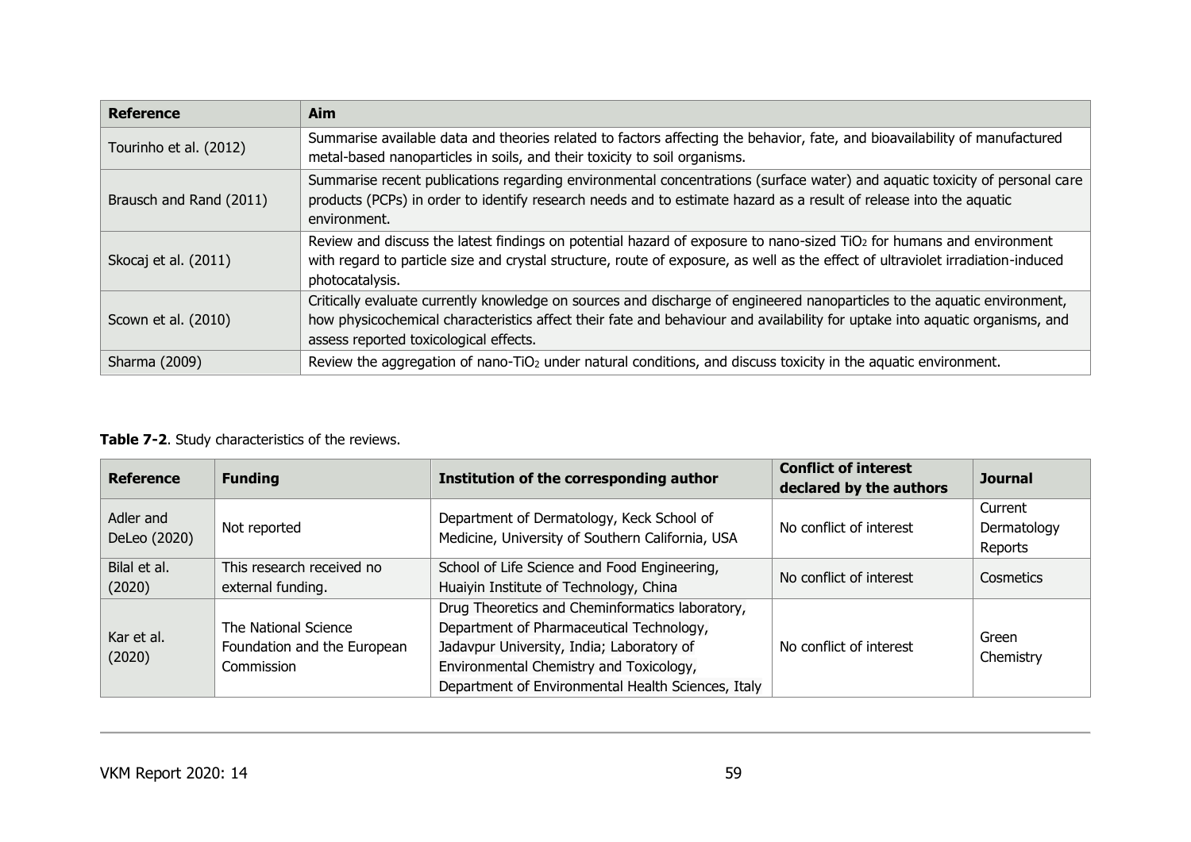| Reference | Aim |
|---|---|
| Tourinho et al. (2012) | Summarise available data and theories related to factors affecting the behavior, fate, and bioavailability of manufactured metal-based nanoparticles in soils, and their toxicity to soil organisms. |
| Brausch and Rand (2011) | Summarise recent publications regarding environmental concentrations (surface water) and aquatic toxicity of personal care products (PCPs) in order to identify research needs and to estimate hazard as a result of release into the aquatic environment. |
| Skocaj et al. (2011) | Review and discuss the latest findings on potential hazard of exposure to nano-sized $TiO_2$ for humans and environment with regard to particle size and crystal structure, route of exposure, as well as the effect of ultraviolet irradiation-induced photocatalysis. |
| Scown et al. (2010) | Critically evaluate currently knowledge on sources and discharge of engineered nanoparticles to the aquatic environment, how physicochemical characteristics affect their fate and behaviour and availability for uptake into aquatic organisms, and assess reported toxicological effects. |
| Sharma (2009) | Review the aggregation of nano-$TiO_2$ under natural conditions, and discuss toxicity in the aquatic environment. |

**Table 7-2**. Study characteristics of the reviews.

| Reference | Funding | Institution of the corresponding author | Conflict of interest declared by the authors | Journal |
|---|---|---|---|---|
| Adler and DeLeo (2020) | Not reported | Department of Dermatology, Keck School of Medicine, University of Southern California, USA | No conflict of interest | Current Dermatology Reports |
| Bilal et al. (2020) | This research received no external funding. | School of Life Science and Food Engineering, Huaiyin Institute of Technology, China | No conflict of interest | Cosmetics |
| Kar et al. (2020) | The National Science Foundation and the European Commission | Drug Theoretics and Cheminformatics laboratory, Department of Pharmaceutical Technology, Jadavpur University, India; Laboratory of Environmental Chemistry and Toxicology, Department of Environmental Health Sciences, Italy | No conflict of interest | Green Chemistry |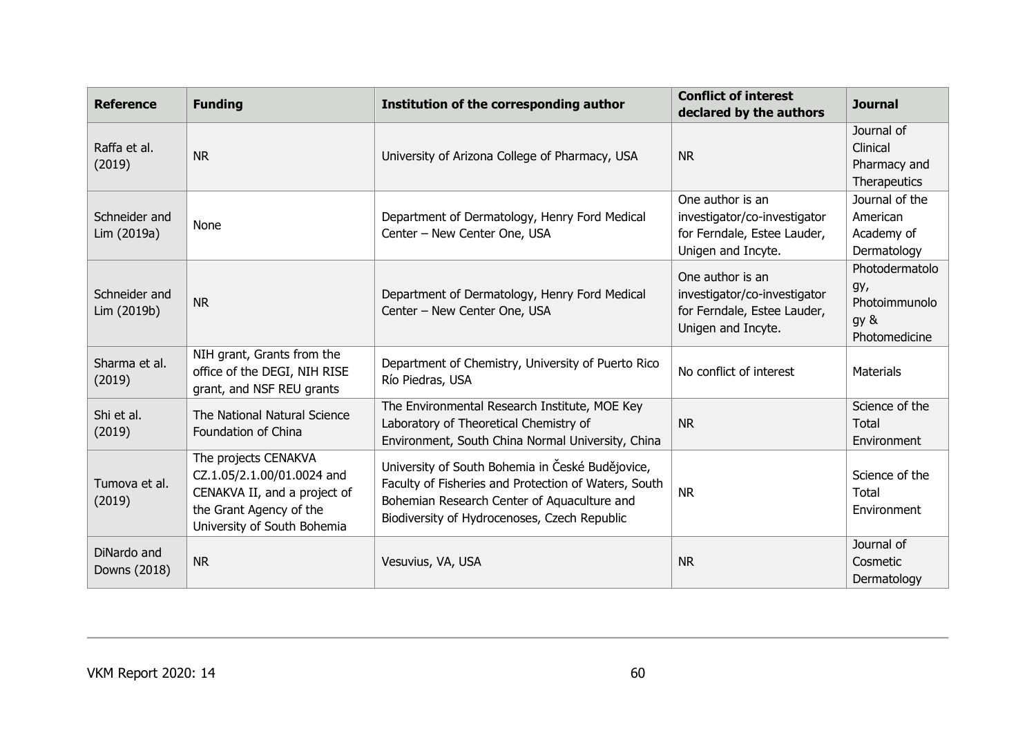| Reference | Funding | Institution of the corresponding author | Conflict of interest declared by the authors | Journal |
|---|---|---|---|---|
| Raffa et al. (2019) | NR | University of Arizona College of Pharmacy, USA | NR | Journal of Clinical Pharmacy and Therapeutics |
| Schneider and Lim (2019a) | None | Department of Dermatology, Henry Ford Medical Center – New Center One, USA | One author is an investigator/co-investigator for Ferndale, Estee Lauder, Unigen and Incyte. | Journal of the American Academy of Dermatology |
| Schneider and Lim (2019b) | NR | Department of Dermatology, Henry Ford Medical Center – New Center One, USA | One author is an investigator/co-investigator for Ferndale, Estee Lauder, Unigen and Incyte. | Photodermatology, Photoimmunology & Photomedicine |
| Sharma et al. (2019) | NIH grant, Grants from the office of the DEGI, NIH RISE grant, and NSF REU grants | Department of Chemistry, University of Puerto Rico Río Piedras, USA | No conflict of interest | Materials |
| Shi et al. (2019) | The National Natural Science Foundation of China | The Environmental Research Institute, MOE Key Laboratory of Theoretical Chemistry of Environment, South China Normal University, China | NR | Science of the Total Environment |
| Tumova et al. (2019) | The projects CENAKVA CZ.1.05/2.1.00/01.0024 and CENAKVA II, and a project of the Grant Agency of the University of South Bohemia | University of South Bohemia in České Budějovice, Faculty of Fisheries and Protection of Waters, South Bohemian Research Center of Aquaculture and Biodiversity of Hydrocenoses, Czech Republic | NR | Science of the Total Environment |
| DiNardo and Downs (2018) | NR | Vesuvius, VA, USA | NR | Journal of Cosmetic Dermatology |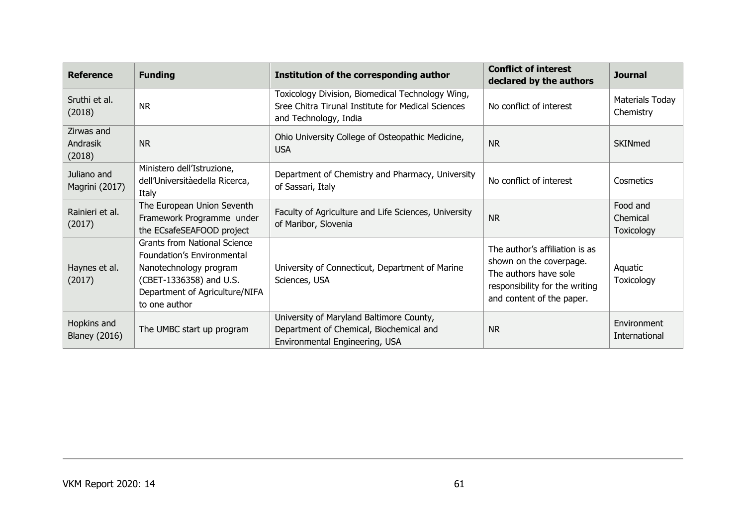| Reference | Funding | Institution of the corresponding author | Conflict of interest declared by the authors | Journal |
|---|---|---|---|---|
| Sruthi et al. (2018) | NR | Toxicology Division, Biomedical Technology Wing, Sree Chitra Tirunal Institute for Medical Sciences and Technology, India | No conflict of interest | Materials Today Chemistry |
| Zirwas and Andrasik (2018) | NR | Ohio University College of Osteopathic Medicine, USA | NR | SKINmed |
| Juliano and Magrini (2017) | Ministero dell'Istruzione, dell'Universitàedella Ricerca, Italy | Department of Chemistry and Pharmacy, University of Sassari, Italy | No conflict of interest | Cosmetics |
| Rainieri et al. (2017) | The European Union Seventh Framework Programme under the ECsafeSEAFOOD project | Faculty of Agriculture and Life Sciences, University of Maribor, Slovenia | NR | Food and Chemical Toxicology |
| Haynes et al. (2017) | Grants from National Science Foundation's Environmental Nanotechnology program (CBET-1336358) and U.S. Department of Agriculture/NIFA to one author | University of Connecticut, Department of Marine Sciences, USA | The author's affiliation is as shown on the coverpage. The authors have sole responsibility for the writing and content of the paper. | Aquatic Toxicology |
| Hopkins and Blaney (2016) | The UMBC start up program | University of Maryland Baltimore County, Department of Chemical, Biochemical and Environmental Engineering, USA | NR | Environment International |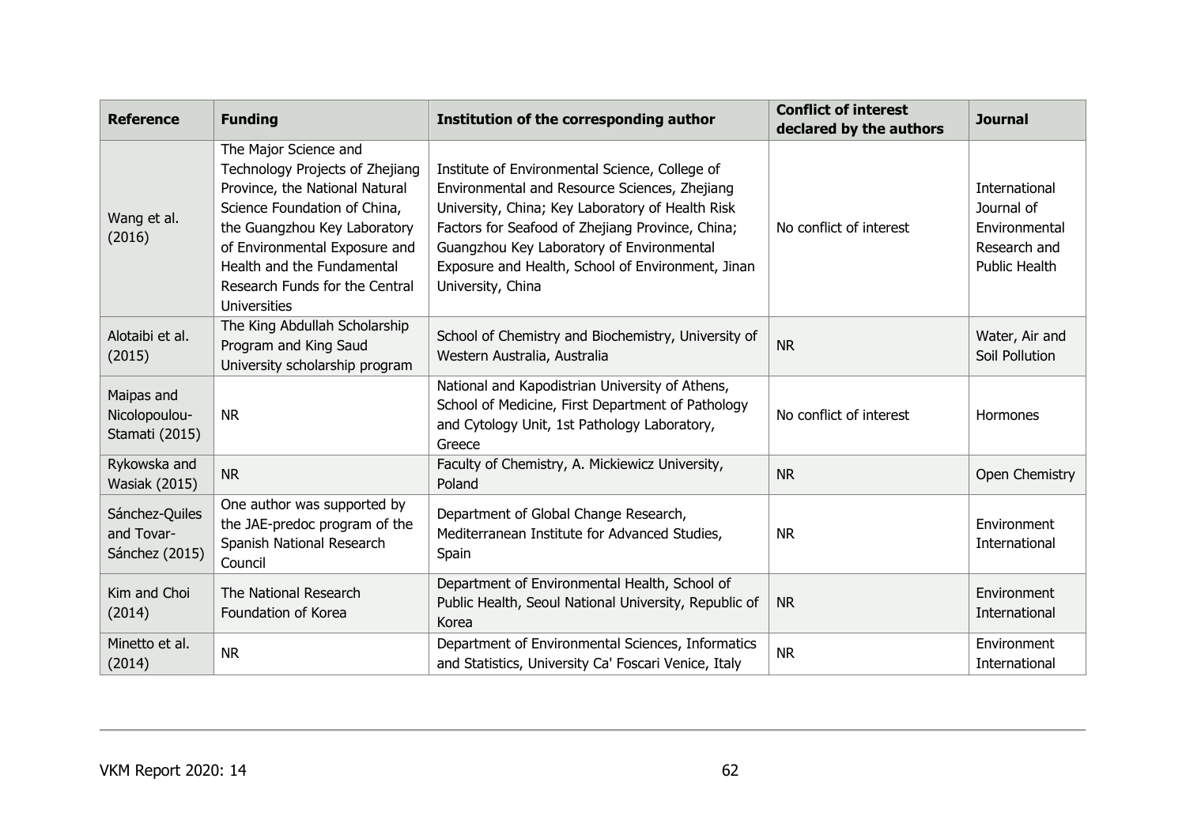| Reference | Funding | Institution of the corresponding author | Conflict of interest declared by the authors | Journal |
| --- | --- | --- | --- | --- |
| Wang et al. (2016) | The Major Science and Technology Projects of Zhejiang Province, the National Natural Science Foundation of China, the Guangzhou Key Laboratory of Environmental Exposure and Health and the Fundamental Research Funds for the Central Universities | Institute of Environmental Science, College of Environmental and Resource Sciences, Zhejiang University, China; Key Laboratory of Health Risk Factors for Seafood of Zhejiang Province, China; Guangzhou Key Laboratory of Environmental Exposure and Health, School of Environment, Jinan University, China | No conflict of interest | International Journal of Environmental Research and Public Health |
| Alotaibi et al. (2015) | The King Abdullah Scholarship Program and King Saud University scholarship program | School of Chemistry and Biochemistry, University of Western Australia, Australia | NR | Water, Air and Soil Pollution |
| Maipas and Nicolopoulou-Stamati (2015) | NR | National and Kapodistrian University of Athens, School of Medicine, First Department of Pathology and Cytology Unit, 1st Pathology Laboratory, Greece | No conflict of interest | Hormones |
| Rykowska and Wasiak (2015) | NR | Faculty of Chemistry, A. Mickiewicz University, Poland | NR | Open Chemistry |
| Sánchez-Quiles and Tovar-Sánchez (2015) | One author was supported by the JAE-predoc program of the Spanish National Research Council | Department of Global Change Research, Mediterranean Institute for Advanced Studies, Spain | NR | Environment International |
| Kim and Choi (2014) | The National Research Foundation of Korea | Department of Environmental Health, School of Public Health, Seoul National University, Republic of Korea | NR | Environment International |
| Minetto et al. (2014) | NR | Department of Environmental Sciences, Informatics and Statistics, University Ca' Foscari Venice, Italy | NR | Environment International |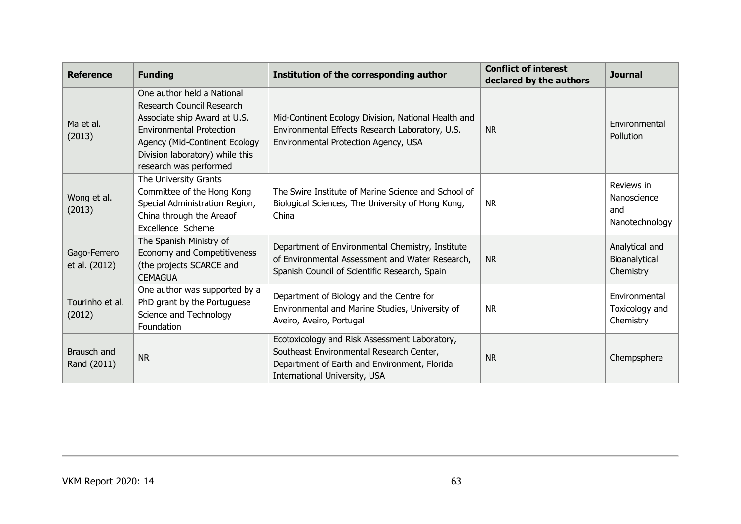| Reference | Funding | Institution of the corresponding author | Conflict of interest declared by the authors | Journal |
|---|---|---|---|---|
| Ma et al. (2013) | One author held a National Research Council Research Associate ship Award at U.S. Environmental Protection Agency (Mid-Continent Ecology Division laboratory) while this research was performed | Mid-Continent Ecology Division, National Health and Environmental Effects Research Laboratory, U.S. Environmental Protection Agency, USA | NR | Environmental Pollution |
| Wong et al. (2013) | The University Grants Committee of the Hong Kong Special Administration Region, China through the Areaof Excellence Scheme | The Swire Institute of Marine Science and School of Biological Sciences, The University of Hong Kong, China | NR | Reviews in Nanoscience and Nanotechnology |
| Gago-Ferrero et al. (2012) | The Spanish Ministry of Economy and Competitiveness (the projects SCARCE and CEMAGUA | Department of Environmental Chemistry, Institute of Environmental Assessment and Water Research, Spanish Council of Scientific Research, Spain | NR | Analytical and Bioanalytical Chemistry |
| Tourinho et al. (2012) | One author was supported by a PhD grant by the Portuguese Science and Technology Foundation | Department of Biology and the Centre for Environmental and Marine Studies, University of Aveiro, Aveiro, Portugal | NR | Environmental Toxicology and Chemistry |
| Brausch and Rand (2011) | NR | Ecotoxicology and Risk Assessment Laboratory, Southeast Environmental Research Center, Department of Earth and Environment, Florida International University, USA | NR | Chempsphere |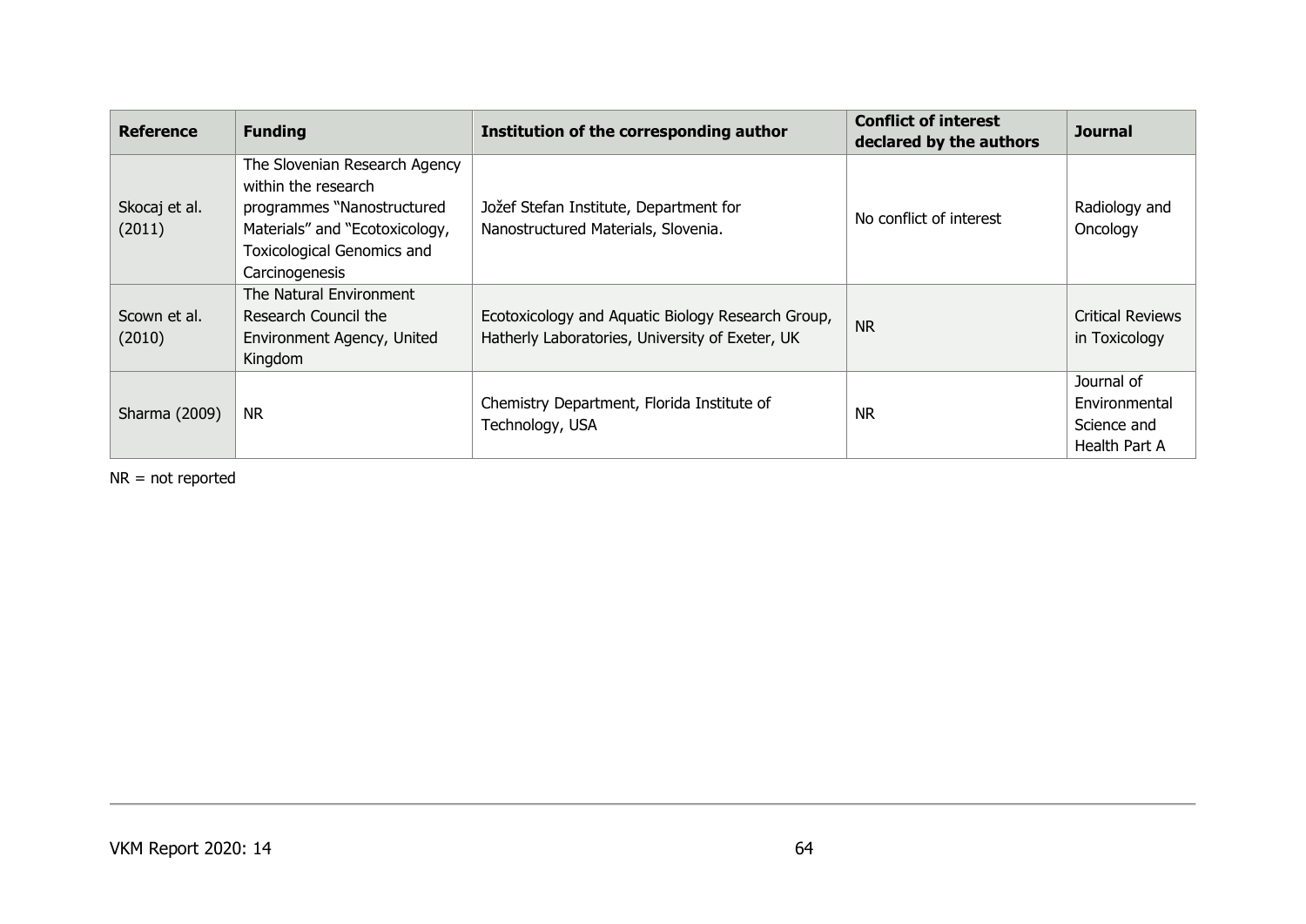| Reference | Funding | Institution of the corresponding author | Conflict of interest declared by the authors | Journal |
|---|---|---|---|---|
| Skocaj et al. (2011) | The Slovenian Research Agency within the research programmes "Nanostructured Materials" and "Ecotoxicology, Toxicological Genomics and Carcinogenesis | Jožef Stefan Institute, Department for Nanostructured Materials, Slovenia. | No conflict of interest | Radiology and Oncology |
| Scown et al. (2010) | The Natural Environment Research Council the Environment Agency, United Kingdom | Ecotoxicology and Aquatic Biology Research Group, Hatherly Laboratories, University of Exeter, UK | NR | Critical Reviews in Toxicology |
| Sharma (2009) | NR | Chemistry Department, Florida Institute of Technology, USA | NR | Journal of Environmental Science and Health Part A |

NR = not reported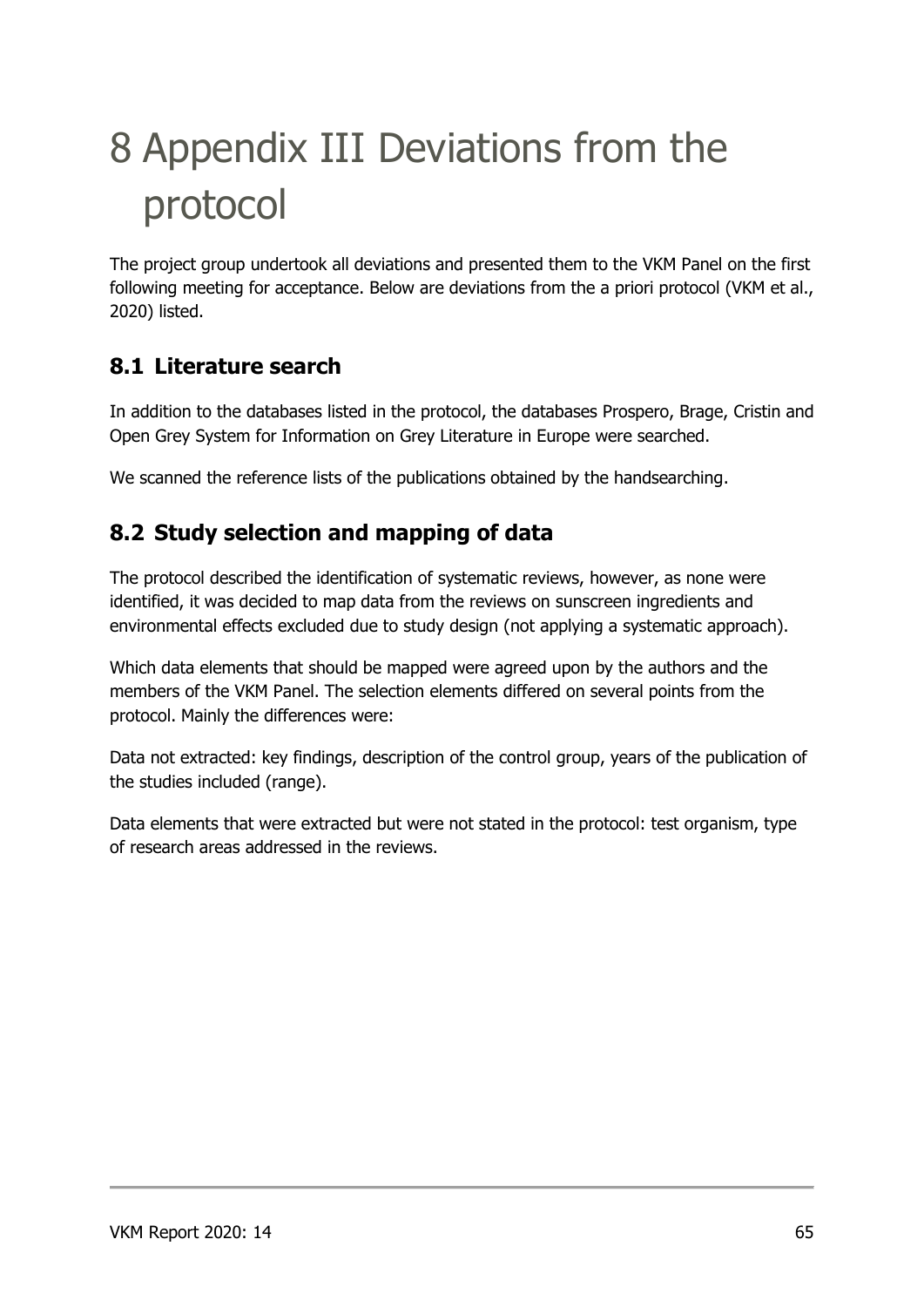# 8 Appendix III Deviations from the protocol

The project group undertook all deviations and presented them to the VKM Panel on the first following meeting for acceptance. Below are deviations from the a priori protocol (VKM et al., 2020) listed.

## 8.1 Literature search

In addition to the databases listed in the protocol, the databases Prospero, Brage, Cristin and Open Grey System for Information on Grey Literature in Europe were searched.

We scanned the reference lists of the publications obtained by the handsearching.

## 8.2 Study selection and mapping of data

The protocol described the identification of systematic reviews, however, as none were identified, it was decided to map data from the reviews on sunscreen ingredients and environmental effects excluded due to study design (not applying a systematic approach).

Which data elements that should be mapped were agreed upon by the authors and the members of the VKM Panel. The selection elements differed on several points from the protocol. Mainly the differences were:

Data not extracted: key findings, description of the control group, years of the publication of the studies included (range).

Data elements that were extracted but were not stated in the protocol: test organism, type of research areas addressed in the reviews.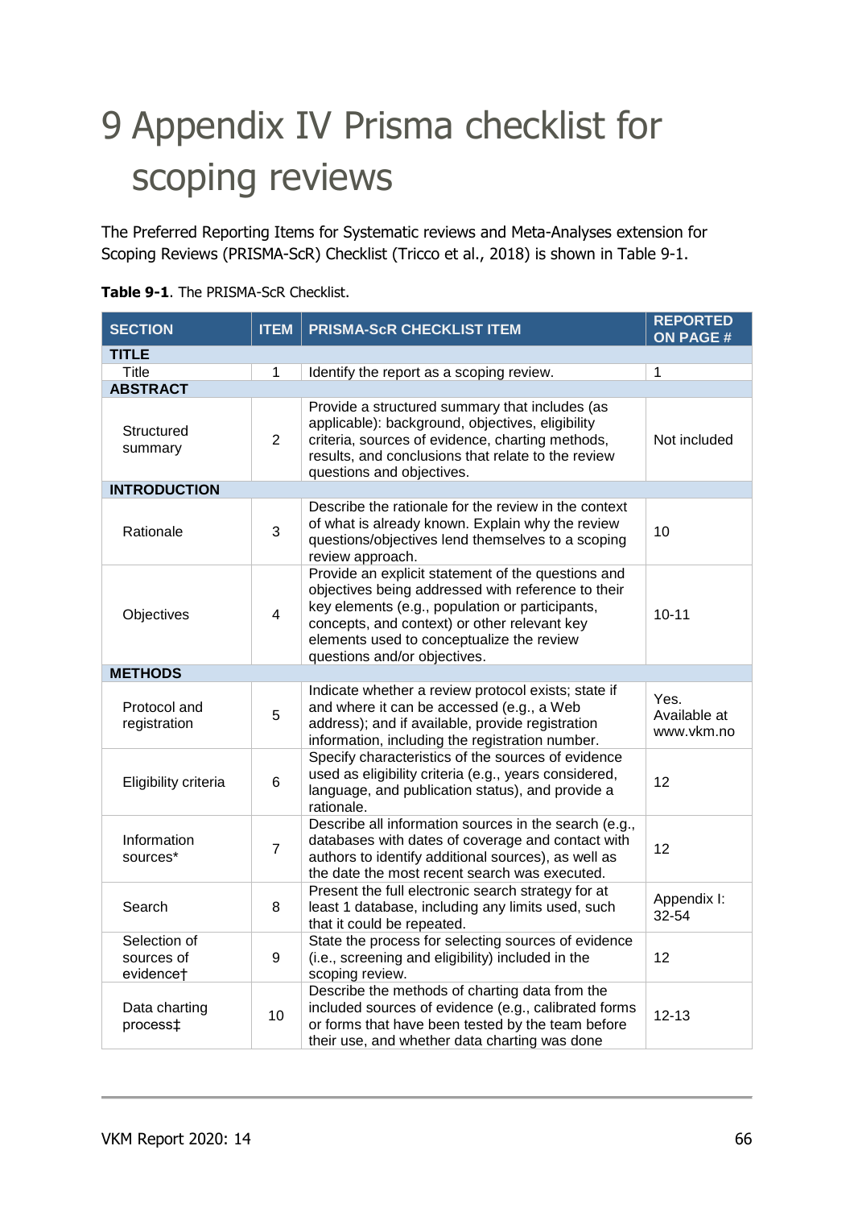# 9 Appendix IV Prisma checklist for scoping reviews

The Preferred Reporting Items for Systematic reviews and Meta-Analyses extension for Scoping Reviews (PRISMA-ScR) Checklist (Tricco et al., 2018) is shown in Table 9-1.

**Table 9-1**. The PRISMA-ScR Checklist.

| SECTION | ITEM | PRISMA-ScR CHECKLIST ITEM | REPORTED ON PAGE # |
|---|---|---|---|
| **TITLE** | | | |
| Title | 1 | Identify the report as a scoping review. | 1 |
| **ABSTRACT** | | | |
| Structured summary | 2 | Provide a structured summary that includes (as applicable): background, objectives, eligibility criteria, sources of evidence, charting methods, results, and conclusions that relate to the review questions and objectives. | Not included |
| **INTRODUCTION** | | | |
| Rationale | 3 | Describe the rationale for the review in the context of what is already known. Explain why the review questions/objectives lend themselves to a scoping review approach. | 10 |
| Objectives | 4 | Provide an explicit statement of the questions and objectives being addressed with reference to their key elements (e.g., population or participants, concepts, and context) or other relevant key elements used to conceptualize the review questions and/or objectives. | 10-11 |
| **METHODS** | | | |
| Protocol and registration | 5 | Indicate whether a review protocol exists; state if and where it can be accessed (e.g., a Web address); and if available, provide registration information, including the registration number. | Yes. Available at www.vkm.no |
| Eligibility criteria | 6 | Specify characteristics of the sources of evidence used as eligibility criteria (e.g., years considered, language, and publication status), and provide a rationale. | 12 |
| Information sources* | 7 | Describe all information sources in the search (e.g., databases with dates of coverage and contact with authors to identify additional sources), as well as the date the most recent search was executed. | 12 |
| Search | 8 | Present the full electronic search strategy for at least 1 database, including any limits used, such that it could be repeated. | Appendix I: 32-54 |
| Selection of sources of evidence† | 9 | State the process for selecting sources of evidence (i.e., screening and eligibility) included in the scoping review. | 12 |
| Data charting process‡ | 10 | Describe the methods of charting data from the included sources of evidence (e.g., calibrated forms or forms that have been tested by the team before their use, and whether data charting was done | 12-13 |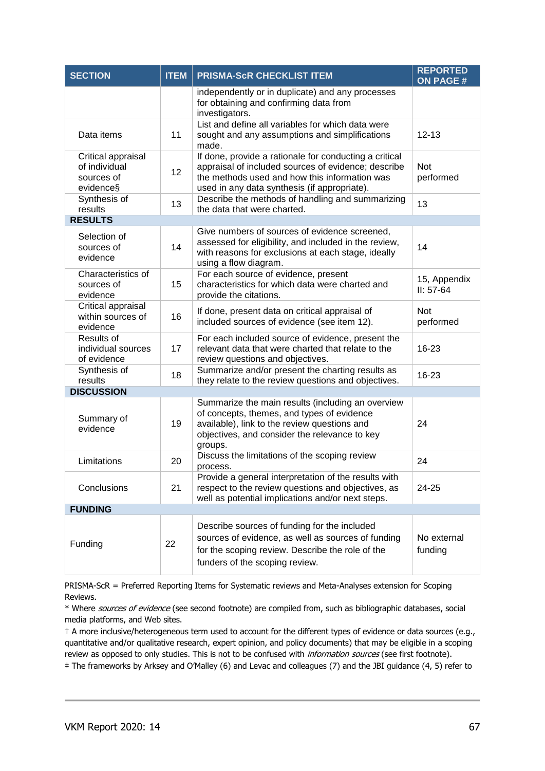| SECTION | ITEM | PRISMA-ScR CHECKLIST ITEM | REPORTED ON PAGE # |
|---|---|---|---|
| | | independently or in duplicate) and any processes for obtaining and confirming data from investigators. | |
| Data items | 11 | List and define all variables for which data were sought and any assumptions and simplifications made. | 12-13 |
| Critical appraisal of individual sources of evidence§ | 12 | If done, provide a rationale for conducting a critical appraisal of included sources of evidence; describe the methods used and how this information was used in any data synthesis (if appropriate). | Not performed |
| Synthesis of results | 13 | Describe the methods of handling and summarizing the data that were charted. | 13 |
| **RESULTS** | | | |
| Selection of sources of evidence | 14 | Give numbers of sources of evidence screened, assessed for eligibility, and included in the review, with reasons for exclusions at each stage, ideally using a flow diagram. | 14 |
| Characteristics of sources of evidence | 15 | For each source of evidence, present characteristics for which data were charted and provide the citations. | 15, Appendix II: 57-64 |
| Critical appraisal within sources of evidence | 16 | If done, present data on critical appraisal of included sources of evidence (see item 12). | Not performed |
| Results of individual sources of evidence | 17 | For each included source of evidence, present the relevant data that were charted that relate to the review questions and objectives. | 16-23 |
| Synthesis of results | 18 | Summarize and/or present the charting results as they relate to the review questions and objectives. | 16-23 |
| **DISCUSSION** | | | |
| Summary of evidence | 19 | Summarize the main results (including an overview of concepts, themes, and types of evidence available), link to the review questions and objectives, and consider the relevance to key groups. | 24 |
| Limitations | 20 | Discuss the limitations of the scoping review process. | 24 |
| Conclusions | 21 | Provide a general interpretation of the results with respect to the review questions and objectives, as well as potential implications and/or next steps. | 24-25 |
| **FUNDING** | | | |
| Funding | 22 | Describe sources of funding for the included sources of evidence, as well as sources of funding for the scoping review. Describe the role of the funders of the scoping review. | No external funding |

PRISMA-ScR = Preferred Reporting Items for Systematic reviews and Meta-Analyses extension for Scoping Reviews.

\* Where *sources of evidence* (see second footnote) are compiled from, such as bibliographic databases, social media platforms, and Web sites.

† A more inclusive/heterogeneous term used to account for the different types of evidence or data sources (e.g., quantitative and/or qualitative research, expert opinion, and policy documents) that may be eligible in a scoping review as opposed to only studies. This is not to be confused with *information sources* (see first footnote).

‡ The frameworks by Arksey and O'Malley (6) and Levac and colleagues (7) and the JBI guidance (4, 5) refer to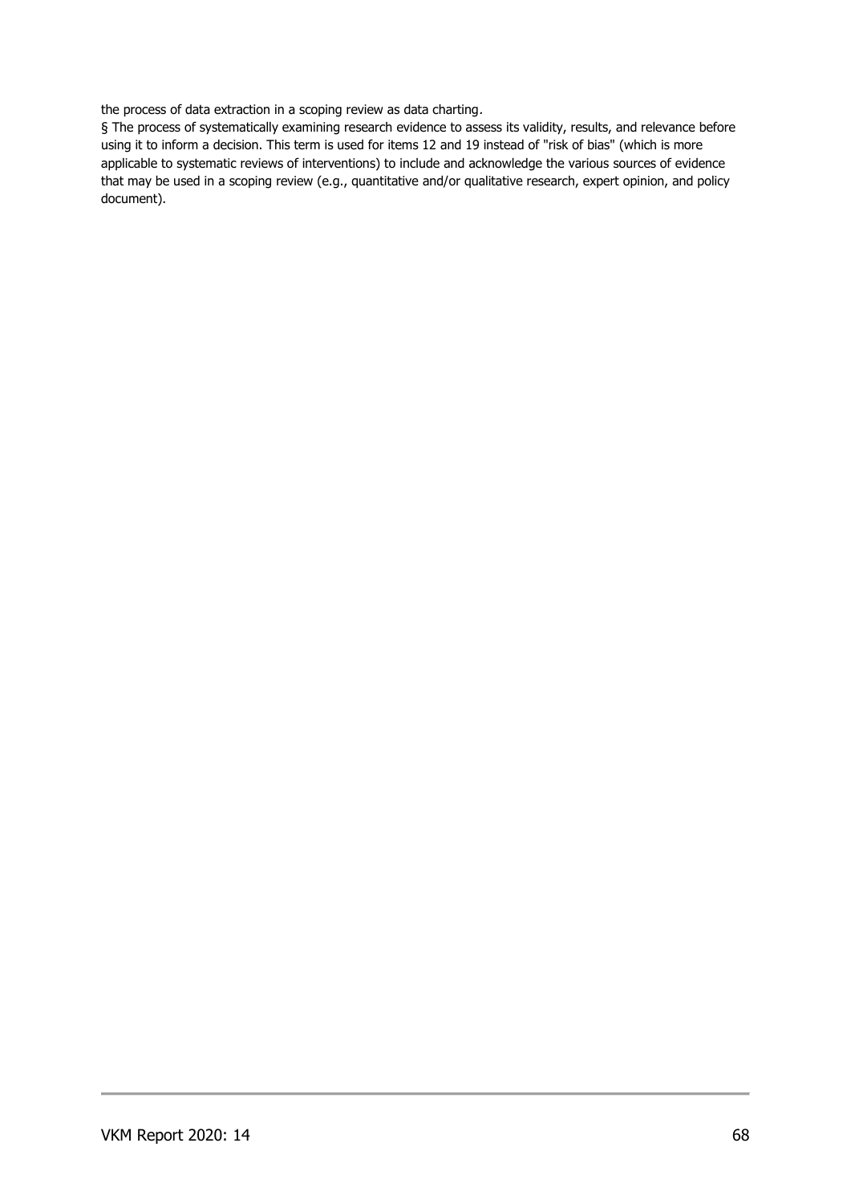the process of data extraction in a scoping review as data charting.

§ The process of systematically examining research evidence to assess its validity, results, and relevance before using it to inform a decision. This term is used for items 12 and 19 instead of "risk of bias" (which is more applicable to systematic reviews of interventions) to include and acknowledge the various sources of evidence that may be used in a scoping review (e.g., quantitative and/or qualitative research, expert opinion, and policy document).